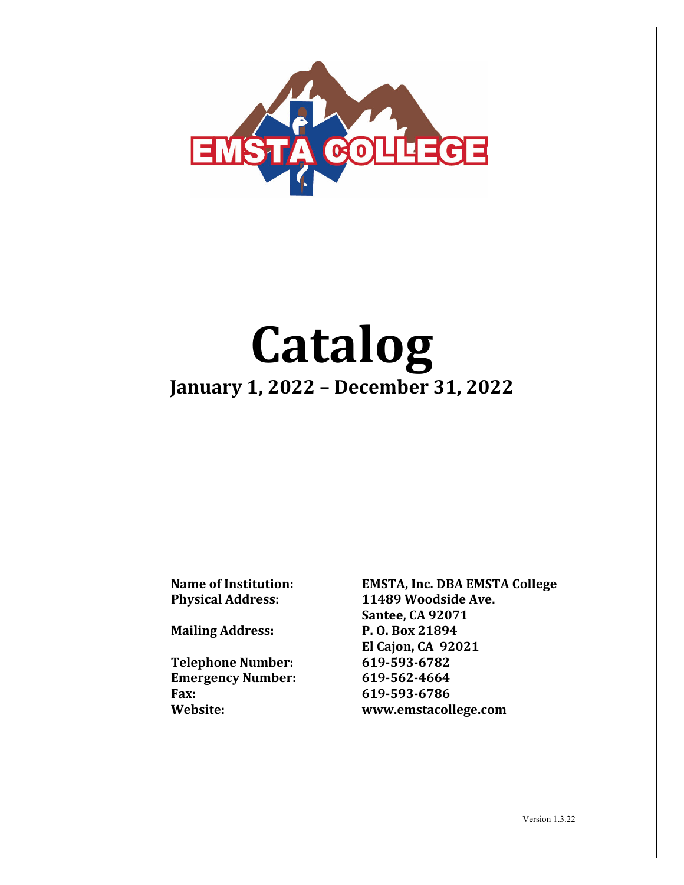EMSTA COLLEGE

# Catalog

## January 1, 2022 – December 31, 2022

| | |
|---|---|
| **Name of Institution:** | **EMSTA, Inc. DBA EMSTA College** |
| **Physical Address:** | **11489 Woodside Ave.** |
| | **Santee, CA 92071** |
| **Mailing Address:** | **P. O. Box 21894** |
| | **El Cajon, CA 92021** |
| **Telephone Number:** | **619-593-6782** |
| **Emergency Number:** | **619-562-4664** |
| **Fax:** | **619-593-6786** |
| **Website:** | **www.emstacollege.com** |

Version 1.3.22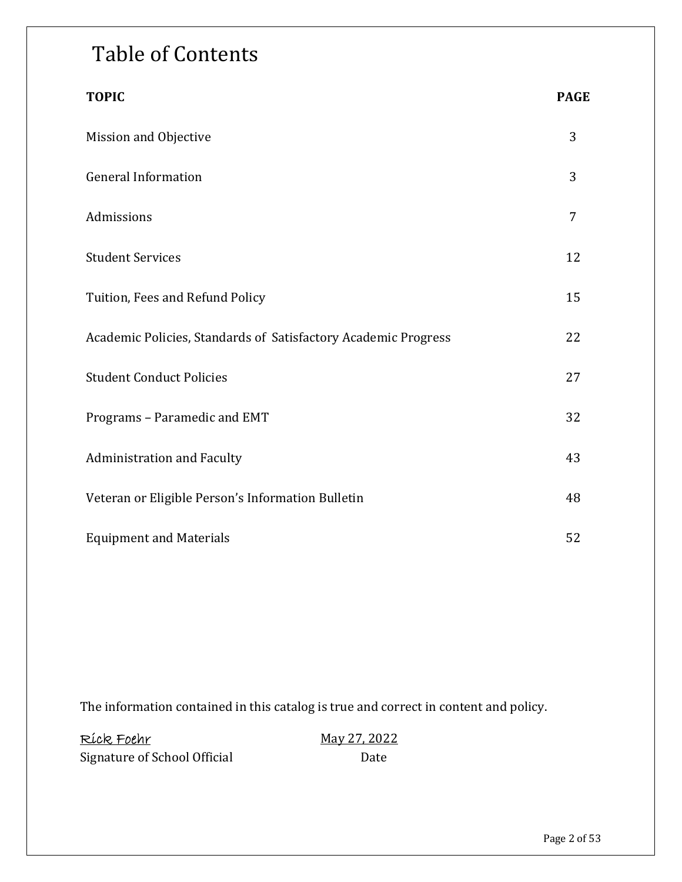# Table of Contents

| TOPIC | PAGE |
|---|---|
| Mission and Objective | 3 |
| General Information | 3 |
| Admissions | 7 |
| Student Services | 12 |
| Tuition, Fees and Refund Policy | 15 |
| Academic Policies, Standards of Satisfactory Academic Progress | 22 |
| Student Conduct Policies | 27 |
| Programs – Paramedic and EMT | 32 |
| Administration and Faculty | 43 |
| Veteran or Eligible Person's Information Bulletin | 48 |
| Equipment and Materials | 52 |

The information contained in this catalog is true and correct in content and policy.

Rick Foehr
Signature of School Official

May 27, 2022
Date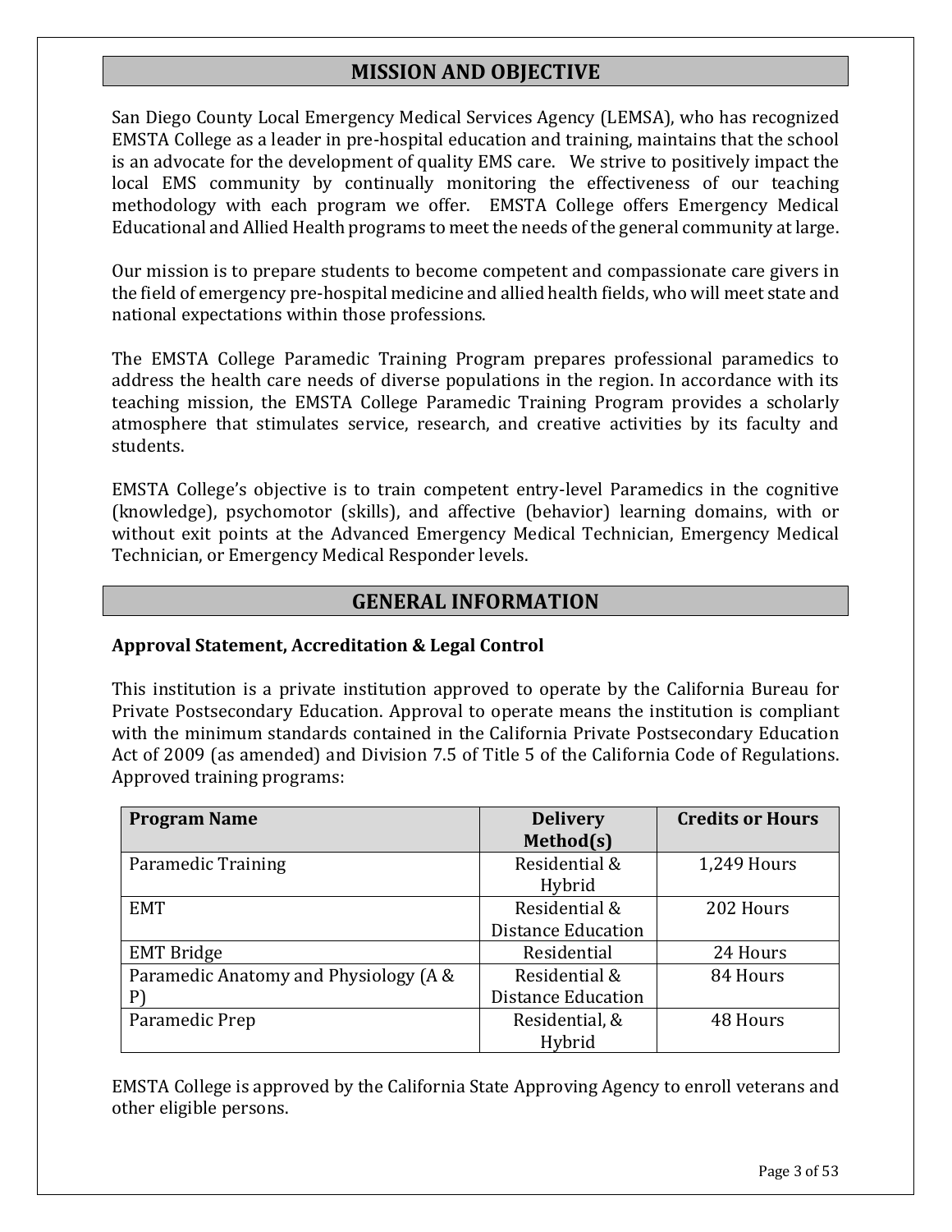## MISSION AND OBJECTIVE

San Diego County Local Emergency Medical Services Agency (LEMSA), who has recognized EMSTA College as a leader in pre-hospital education and training, maintains that the school is an advocate for the development of quality EMS care. We strive to positively impact the local EMS community by continually monitoring the effectiveness of our teaching methodology with each program we offer. EMSTA College offers Emergency Medical Educational and Allied Health programs to meet the needs of the general community at large.

Our mission is to prepare students to become competent and compassionate care givers in the field of emergency pre-hospital medicine and allied health fields, who will meet state and national expectations within those professions.

The EMSTA College Paramedic Training Program prepares professional paramedics to address the health care needs of diverse populations in the region. In accordance with its teaching mission, the EMSTA College Paramedic Training Program provides a scholarly atmosphere that stimulates service, research, and creative activities by its faculty and students.

EMSTA College's objective is to train competent entry-level Paramedics in the cognitive (knowledge), psychomotor (skills), and affective (behavior) learning domains, with or without exit points at the Advanced Emergency Medical Technician, Emergency Medical Technician, or Emergency Medical Responder levels.

## GENERAL INFORMATION

### Approval Statement, Accreditation & Legal Control

This institution is a private institution approved to operate by the California Bureau for Private Postsecondary Education. Approval to operate means the institution is compliant with the minimum standards contained in the California Private Postsecondary Education Act of 2009 (as amended) and Division 7.5 of Title 5 of the California Code of Regulations. Approved training programs:

| Program Name | Delivery Method(s) | Credits or Hours |
|---|---|---|
| Paramedic Training | Residential & Hybrid | 1,249 Hours |
| EMT | Residential & Distance Education | 202 Hours |
| EMT Bridge | Residential | 24 Hours |
| Paramedic Anatomy and Physiology (A & P) | Residential & Distance Education | 84 Hours |
| Paramedic Prep | Residential, & Hybrid | 48 Hours |

EMSTA College is approved by the California State Approving Agency to enroll veterans and other eligible persons.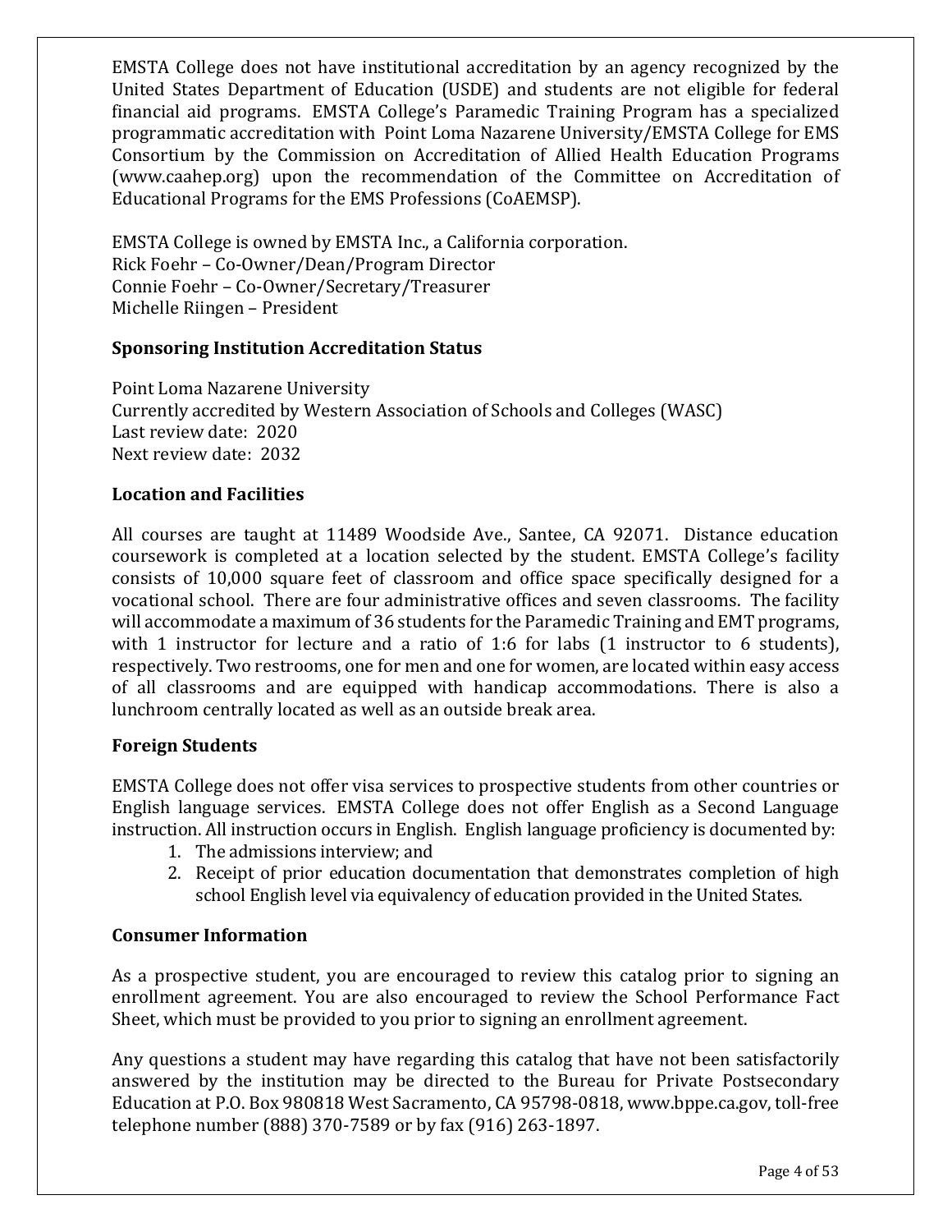EMSTA College does not have institutional accreditation by an agency recognized by the United States Department of Education (USDE) and students are not eligible for federal financial aid programs. EMSTA College's Paramedic Training Program has a specialized programmatic accreditation with Point Loma Nazarene University/EMSTA College for EMS Consortium by the Commission on Accreditation of Allied Health Education Programs (www.caahep.org) upon the recommendation of the Committee on Accreditation of Educational Programs for the EMS Professions (CoAEMSP).

EMSTA College is owned by EMSTA Inc., a California corporation.
Rick Foehr – Co-Owner/Dean/Program Director
Connie Foehr – Co-Owner/Secretary/Treasurer
Michelle Riingen – President

### Sponsoring Institution Accreditation Status

Point Loma Nazarene University
Currently accredited by Western Association of Schools and Colleges (WASC)
Last review date: 2020
Next review date: 2032

### Location and Facilities

All courses are taught at 11489 Woodside Ave., Santee, CA 92071. Distance education coursework is completed at a location selected by the student. EMSTA College's facility consists of 10,000 square feet of classroom and office space specifically designed for a vocational school. There are four administrative offices and seven classrooms. The facility will accommodate a maximum of 36 students for the Paramedic Training and EMT programs, with 1 instructor for lecture and a ratio of 1:6 for labs (1 instructor to 6 students), respectively. Two restrooms, one for men and one for women, are located within easy access of all classrooms and are equipped with handicap accommodations. There is also a lunchroom centrally located as well as an outside break area.

### Foreign Students

EMSTA College does not offer visa services to prospective students from other countries or English language services. EMSTA College does not offer English as a Second Language instruction. All instruction occurs in English. English language proficiency is documented by:

1. The admissions interview; and
2. Receipt of prior education documentation that demonstrates completion of high school English level via equivalency of education provided in the United States.

### Consumer Information

As a prospective student, you are encouraged to review this catalog prior to signing an enrollment agreement. You are also encouraged to review the School Performance Fact Sheet, which must be provided to you prior to signing an enrollment agreement.

Any questions a student may have regarding this catalog that have not been satisfactorily answered by the institution may be directed to the Bureau for Private Postsecondary Education at P.O. Box 980818 West Sacramento, CA 95798-0818, www.bppe.ca.gov, toll-free telephone number (888) 370-7589 or by fax (916) 263-1897.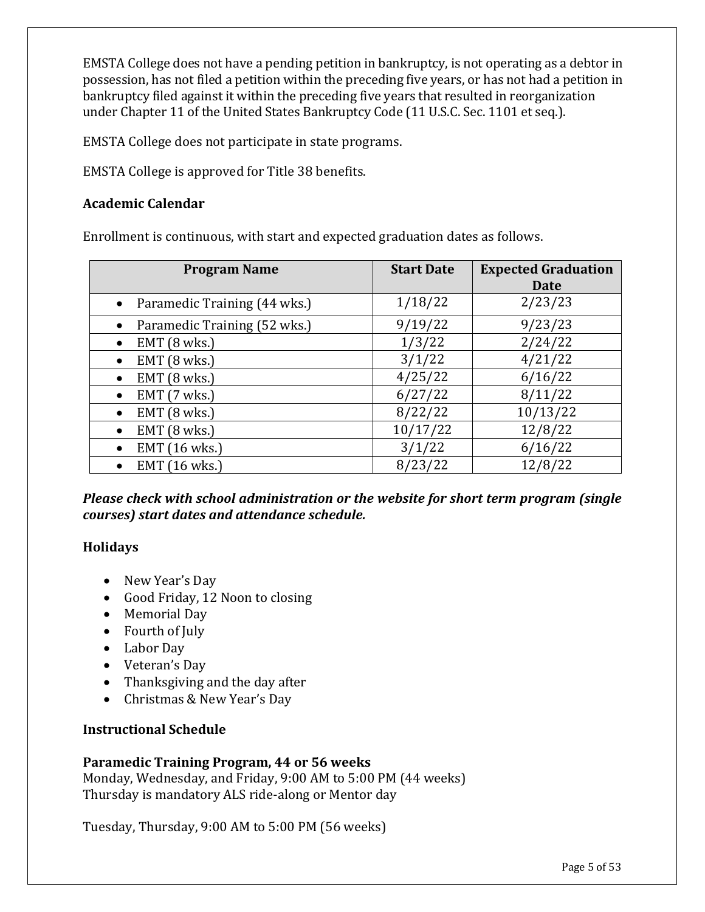EMSTA College does not have a pending petition in bankruptcy, is not operating as a debtor in possession, has not filed a petition within the preceding five years, or has not had a petition in bankruptcy filed against it within the preceding five years that resulted in reorganization under Chapter 11 of the United States Bankruptcy Code (11 U.S.C. Sec. 1101 et seq.).

EMSTA College does not participate in state programs.

EMSTA College is approved for Title 38 benefits.

### Academic Calendar

Enrollment is continuous, with start and expected graduation dates as follows.

| Program Name | Start Date | Expected Graduation Date |
|---|---|---|
| • Paramedic Training (44 wks.) | 1/18/22 | 2/23/23 |
| • Paramedic Training (52 wks.) | 9/19/22 | 9/23/23 |
| • EMT (8 wks.) | 1/3/22 | 2/24/22 |
| • EMT (8 wks.) | 3/1/22 | 4/21/22 |
| • EMT (8 wks.) | 4/25/22 | 6/16/22 |
| • EMT (7 wks.) | 6/27/22 | 8/11/22 |
| • EMT (8 wks.) | 8/22/22 | 10/13/22 |
| • EMT (8 wks.) | 10/17/22 | 12/8/22 |
| • EMT (16 wks.) | 3/1/22 | 6/16/22 |
| • EMT (16 wks.) | 8/23/22 | 12/8/22 |

***Please check with school administration or the website for short term program (single courses) start dates and attendance schedule.***

### Holidays

- New Year's Day
- Good Friday, 12 Noon to closing
- Memorial Day
- Fourth of July
- Labor Day
- Veteran's Day
- Thanksgiving and the day after
- Christmas & New Year's Day

### Instructional Schedule

**Paramedic Training Program, 44 or 56 weeks**
Monday, Wednesday, and Friday, 9:00 AM to 5:00 PM (44 weeks)
Thursday is mandatory ALS ride-along or Mentor day

Tuesday, Thursday, 9:00 AM to 5:00 PM (56 weeks)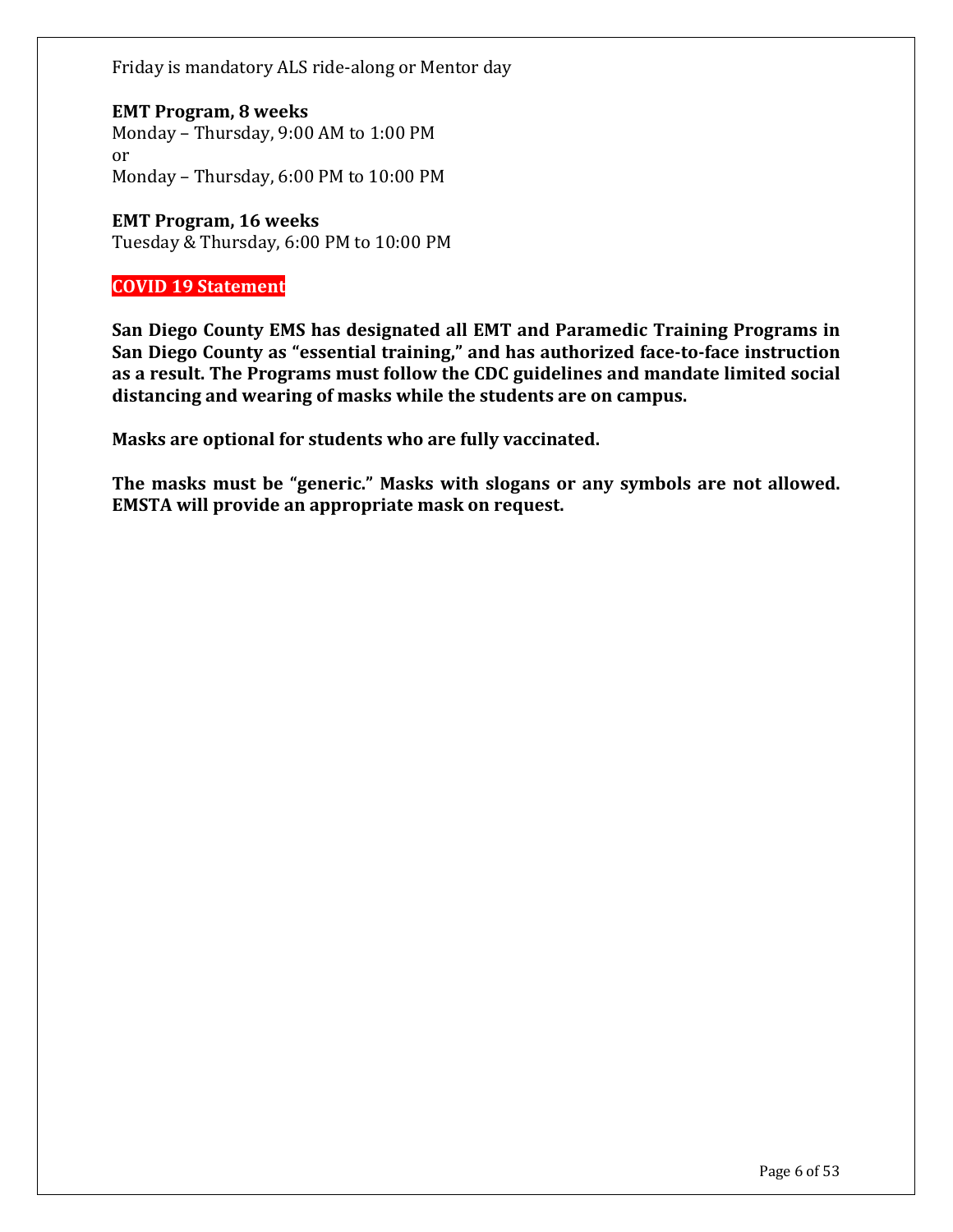Friday is mandatory ALS ride-along or Mentor day

**EMT Program, 8 weeks**
Monday – Thursday, 9:00 AM to 1:00 PM
or
Monday – Thursday, 6:00 PM to 10:00 PM

**EMT Program, 16 weeks**
Tuesday & Thursday, 6:00 PM to 10:00 PM

**COVID 19 Statement**

**San Diego County EMS has designated all EMT and Paramedic Training Programs in San Diego County as "essential training," and has authorized face-to-face instruction as a result. The Programs must follow the CDC guidelines and mandate limited social distancing and wearing of masks while the students are on campus.**

**Masks are optional for students who are fully vaccinated.**

**The masks must be "generic." Masks with slogans or any symbols are not allowed. EMSTA will provide an appropriate mask on request.**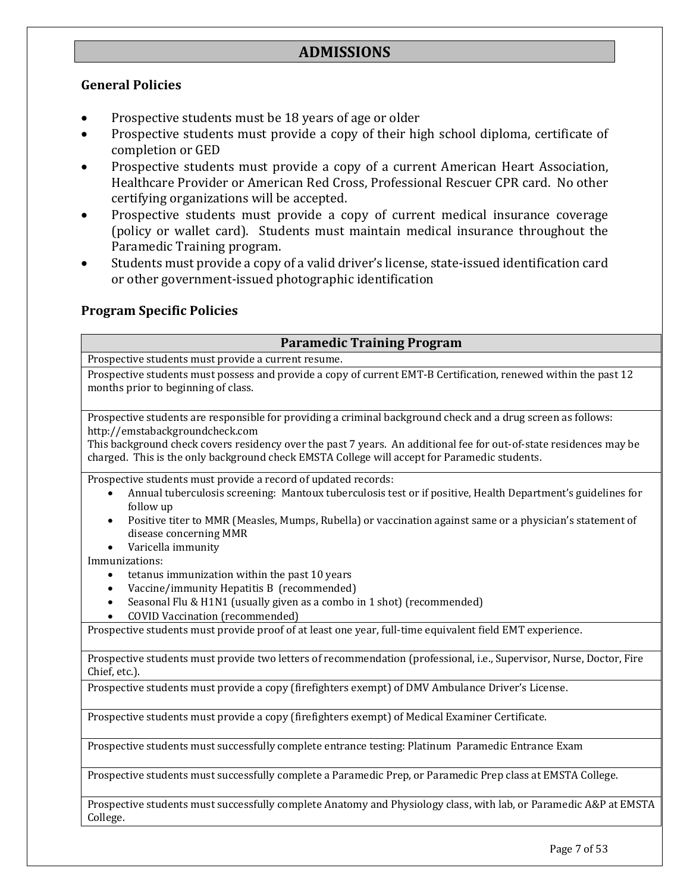# ADMISSIONS

## General Policies

- Prospective students must be 18 years of age or older
- Prospective students must provide a copy of their high school diploma, certificate of completion or GED
- Prospective students must provide a copy of a current American Heart Association, Healthcare Provider or American Red Cross, Professional Rescuer CPR card. No other certifying organizations will be accepted.
- Prospective students must provide a copy of current medical insurance coverage (policy or wallet card). Students must maintain medical insurance throughout the Paramedic Training program.
- Students must provide a copy of a valid driver's license, state-issued identification card or other government-issued photographic identification

## Program Specific Policies

| Paramedic Training Program |
|---|
| Prospective students must provide a current resume. |
| Prospective students must possess and provide a copy of current EMT-B Certification, renewed within the past 12 months prior to beginning of class. |
| Prospective students are responsible for providing a criminal background check and a drug screen as follows: http://emstabackgroundcheck.com<br>This background check covers residency over the past 7 years. An additional fee for out-of-state residences may be charged. This is the only background check EMSTA College will accept for Paramedic students. |
| Prospective students must provide a record of updated records:<br>• Annual tuberculosis screening: Mantoux tuberculosis test or if positive, Health Department's guidelines for follow up<br>• Positive titer to MMR (Measles, Mumps, Rubella) or vaccination against same or a physician's statement of disease concerning MMR<br>• Varicella immunity<br>Immunizations:<br>• tetanus immunization within the past 10 years<br>• Vaccine/immunity Hepatitis B (recommended)<br>• Seasonal Flu & H1N1 (usually given as a combo in 1 shot) (recommended)<br>• COVID Vaccination (recommended) |
| Prospective students must provide proof of at least one year, full-time equivalent field EMT experience. |
| Prospective students must provide two letters of recommendation (professional, i.e., Supervisor, Nurse, Doctor, Fire Chief, etc.). |
| Prospective students must provide a copy (firefighters exempt) of DMV Ambulance Driver's License. |
| Prospective students must provide a copy (firefighters exempt) of Medical Examiner Certificate. |
| Prospective students must successfully complete entrance testing: Platinum Paramedic Entrance Exam |
| Prospective students must successfully complete a Paramedic Prep, or Paramedic Prep class at EMSTA College. |
| Prospective students must successfully complete Anatomy and Physiology class, with lab, or Paramedic A&P at EMSTA College. |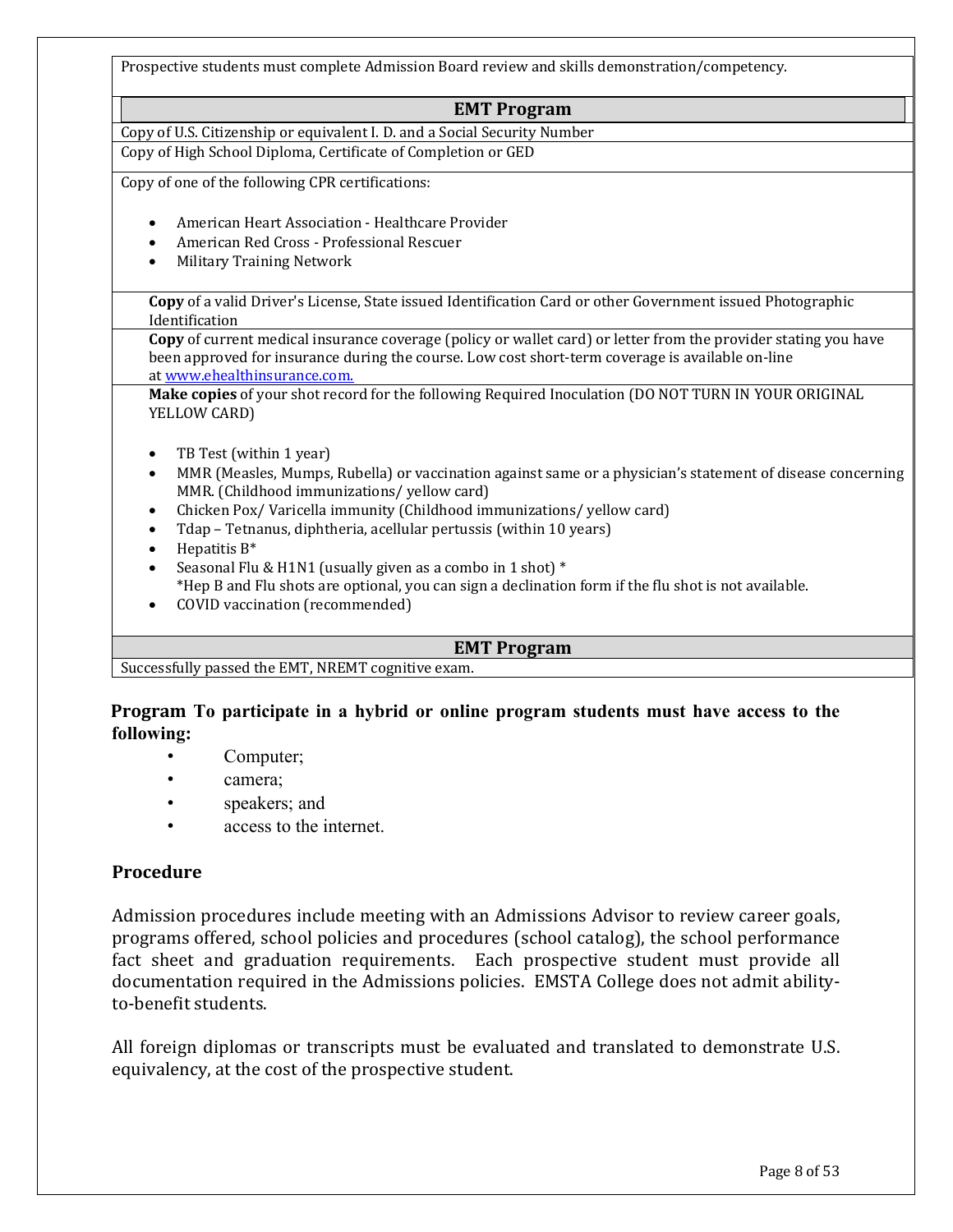Prospective students must complete Admission Board review and skills demonstration/competency.

| **EMT Program** |
| --- |
| Copy of U.S. Citizenship or equivalent I. D. and a Social Security Number |
| Copy of High School Diploma, Certificate of Completion or GED |
| Copy of one of the following CPR certifications:<br>• American Heart Association - Healthcare Provider<br>• American Red Cross - Professional Rescuer<br>• Military Training Network |
| **Copy** of a valid Driver's License, State issued Identification Card or other Government issued Photographic Identification |
| **Copy** of current medical insurance coverage (policy or wallet card) or letter from the provider stating you have been approved for insurance during the course. Low cost short-term coverage is available on-line at www.ehealthinsurance.com. |
| **Make copies** of your shot record for the following Required Inoculation (DO NOT TURN IN YOUR ORIGINAL YELLOW CARD)<br>• TB Test (within 1 year)<br>• MMR (Measles, Mumps, Rubella) or vaccination against same or a physician's statement of disease concerning MMR. (Childhood immunizations/ yellow card)<br>• Chicken Pox/ Varicella immunity (Childhood immunizations/ yellow card)<br>• Tdap – Tetnanus, diphtheria, acellular pertussis (within 10 years)<br>• Hepatitis B*<br>• Seasonal Flu & H1N1 (usually given as a combo in 1 shot) *<br>*Hep B and Flu shots are optional, you can sign a declination form if the flu shot is not available.<br>• COVID vaccination (recommended) |

| **EMT Program** |
| --- |
| Successfully passed the EMT, NREMT cognitive exam. |

**Program To participate in a hybrid or online program students must have access to the following:**

- Computer;
- camera;
- speakers; and
- access to the internet.

## Procedure

Admission procedures include meeting with an Admissions Advisor to review career goals, programs offered, school policies and procedures (school catalog), the school performance fact sheet and graduation requirements. Each prospective student must provide all documentation required in the Admissions policies. EMSTA College does not admit ability-to-benefit students.

All foreign diplomas or transcripts must be evaluated and translated to demonstrate U.S. equivalency, at the cost of the prospective student.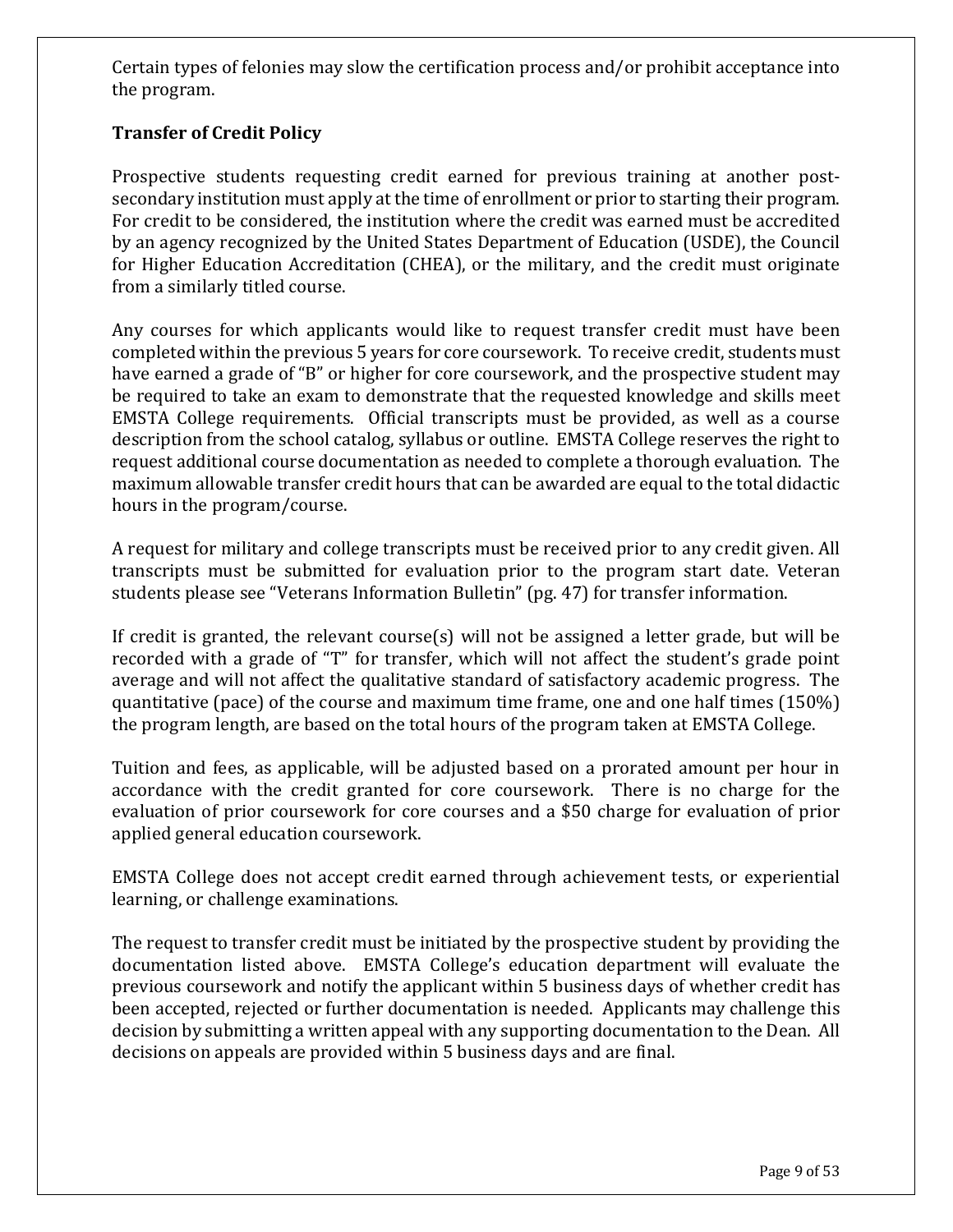Certain types of felonies may slow the certification process and/or prohibit acceptance into the program.

**Transfer of Credit Policy**

Prospective students requesting credit earned for previous training at another post-secondary institution must apply at the time of enrollment or prior to starting their program. For credit to be considered, the institution where the credit was earned must be accredited by an agency recognized by the United States Department of Education (USDE), the Council for Higher Education Accreditation (CHEA), or the military, and the credit must originate from a similarly titled course.

Any courses for which applicants would like to request transfer credit must have been completed within the previous 5 years for core coursework. To receive credit, students must have earned a grade of "B" or higher for core coursework, and the prospective student may be required to take an exam to demonstrate that the requested knowledge and skills meet EMSTA College requirements. Official transcripts must be provided, as well as a course description from the school catalog, syllabus or outline. EMSTA College reserves the right to request additional course documentation as needed to complete a thorough evaluation. The maximum allowable transfer credit hours that can be awarded are equal to the total didactic hours in the program/course.

A request for military and college transcripts must be received prior to any credit given. All transcripts must be submitted for evaluation prior to the program start date. Veteran students please see "Veterans Information Bulletin" (pg. 47) for transfer information.

If credit is granted, the relevant course(s) will not be assigned a letter grade, but will be recorded with a grade of "T" for transfer, which will not affect the student's grade point average and will not affect the qualitative standard of satisfactory academic progress. The quantitative (pace) of the course and maximum time frame, one and one half times (150%) the program length, are based on the total hours of the program taken at EMSTA College.

Tuition and fees, as applicable, will be adjusted based on a prorated amount per hour in accordance with the credit granted for core coursework. There is no charge for the evaluation of prior coursework for core courses and a $50 charge for evaluation of prior applied general education coursework.

EMSTA College does not accept credit earned through achievement tests, or experiential learning, or challenge examinations.

The request to transfer credit must be initiated by the prospective student by providing the documentation listed above. EMSTA College's education department will evaluate the previous coursework and notify the applicant within 5 business days of whether credit has been accepted, rejected or further documentation is needed. Applicants may challenge this decision by submitting a written appeal with any supporting documentation to the Dean. All decisions on appeals are provided within 5 business days and are final.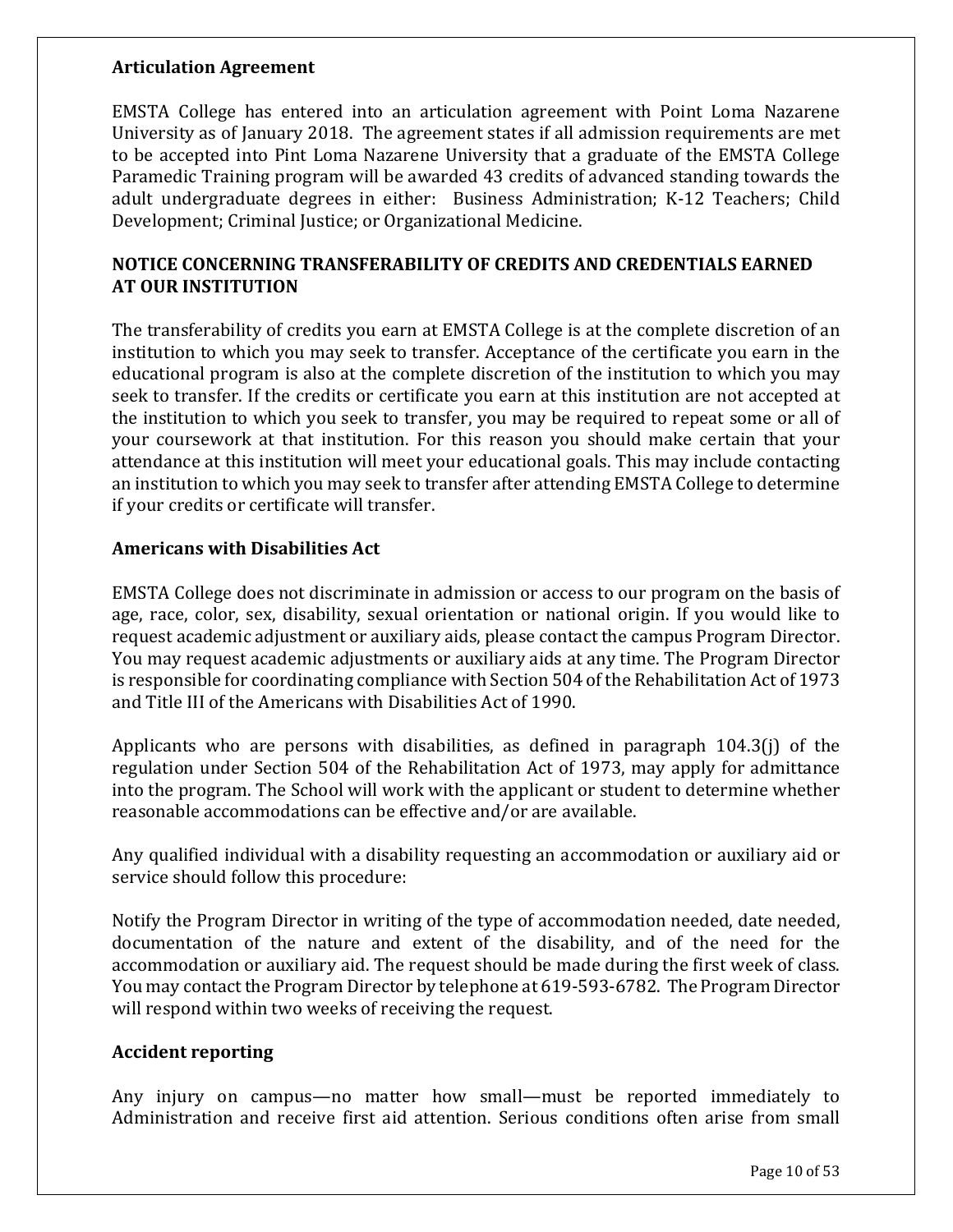### Articulation Agreement

EMSTA College has entered into an articulation agreement with Point Loma Nazarene University as of January 2018. The agreement states if all admission requirements are met to be accepted into Pint Loma Nazarene University that a graduate of the EMSTA College Paramedic Training program will be awarded 43 credits of advanced standing towards the adult undergraduate degrees in either: Business Administration; K-12 Teachers; Child Development; Criminal Justice; or Organizational Medicine.

### NOTICE CONCERNING TRANSFERABILITY OF CREDITS AND CREDENTIALS EARNED AT OUR INSTITUTION

The transferability of credits you earn at EMSTA College is at the complete discretion of an institution to which you may seek to transfer. Acceptance of the certificate you earn in the educational program is also at the complete discretion of the institution to which you may seek to transfer. If the credits or certificate you earn at this institution are not accepted at the institution to which you seek to transfer, you may be required to repeat some or all of your coursework at that institution. For this reason you should make certain that your attendance at this institution will meet your educational goals. This may include contacting an institution to which you may seek to transfer after attending EMSTA College to determine if your credits or certificate will transfer.

### Americans with Disabilities Act

EMSTA College does not discriminate in admission or access to our program on the basis of age, race, color, sex, disability, sexual orientation or national origin. If you would like to request academic adjustment or auxiliary aids, please contact the campus Program Director. You may request academic adjustments or auxiliary aids at any time. The Program Director is responsible for coordinating compliance with Section 504 of the Rehabilitation Act of 1973 and Title III of the Americans with Disabilities Act of 1990.

Applicants who are persons with disabilities, as defined in paragraph 104.3(j) of the regulation under Section 504 of the Rehabilitation Act of 1973, may apply for admittance into the program. The School will work with the applicant or student to determine whether reasonable accommodations can be effective and/or are available.

Any qualified individual with a disability requesting an accommodation or auxiliary aid or service should follow this procedure:

Notify the Program Director in writing of the type of accommodation needed, date needed, documentation of the nature and extent of the disability, and of the need for the accommodation or auxiliary aid. The request should be made during the first week of class. You may contact the Program Director by telephone at 619-593-6782. The Program Director will respond within two weeks of receiving the request.

### Accident reporting

Any injury on campus—no matter how small—must be reported immediately to Administration and receive first aid attention. Serious conditions often arise from small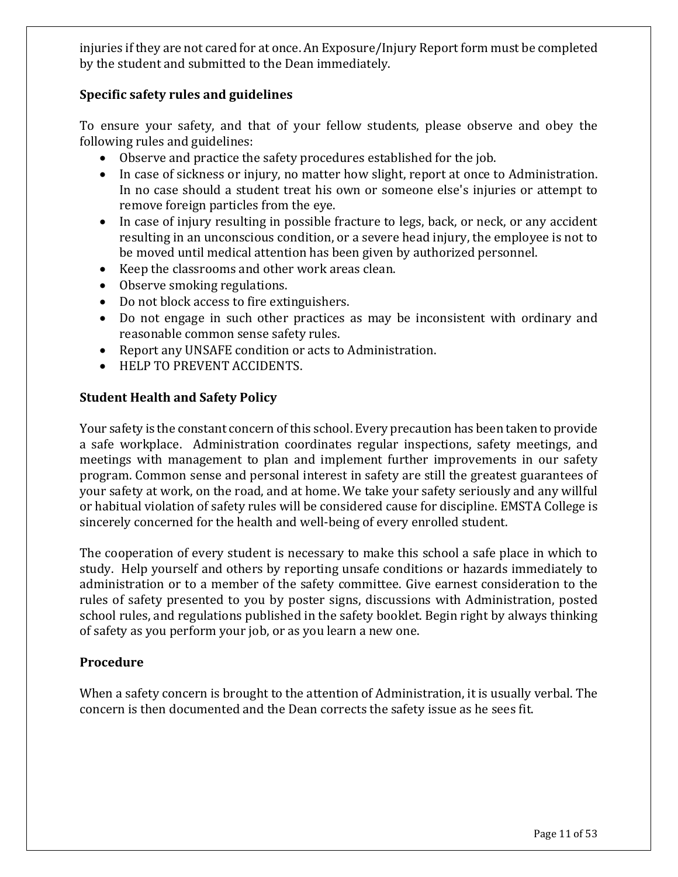injuries if they are not cared for at once. An Exposure/Injury Report form must be completed by the student and submitted to the Dean immediately.

### Specific safety rules and guidelines

To ensure your safety, and that of your fellow students, please observe and obey the following rules and guidelines:

- Observe and practice the safety procedures established for the job.
- In case of sickness or injury, no matter how slight, report at once to Administration. In no case should a student treat his own or someone else's injuries or attempt to remove foreign particles from the eye.
- In case of injury resulting in possible fracture to legs, back, or neck, or any accident resulting in an unconscious condition, or a severe head injury, the employee is not to be moved until medical attention has been given by authorized personnel.
- Keep the classrooms and other work areas clean.
- Observe smoking regulations.
- Do not block access to fire extinguishers.
- Do not engage in such other practices as may be inconsistent with ordinary and reasonable common sense safety rules.
- Report any UNSAFE condition or acts to Administration.
- HELP TO PREVENT ACCIDENTS.

### Student Health and Safety Policy

Your safety is the constant concern of this school. Every precaution has been taken to provide a safe workplace. Administration coordinates regular inspections, safety meetings, and meetings with management to plan and implement further improvements in our safety program. Common sense and personal interest in safety are still the greatest guarantees of your safety at work, on the road, and at home. We take your safety seriously and any willful or habitual violation of safety rules will be considered cause for discipline. EMSTA College is sincerely concerned for the health and well-being of every enrolled student.

The cooperation of every student is necessary to make this school a safe place in which to study. Help yourself and others by reporting unsafe conditions or hazards immediately to administration or to a member of the safety committee. Give earnest consideration to the rules of safety presented to you by poster signs, discussions with Administration, posted school rules, and regulations published in the safety booklet. Begin right by always thinking of safety as you perform your job, or as you learn a new one.

### Procedure

When a safety concern is brought to the attention of Administration, it is usually verbal. The concern is then documented and the Dean corrects the safety issue as he sees fit.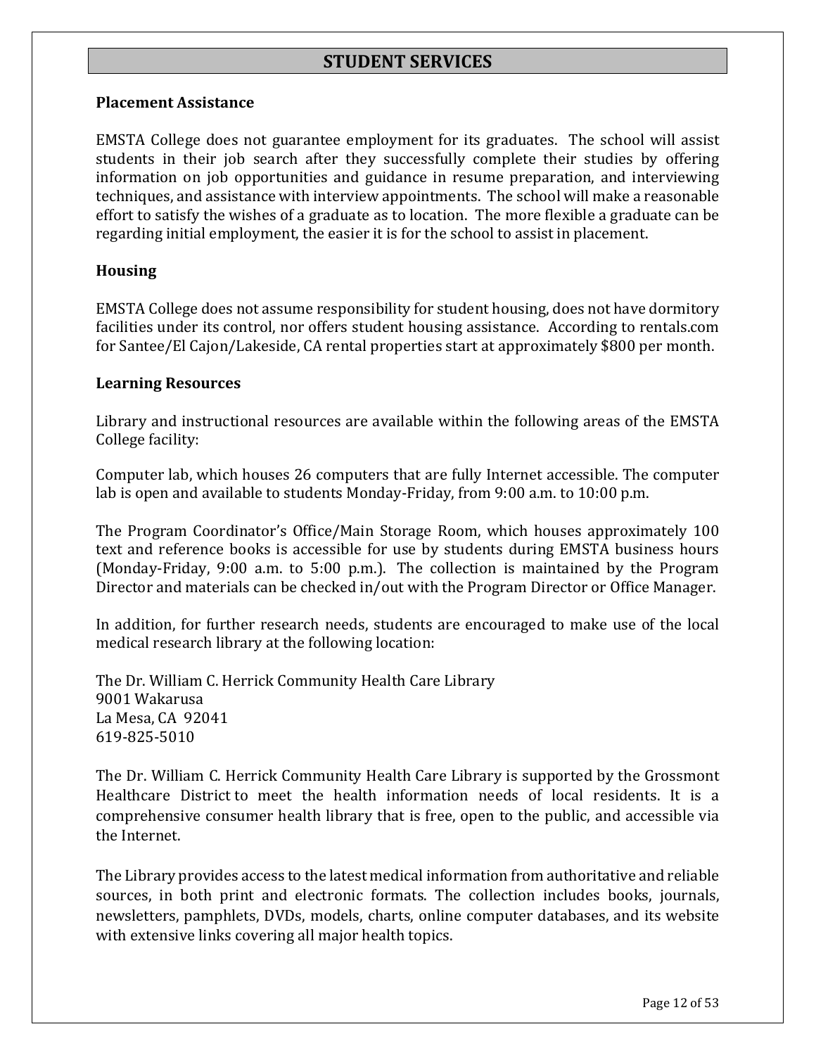# STUDENT SERVICES

### Placement Assistance

EMSTA College does not guarantee employment for its graduates. The school will assist students in their job search after they successfully complete their studies by offering information on job opportunities and guidance in resume preparation, and interviewing techniques, and assistance with interview appointments. The school will make a reasonable effort to satisfy the wishes of a graduate as to location. The more flexible a graduate can be regarding initial employment, the easier it is for the school to assist in placement.

### Housing

EMSTA College does not assume responsibility for student housing, does not have dormitory facilities under its control, nor offers student housing assistance. According to rentals.com for Santee/El Cajon/Lakeside, CA rental properties start at approximately $800 per month.

### Learning Resources

Library and instructional resources are available within the following areas of the EMSTA College facility:

Computer lab, which houses 26 computers that are fully Internet accessible. The computer lab is open and available to students Monday-Friday, from 9:00 a.m. to 10:00 p.m.

The Program Coordinator's Office/Main Storage Room, which houses approximately 100 text and reference books is accessible for use by students during EMSTA business hours (Monday-Friday, 9:00 a.m. to 5:00 p.m.). The collection is maintained by the Program Director and materials can be checked in/out with the Program Director or Office Manager.

In addition, for further research needs, students are encouraged to make use of the local medical research library at the following location:

The Dr. William C. Herrick Community Health Care Library
9001 Wakarusa
La Mesa, CA 92041
619-825-5010

The Dr. William C. Herrick Community Health Care Library is supported by the Grossmont Healthcare District to meet the health information needs of local residents. It is a comprehensive consumer health library that is free, open to the public, and accessible via the Internet.

The Library provides access to the latest medical information from authoritative and reliable sources, in both print and electronic formats. The collection includes books, journals, newsletters, pamphlets, DVDs, models, charts, online computer databases, and its website with extensive links covering all major health topics.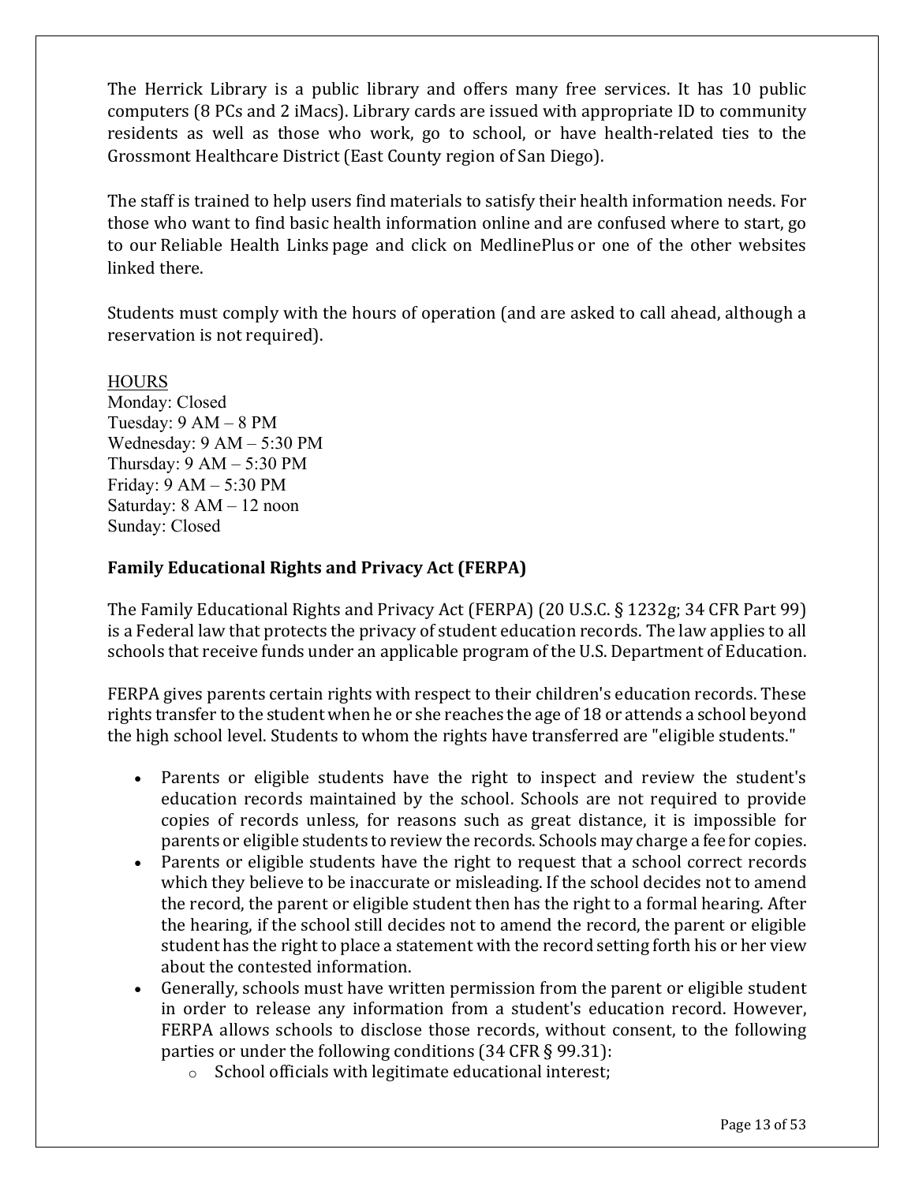The Herrick Library is a public library and offers many free services. It has 10 public computers (8 PCs and 2 iMacs). Library cards are issued with appropriate ID to community residents as well as those who work, go to school, or have health-related ties to the Grossmont Healthcare District (East County region of San Diego).

The staff is trained to help users find materials to satisfy their health information needs. For those who want to find basic health information online and are confused where to start, go to our Reliable Health Links page and click on MedlinePlus or one of the other websites linked there.

Students must comply with the hours of operation (and are asked to call ahead, although a reservation is not required).

HOURS
Monday: Closed
Tuesday: 9 AM – 8 PM
Wednesday: 9 AM – 5:30 PM
Thursday: 9 AM – 5:30 PM
Friday: 9 AM – 5:30 PM
Saturday: 8 AM – 12 noon
Sunday: Closed

**Family Educational Rights and Privacy Act (FERPA)**

The Family Educational Rights and Privacy Act (FERPA) (20 U.S.C. § 1232g; 34 CFR Part 99) is a Federal law that protects the privacy of student education records. The law applies to all schools that receive funds under an applicable program of the U.S. Department of Education.

FERPA gives parents certain rights with respect to their children's education records. These rights transfer to the student when he or she reaches the age of 18 or attends a school beyond the high school level. Students to whom the rights have transferred are "eligible students."

- Parents or eligible students have the right to inspect and review the student's education records maintained by the school. Schools are not required to provide copies of records unless, for reasons such as great distance, it is impossible for parents or eligible students to review the records. Schools may charge a fee for copies.
- Parents or eligible students have the right to request that a school correct records which they believe to be inaccurate or misleading. If the school decides not to amend the record, the parent or eligible student then has the right to a formal hearing. After the hearing, if the school still decides not to amend the record, the parent or eligible student has the right to place a statement with the record setting forth his or her view about the contested information.
- Generally, schools must have written permission from the parent or eligible student in order to release any information from a student's education record. However, FERPA allows schools to disclose those records, without consent, to the following parties or under the following conditions (34 CFR § 99.31):
    - School officials with legitimate educational interest;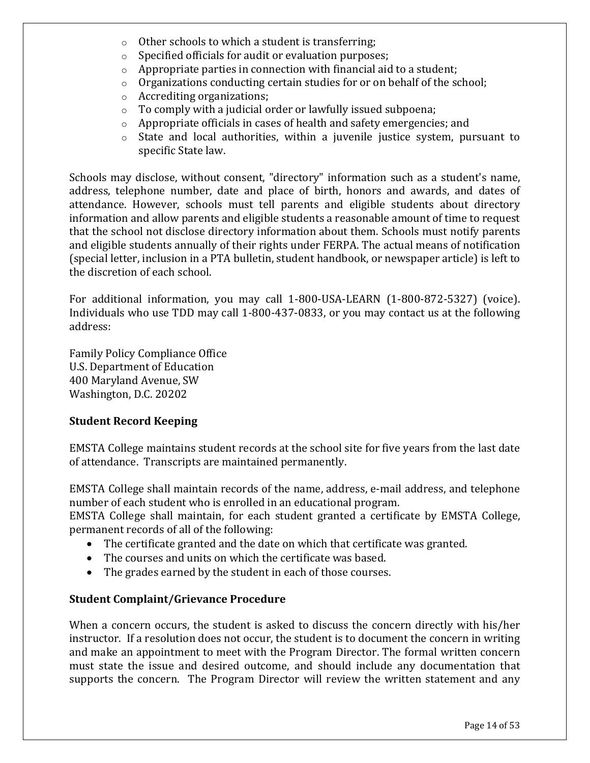- Other schools to which a student is transferring;
- Specified officials for audit or evaluation purposes;
- Appropriate parties in connection with financial aid to a student;
- Organizations conducting certain studies for or on behalf of the school;
- Accrediting organizations;
- To comply with a judicial order or lawfully issued subpoena;
- Appropriate officials in cases of health and safety emergencies; and
- State and local authorities, within a juvenile justice system, pursuant to specific State law.

Schools may disclose, without consent, "directory" information such as a student's name, address, telephone number, date and place of birth, honors and awards, and dates of attendance. However, schools must tell parents and eligible students about directory information and allow parents and eligible students a reasonable amount of time to request that the school not disclose directory information about them. Schools must notify parents and eligible students annually of their rights under FERPA. The actual means of notification (special letter, inclusion in a PTA bulletin, student handbook, or newspaper article) is left to the discretion of each school.

For additional information, you may call 1-800-USA-LEARN (1-800-872-5327) (voice). Individuals who use TDD may call 1-800-437-0833, or you may contact us at the following address:

Family Policy Compliance Office
U.S. Department of Education
400 Maryland Avenue, SW
Washington, D.C. 20202

**Student Record Keeping**

EMSTA College maintains student records at the school site for five years from the last date of attendance. Transcripts are maintained permanently.

EMSTA College shall maintain records of the name, address, e-mail address, and telephone number of each student who is enrolled in an educational program.
EMSTA College shall maintain, for each student granted a certificate by EMSTA College, permanent records of all of the following:

- The certificate granted and the date on which that certificate was granted.
- The courses and units on which the certificate was based.
- The grades earned by the student in each of those courses.

**Student Complaint/Grievance Procedure**

When a concern occurs, the student is asked to discuss the concern directly with his/her instructor. If a resolution does not occur, the student is to document the concern in writing and make an appointment to meet with the Program Director. The formal written concern must state the issue and desired outcome, and should include any documentation that supports the concern. The Program Director will review the written statement and any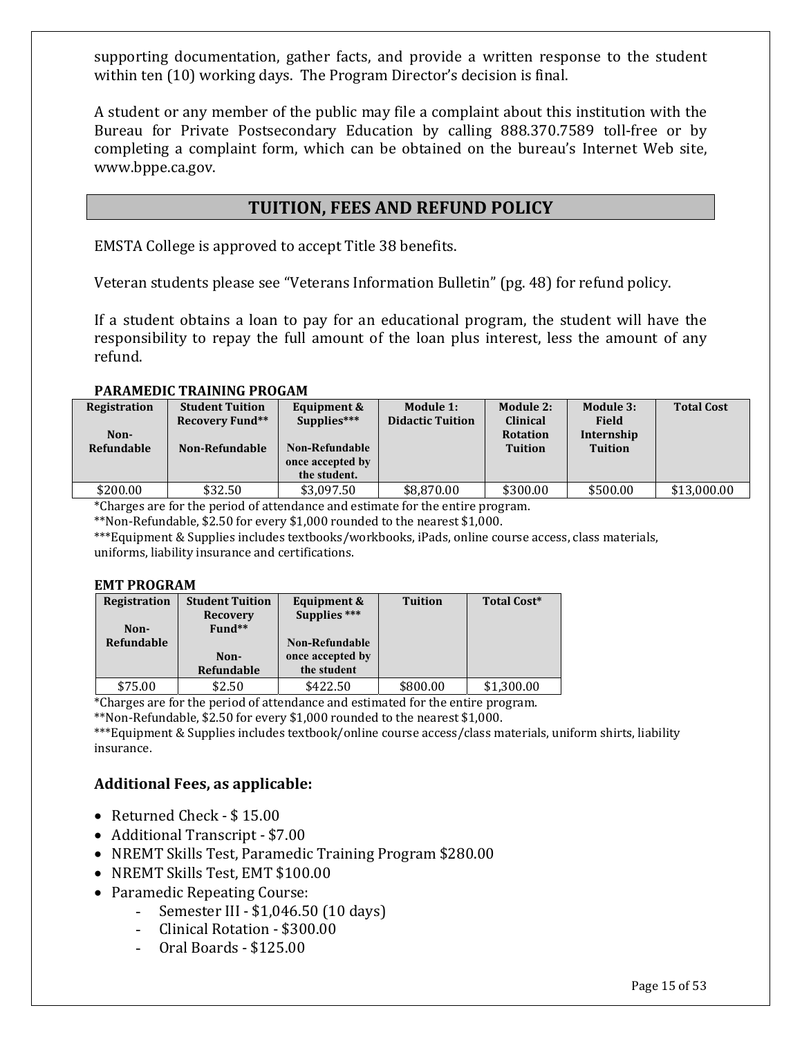supporting documentation, gather facts, and provide a written response to the student within ten (10) working days. The Program Director's decision is final.

A student or any member of the public may file a complaint about this institution with the Bureau for Private Postsecondary Education by calling 888.370.7589 toll-free or by completing a complaint form, which can be obtained on the bureau's Internet Web site, www.bppe.ca.gov.

## TUITION, FEES AND REFUND POLICY

EMSTA College is approved to accept Title 38 benefits.

Veteran students please see "Veterans Information Bulletin" (pg. 48) for refund policy.

If a student obtains a loan to pay for an educational program, the student will have the responsibility to repay the full amount of the loan plus interest, less the amount of any refund.

**PARAMEDIC TRAINING PROGAM**

| Registration Non-Refundable | Student Tuition Recovery Fund** Non-Refundable | Equipment & Supplies*** Non-Refundable once accepted by the student. | Module 1: Didactic Tuition | Module 2: Clinical Rotation Tuition | Module 3: Field Internship Tuition | Total Cost |
|---|---|---|---|---|---|---|
| $200.00 | $32.50 | $3,097.50 | $8,870.00 | $300.00 | $500.00 | $13,000.00 |

*Charges are for the period of attendance and estimate for the entire program.
**Non-Refundable, $2.50 for every $1,000 rounded to the nearest $1,000.
***Equipment & Supplies includes textbooks/workbooks, iPads, online course access, class materials, uniforms, liability insurance and certifications.

**EMT PROGRAM**

| Registration Non-Refundable | Student Tuition Recovery Fund** Non-Refundable | Equipment & Supplies *** Non-Refundable once accepted by the student | Tuition | Total Cost* |
|---|---|---|---|---|
| $75.00 | $2.50 | $422.50 | $800.00 | $1,300.00 |

*Charges are for the period of attendance and estimated for the entire program.
**Non-Refundable, $2.50 for every $1,000 rounded to the nearest $1,000.
***Equipment & Supplies includes textbook/online course access/class materials, uniform shirts, liability insurance.

### Additional Fees, as applicable:

- Returned Check - $ 15.00
- Additional Transcript - $7.00
- NREMT Skills Test, Paramedic Training Program $280.00
- NREMT Skills Test, EMT $100.00
- Paramedic Repeating Course:
  - Semester III - $1,046.50 (10 days)
  - Clinical Rotation - $300.00
  - Oral Boards - $125.00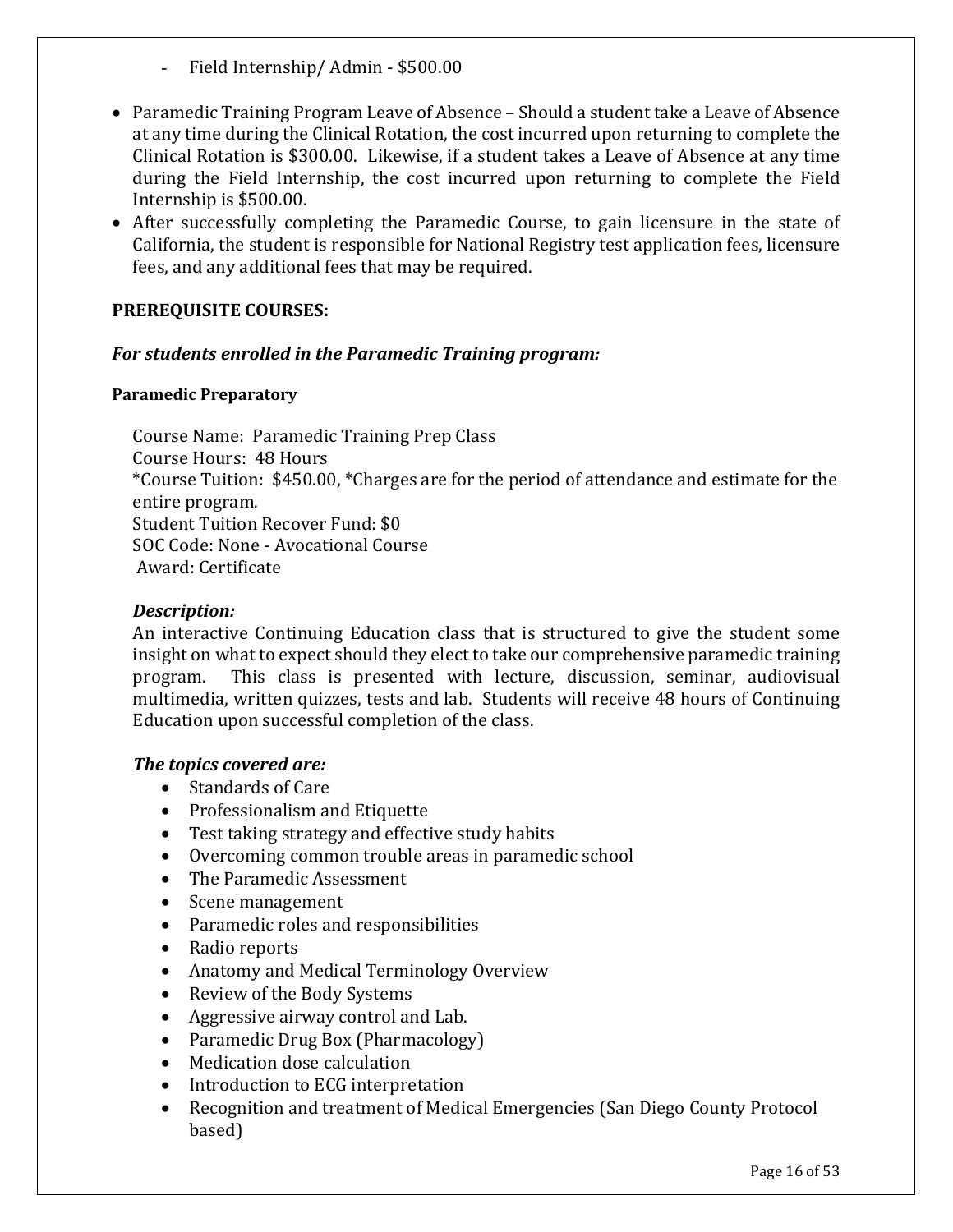- Field Internship/ Admin - $500.00

- Paramedic Training Program Leave of Absence – Should a student take a Leave of Absence at any time during the Clinical Rotation, the cost incurred upon returning to complete the Clinical Rotation is $300.00. Likewise, if a student takes a Leave of Absence at any time during the Field Internship, the cost incurred upon returning to complete the Field Internship is $500.00.
- After successfully completing the Paramedic Course, to gain licensure in the state of California, the student is responsible for National Registry test application fees, licensure fees, and any additional fees that may be required.

**PREREQUISITE COURSES:**

***For students enrolled in the Paramedic Training program:***

**Paramedic Preparatory**

Course Name: Paramedic Training Prep Class
Course Hours: 48 Hours
*Course Tuition: $450.00, *Charges are for the period of attendance and estimate for the entire program.
Student Tuition Recover Fund: $0
SOC Code: None - Avocational Course
Award: Certificate

***Description:***

An interactive Continuing Education class that is structured to give the student some insight on what to expect should they elect to take our comprehensive paramedic training program. This class is presented with lecture, discussion, seminar, audiovisual multimedia, written quizzes, tests and lab. Students will receive 48 hours of Continuing Education upon successful completion of the class.

***The topics covered are:***

- Standards of Care
- Professionalism and Etiquette
- Test taking strategy and effective study habits
- Overcoming common trouble areas in paramedic school
- The Paramedic Assessment
- Scene management
- Paramedic roles and responsibilities
- Radio reports
- Anatomy and Medical Terminology Overview
- Review of the Body Systems
- Aggressive airway control and Lab.
- Paramedic Drug Box (Pharmacology)
- Medication dose calculation
- Introduction to ECG interpretation
- Recognition and treatment of Medical Emergencies (San Diego County Protocol based)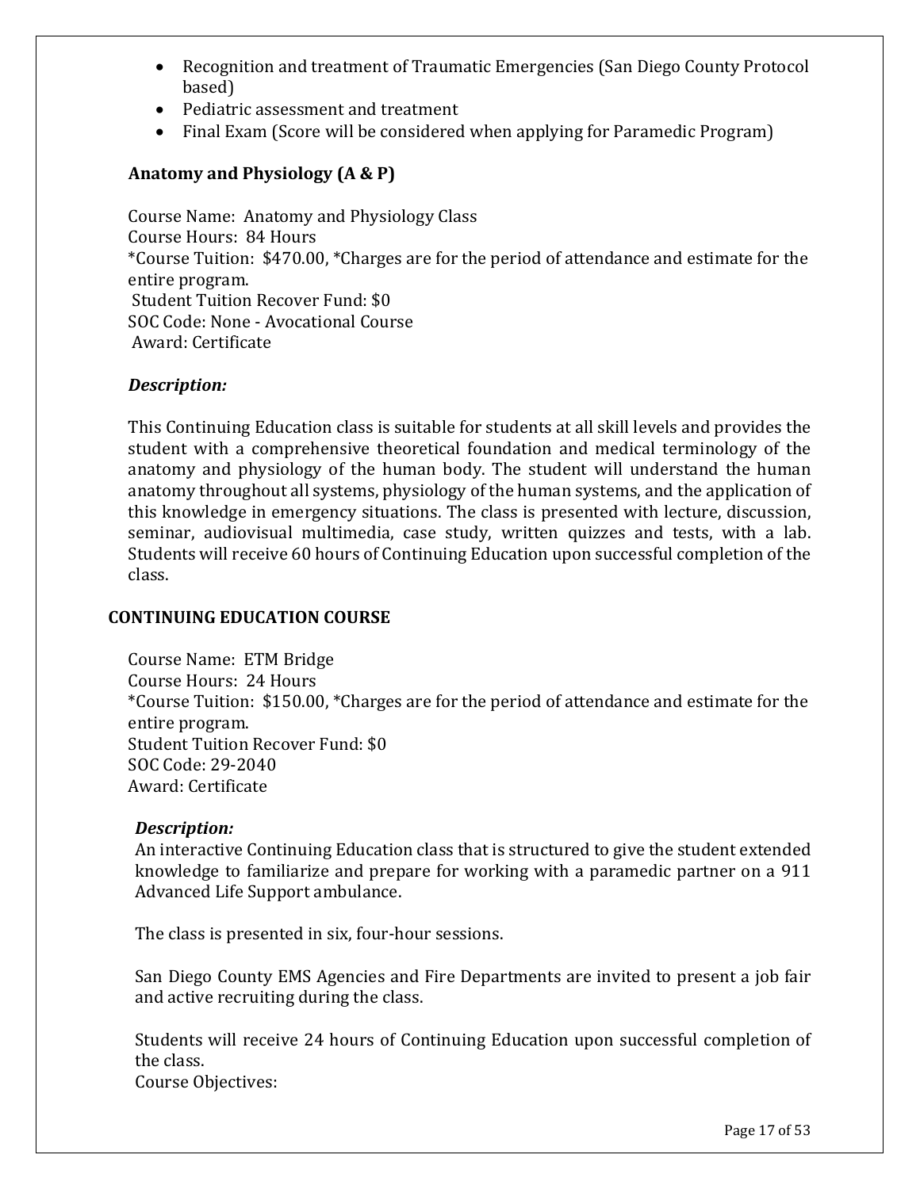- Recognition and treatment of Traumatic Emergencies (San Diego County Protocol based)
- Pediatric assessment and treatment
- Final Exam (Score will be considered when applying for Paramedic Program)

### Anatomy and Physiology (A & P)

Course Name: Anatomy and Physiology Class
Course Hours: 84 Hours
*Course Tuition: $470.00, *Charges are for the period of attendance and estimate for the entire program.
Student Tuition Recover Fund: $0
SOC Code: None - Avocational Course
Award: Certificate

***Description:***

This Continuing Education class is suitable for students at all skill levels and provides the student with a comprehensive theoretical foundation and medical terminology of the anatomy and physiology of the human body. The student will understand the human anatomy throughout all systems, physiology of the human systems, and the application of this knowledge in emergency situations. The class is presented with lecture, discussion, seminar, audiovisual multimedia, case study, written quizzes and tests, with a lab. Students will receive 60 hours of Continuing Education upon successful completion of the class.

### CONTINUING EDUCATION COURSE

Course Name: ETM Bridge
Course Hours: 24 Hours
*Course Tuition: $150.00, *Charges are for the period of attendance and estimate for the entire program.
Student Tuition Recover Fund: $0
SOC Code: 29-2040
Award: Certificate

***Description:***
An interactive Continuing Education class that is structured to give the student extended knowledge to familiarize and prepare for working with a paramedic partner on a 911 Advanced Life Support ambulance.

The class is presented in six, four-hour sessions.

San Diego County EMS Agencies and Fire Departments are invited to present a job fair and active recruiting during the class.

Students will receive 24 hours of Continuing Education upon successful completion of the class.
Course Objectives: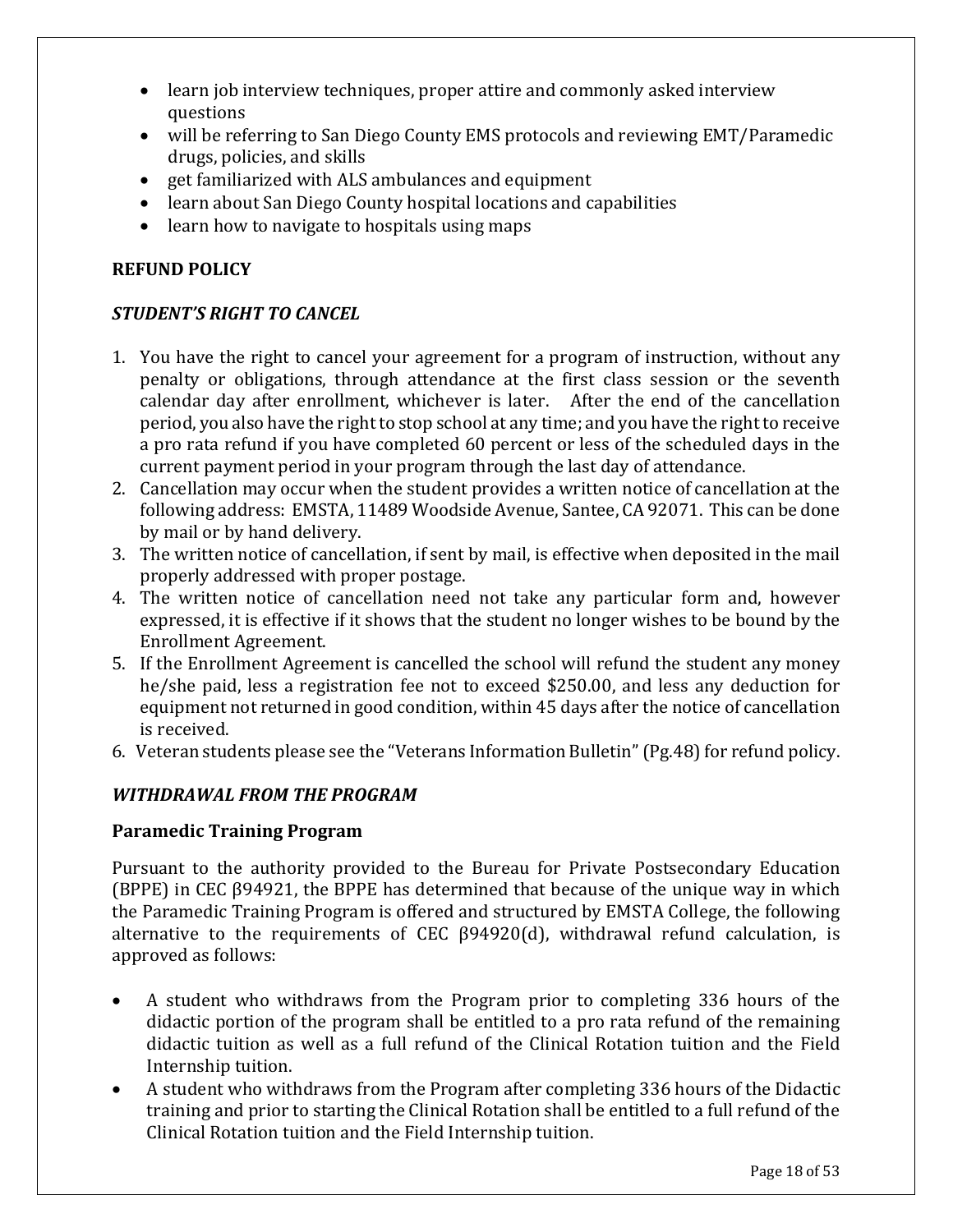- learn job interview techniques, proper attire and commonly asked interview questions
- will be referring to San Diego County EMS protocols and reviewing EMT/Paramedic drugs, policies, and skills
- get familiarized with ALS ambulances and equipment
- learn about San Diego County hospital locations and capabilities
- learn how to navigate to hospitals using maps

## REFUND POLICY

### *STUDENT'S RIGHT TO CANCEL*

1. You have the right to cancel your agreement for a program of instruction, without any penalty or obligations, through attendance at the first class session or the seventh calendar day after enrollment, whichever is later. After the end of the cancellation period, you also have the right to stop school at any time; and you have the right to receive a pro rata refund if you have completed 60 percent or less of the scheduled days in the current payment period in your program through the last day of attendance.
2. Cancellation may occur when the student provides a written notice of cancellation at the following address: EMSTA, 11489 Woodside Avenue, Santee, CA 92071. This can be done by mail or by hand delivery.
3. The written notice of cancellation, if sent by mail, is effective when deposited in the mail properly addressed with proper postage.
4. The written notice of cancellation need not take any particular form and, however expressed, it is effective if it shows that the student no longer wishes to be bound by the Enrollment Agreement.
5. If the Enrollment Agreement is cancelled the school will refund the student any money he/she paid, less a registration fee not to exceed $250.00, and less any deduction for equipment not returned in good condition, within 45 days after the notice of cancellation is received.
6. Veteran students please see the "Veterans Information Bulletin" (Pg.48) for refund policy.

### *WITHDRAWAL FROM THE PROGRAM*

#### Paramedic Training Program

Pursuant to the authority provided to the Bureau for Private Postsecondary Education (BPPE) in CEC β94921, the BPPE has determined that because of the unique way in which the Paramedic Training Program is offered and structured by EMSTA College, the following alternative to the requirements of CEC β94920(d), withdrawal refund calculation, is approved as follows:

- A student who withdraws from the Program prior to completing 336 hours of the didactic portion of the program shall be entitled to a pro rata refund of the remaining didactic tuition as well as a full refund of the Clinical Rotation tuition and the Field Internship tuition.
- A student who withdraws from the Program after completing 336 hours of the Didactic training and prior to starting the Clinical Rotation shall be entitled to a full refund of the Clinical Rotation tuition and the Field Internship tuition.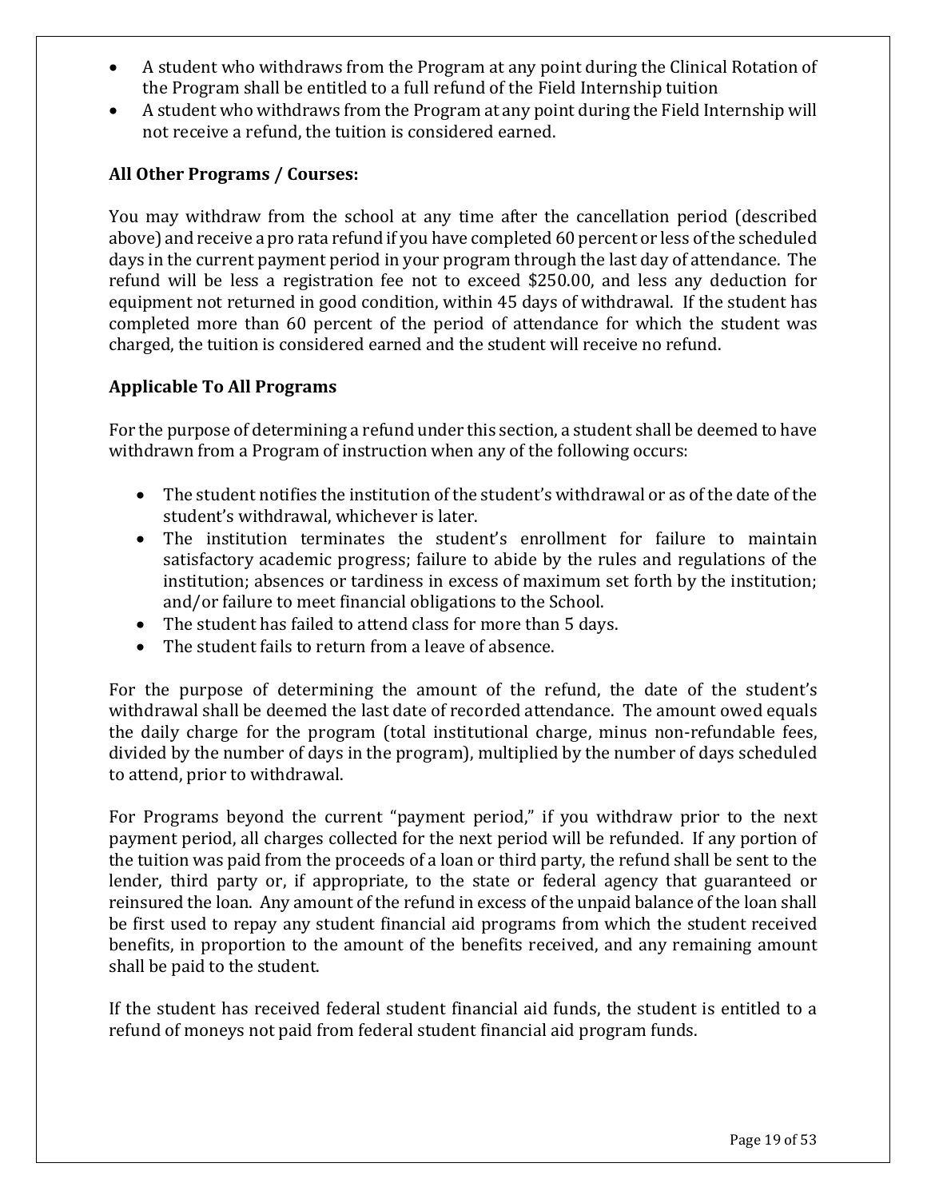- A student who withdraws from the Program at any point during the Clinical Rotation of the Program shall be entitled to a full refund of the Field Internship tuition
- A student who withdraws from the Program at any point during the Field Internship will not receive a refund, the tuition is considered earned.

### All Other Programs / Courses:

You may withdraw from the school at any time after the cancellation period (described above) and receive a pro rata refund if you have completed 60 percent or less of the scheduled days in the current payment period in your program through the last day of attendance. The refund will be less a registration fee not to exceed $250.00, and less any deduction for equipment not returned in good condition, within 45 days of withdrawal. If the student has completed more than 60 percent of the period of attendance for which the student was charged, the tuition is considered earned and the student will receive no refund.

### Applicable To All Programs

For the purpose of determining a refund under this section, a student shall be deemed to have withdrawn from a Program of instruction when any of the following occurs:

- The student notifies the institution of the student's withdrawal or as of the date of the student's withdrawal, whichever is later.
- The institution terminates the student's enrollment for failure to maintain satisfactory academic progress; failure to abide by the rules and regulations of the institution; absences or tardiness in excess of maximum set forth by the institution; and/or failure to meet financial obligations to the School.
- The student has failed to attend class for more than 5 days.
- The student fails to return from a leave of absence.

For the purpose of determining the amount of the refund, the date of the student's withdrawal shall be deemed the last date of recorded attendance. The amount owed equals the daily charge for the program (total institutional charge, minus non-refundable fees, divided by the number of days in the program), multiplied by the number of days scheduled to attend, prior to withdrawal.

For Programs beyond the current "payment period," if you withdraw prior to the next payment period, all charges collected for the next period will be refunded. If any portion of the tuition was paid from the proceeds of a loan or third party, the refund shall be sent to the lender, third party or, if appropriate, to the state or federal agency that guaranteed or reinsured the loan. Any amount of the refund in excess of the unpaid balance of the loan shall be first used to repay any student financial aid programs from which the student received benefits, in proportion to the amount of the benefits received, and any remaining amount shall be paid to the student.

If the student has received federal student financial aid funds, the student is entitled to a refund of moneys not paid from federal student financial aid program funds.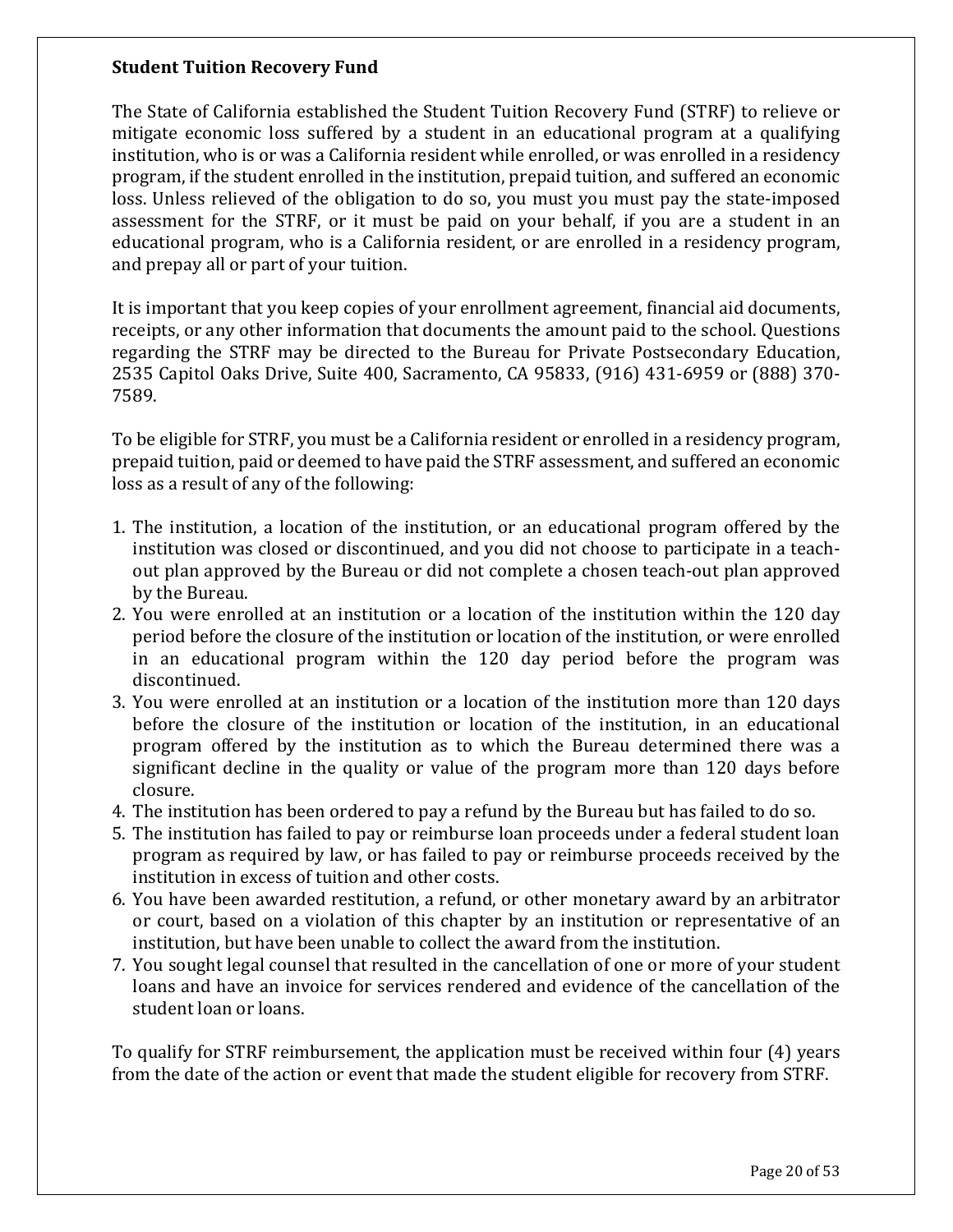## Student Tuition Recovery Fund

The State of California established the Student Tuition Recovery Fund (STRF) to relieve or mitigate economic loss suffered by a student in an educational program at a qualifying institution, who is or was a California resident while enrolled, or was enrolled in a residency program, if the student enrolled in the institution, prepaid tuition, and suffered an economic loss. Unless relieved of the obligation to do so, you must you must pay the state-imposed assessment for the STRF, or it must be paid on your behalf, if you are a student in an educational program, who is a California resident, or are enrolled in a residency program, and prepay all or part of your tuition.

It is important that you keep copies of your enrollment agreement, financial aid documents, receipts, or any other information that documents the amount paid to the school. Questions regarding the STRF may be directed to the Bureau for Private Postsecondary Education, 2535 Capitol Oaks Drive, Suite 400, Sacramento, CA 95833, (916) 431-6959 or (888) 370-7589.

To be eligible for STRF, you must be a California resident or enrolled in a residency program, prepaid tuition, paid or deemed to have paid the STRF assessment, and suffered an economic loss as a result of any of the following:

1. The institution, a location of the institution, or an educational program offered by the institution was closed or discontinued, and you did not choose to participate in a teach-out plan approved by the Bureau or did not complete a chosen teach-out plan approved by the Bureau.
2. You were enrolled at an institution or a location of the institution within the 120 day period before the closure of the institution or location of the institution, or were enrolled in an educational program within the 120 day period before the program was discontinued.
3. You were enrolled at an institution or a location of the institution more than 120 days before the closure of the institution or location of the institution, in an educational program offered by the institution as to which the Bureau determined there was a significant decline in the quality or value of the program more than 120 days before closure.
4. The institution has been ordered to pay a refund by the Bureau but has failed to do so.
5. The institution has failed to pay or reimburse loan proceeds under a federal student loan program as required by law, or has failed to pay or reimburse proceeds received by the institution in excess of tuition and other costs.
6. You have been awarded restitution, a refund, or other monetary award by an arbitrator or court, based on a violation of this chapter by an institution or representative of an institution, but have been unable to collect the award from the institution.
7. You sought legal counsel that resulted in the cancellation of one or more of your student loans and have an invoice for services rendered and evidence of the cancellation of the student loan or loans.

To qualify for STRF reimbursement, the application must be received within four (4) years from the date of the action or event that made the student eligible for recovery from STRF.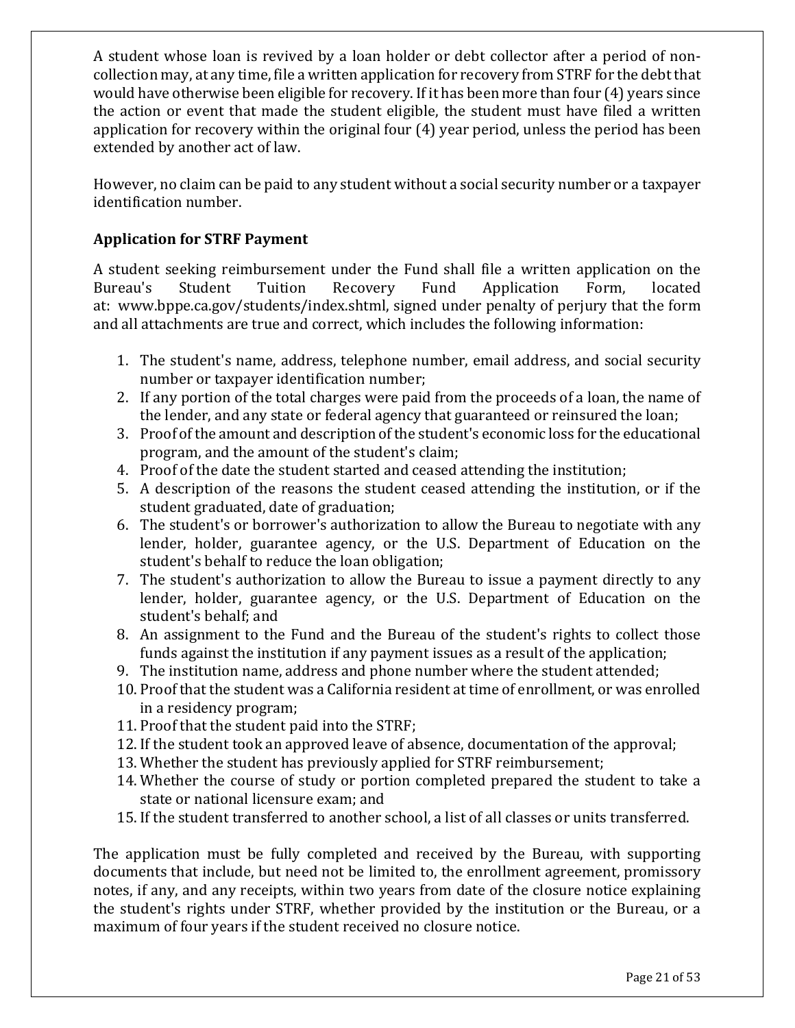A student whose loan is revived by a loan holder or debt collector after a period of non-collection may, at any time, file a written application for recovery from STRF for the debt that would have otherwise been eligible for recovery. If it has been more than four (4) years since the action or event that made the student eligible, the student must have filed a written application for recovery within the original four (4) year period, unless the period has been extended by another act of law.

However, no claim can be paid to any student without a social security number or a taxpayer identification number.

### Application for STRF Payment

A student seeking reimbursement under the Fund shall file a written application on the Bureau's Student Tuition Recovery Fund Application Form, located at: www.bppe.ca.gov/students/index.shtml, signed under penalty of perjury that the form and all attachments are true and correct, which includes the following information:

1. The student's name, address, telephone number, email address, and social security number or taxpayer identification number;
2. If any portion of the total charges were paid from the proceeds of a loan, the name of the lender, and any state or federal agency that guaranteed or reinsured the loan;
3. Proof of the amount and description of the student's economic loss for the educational program, and the amount of the student's claim;
4. Proof of the date the student started and ceased attending the institution;
5. A description of the reasons the student ceased attending the institution, or if the student graduated, date of graduation;
6. The student's or borrower's authorization to allow the Bureau to negotiate with any lender, holder, guarantee agency, or the U.S. Department of Education on the student's behalf to reduce the loan obligation;
7. The student's authorization to allow the Bureau to issue a payment directly to any lender, holder, guarantee agency, or the U.S. Department of Education on the student's behalf; and
8. An assignment to the Fund and the Bureau of the student's rights to collect those funds against the institution if any payment issues as a result of the application;
9. The institution name, address and phone number where the student attended;
10. Proof that the student was a California resident at time of enrollment, or was enrolled in a residency program;
11. Proof that the student paid into the STRF;
12. If the student took an approved leave of absence, documentation of the approval;
13. Whether the student has previously applied for STRF reimbursement;
14. Whether the course of study or portion completed prepared the student to take a state or national licensure exam; and
15. If the student transferred to another school, a list of all classes or units transferred.

The application must be fully completed and received by the Bureau, with supporting documents that include, but need not be limited to, the enrollment agreement, promissory notes, if any, and any receipts, within two years from date of the closure notice explaining the student's rights under STRF, whether provided by the institution or the Bureau, or a maximum of four years if the student received no closure notice.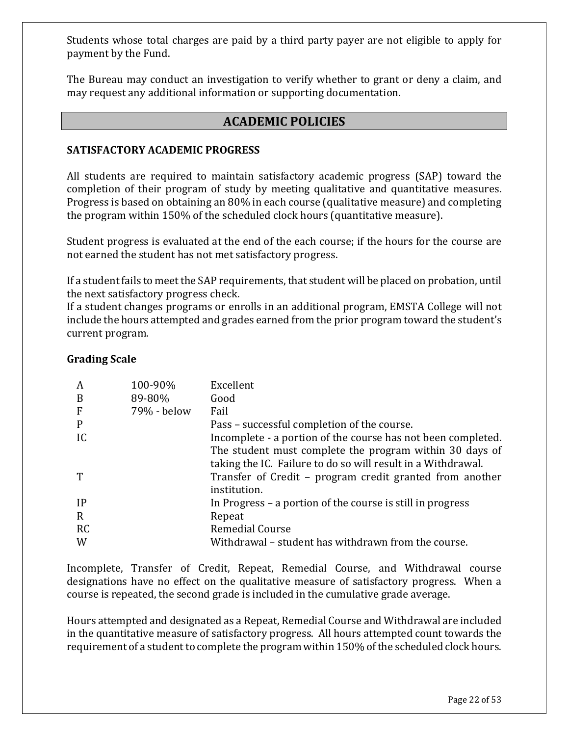Students whose total charges are paid by a third party payer are not eligible to apply for payment by the Fund.

The Bureau may conduct an investigation to verify whether to grant or deny a claim, and may request any additional information or supporting documentation.

## ACADEMIC POLICIES

### SATISFACTORY ACADEMIC PROGRESS

All students are required to maintain satisfactory academic progress (SAP) toward the completion of their program of study by meeting qualitative and quantitative measures. Progress is based on obtaining an 80% in each course (qualitative measure) and completing the program within 150% of the scheduled clock hours (quantitative measure).

Student progress is evaluated at the end of the each course; if the hours for the course are not earned the student has not met satisfactory progress.

If a student fails to meet the SAP requirements, that student will be placed on probation, until the next satisfactory progress check.

If a student changes programs or enrolls in an additional program, EMSTA College will not include the hours attempted and grades earned from the prior program toward the student's current program.

#### Grading Scale

| | | |
|---|---|---|
| A | 100-90% | Excellent |
| B | 89-80% | Good |
| F | 79% - below | Fail |
| P | | Pass – successful completion of the course. |
| IC | | Incomplete - a portion of the course has not been completed. The student must complete the program within 30 days of taking the IC. Failure to do so will result in a Withdrawal. |
| T | | Transfer of Credit – program credit granted from another institution. |
| IP | | In Progress – a portion of the course is still in progress |
| R | | Repeat |
| RC | | Remedial Course |
| W | | Withdrawal – student has withdrawn from the course. |

Incomplete, Transfer of Credit, Repeat, Remedial Course, and Withdrawal course designations have no effect on the qualitative measure of satisfactory progress. When a course is repeated, the second grade is included in the cumulative grade average.

Hours attempted and designated as a Repeat, Remedial Course and Withdrawal are included in the quantitative measure of satisfactory progress. All hours attempted count towards the requirement of a student to complete the program within 150% of the scheduled clock hours.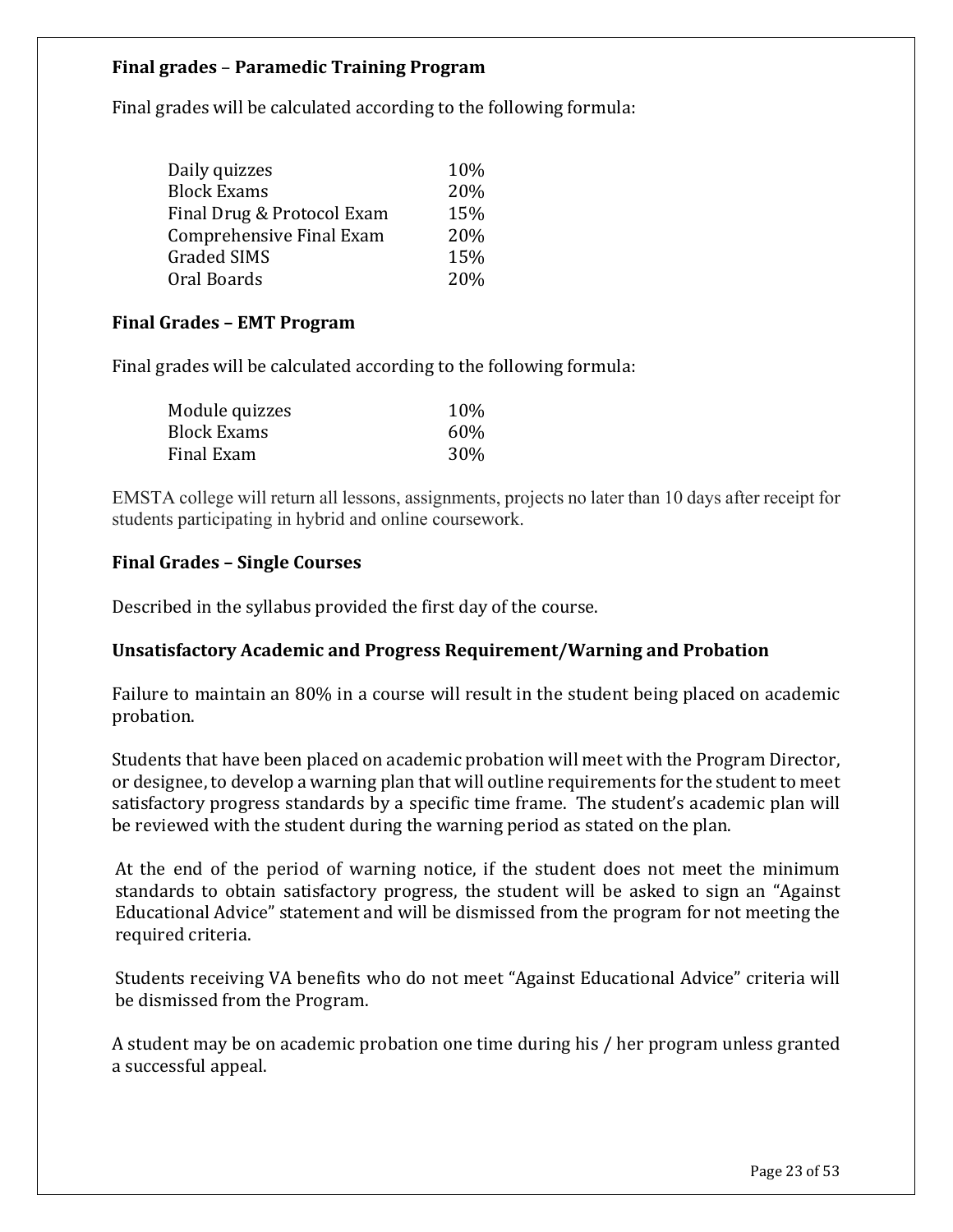**Final grades – Paramedic Training Program**

Final grades will be calculated according to the following formula:

| | |
|---|---|
| Daily quizzes | 10% |
| Block Exams | 20% |
| Final Drug & Protocol Exam | 15% |
| Comprehensive Final Exam | 20% |
| Graded SIMS | 15% |
| Oral Boards | 20% |

**Final Grades – EMT Program**

Final grades will be calculated according to the following formula:

| | |
|---|---|
| Module quizzes | 10% |
| Block Exams | 60% |
| Final Exam | 30% |

EMSTA college will return all lessons, assignments, projects no later than 10 days after receipt for students participating in hybrid and online coursework.

**Final Grades – Single Courses**

Described in the syllabus provided the first day of the course.

**Unsatisfactory Academic and Progress Requirement/Warning and Probation**

Failure to maintain an 80% in a course will result in the student being placed on academic probation.

Students that have been placed on academic probation will meet with the Program Director, or designee, to develop a warning plan that will outline requirements for the student to meet satisfactory progress standards by a specific time frame. The student's academic plan will be reviewed with the student during the warning period as stated on the plan.

At the end of the period of warning notice, if the student does not meet the minimum standards to obtain satisfactory progress, the student will be asked to sign an "Against Educational Advice" statement and will be dismissed from the program for not meeting the required criteria.

Students receiving VA benefits who do not meet "Against Educational Advice" criteria will be dismissed from the Program.

A student may be on academic probation one time during his / her program unless granted a successful appeal.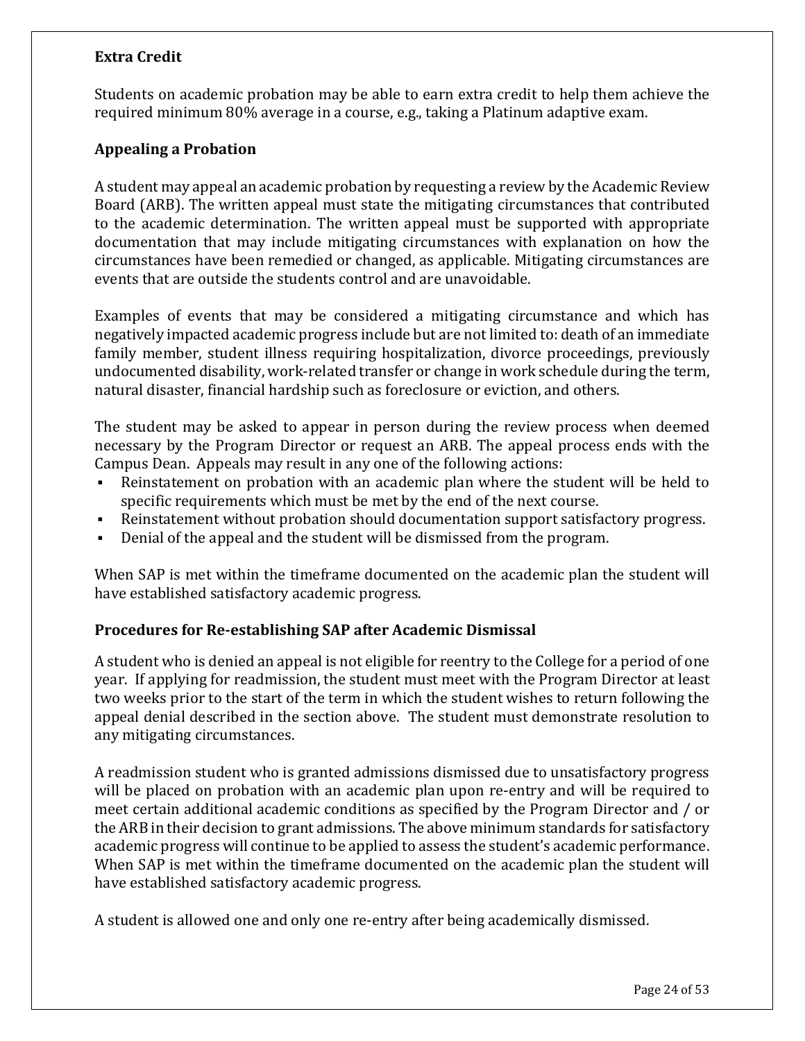### Extra Credit

Students on academic probation may be able to earn extra credit to help them achieve the required minimum 80% average in a course, e.g., taking a Platinum adaptive exam.

### Appealing a Probation

A student may appeal an academic probation by requesting a review by the Academic Review Board (ARB). The written appeal must state the mitigating circumstances that contributed to the academic determination. The written appeal must be supported with appropriate documentation that may include mitigating circumstances with explanation on how the circumstances have been remedied or changed, as applicable. Mitigating circumstances are events that are outside the students control and are unavoidable.

Examples of events that may be considered a mitigating circumstance and which has negatively impacted academic progress include but are not limited to: death of an immediate family member, student illness requiring hospitalization, divorce proceedings, previously undocumented disability, work-related transfer or change in work schedule during the term, natural disaster, financial hardship such as foreclosure or eviction, and others.

The student may be asked to appear in person during the review process when deemed necessary by the Program Director or request an ARB. The appeal process ends with the Campus Dean. Appeals may result in any one of the following actions:

- Reinstatement on probation with an academic plan where the student will be held to specific requirements which must be met by the end of the next course.
- Reinstatement without probation should documentation support satisfactory progress.
- Denial of the appeal and the student will be dismissed from the program.

When SAP is met within the timeframe documented on the academic plan the student will have established satisfactory academic progress.

### Procedures for Re-establishing SAP after Academic Dismissal

A student who is denied an appeal is not eligible for reentry to the College for a period of one year. If applying for readmission, the student must meet with the Program Director at least two weeks prior to the start of the term in which the student wishes to return following the appeal denial described in the section above. The student must demonstrate resolution to any mitigating circumstances.

A readmission student who is granted admissions dismissed due to unsatisfactory progress will be placed on probation with an academic plan upon re-entry and will be required to meet certain additional academic conditions as specified by the Program Director and / or the ARB in their decision to grant admissions. The above minimum standards for satisfactory academic progress will continue to be applied to assess the student's academic performance. When SAP is met within the timeframe documented on the academic plan the student will have established satisfactory academic progress.

A student is allowed one and only one re-entry after being academically dismissed.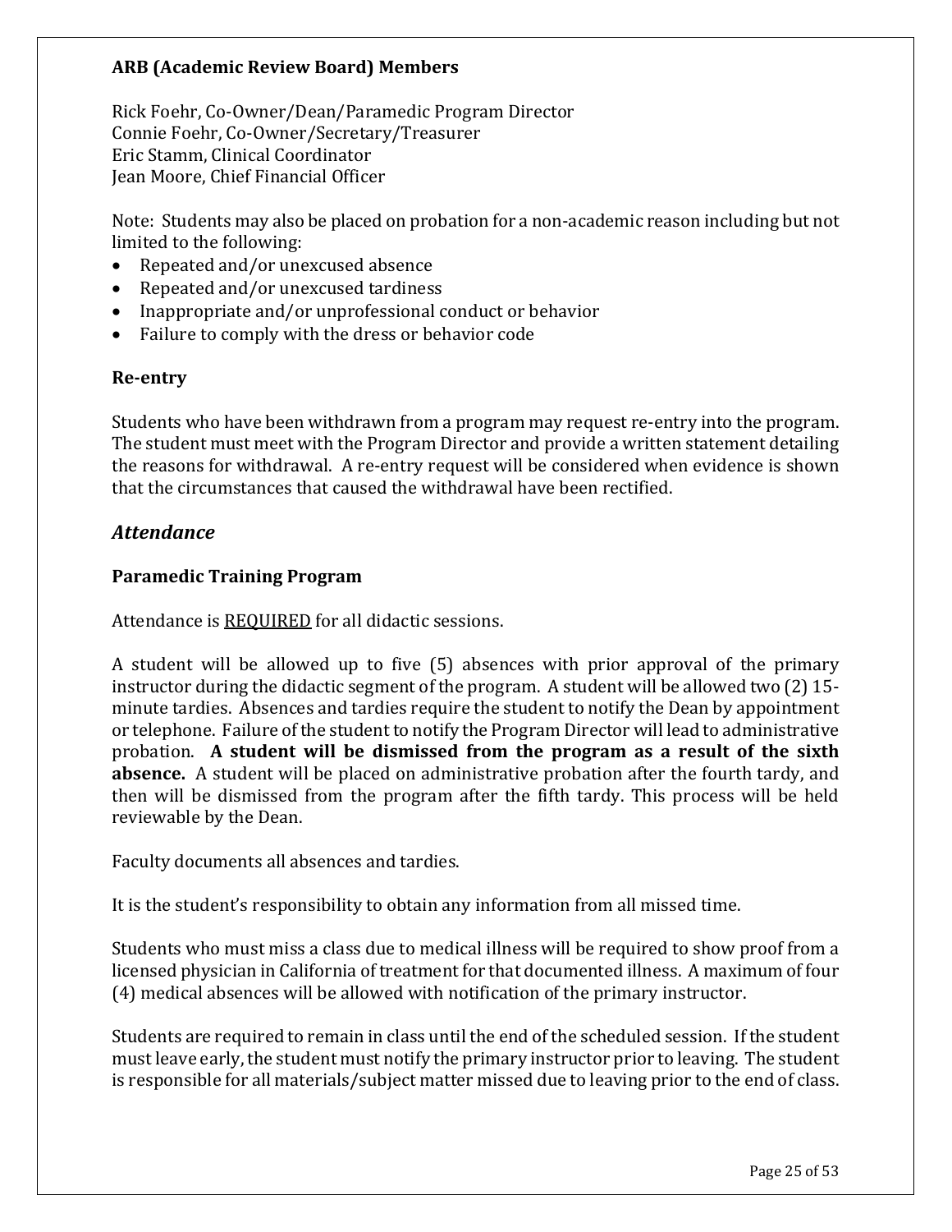### ARB (Academic Review Board) Members

Rick Foehr, Co-Owner/Dean/Paramedic Program Director
Connie Foehr, Co-Owner/Secretary/Treasurer
Eric Stamm, Clinical Coordinator
Jean Moore, Chief Financial Officer

Note: Students may also be placed on probation for a non-academic reason including but not limited to the following:

- Repeated and/or unexcused absence
- Repeated and/or unexcused tardiness
- Inappropriate and/or unprofessional conduct or behavior
- Failure to comply with the dress or behavior code

### Re-entry

Students who have been withdrawn from a program may request re-entry into the program. The student must meet with the Program Director and provide a written statement detailing the reasons for withdrawal. A re-entry request will be considered when evidence is shown that the circumstances that caused the withdrawal have been rectified.

## *Attendance*

### Paramedic Training Program

Attendance is <u>REQUIRED</u> for all didactic sessions.

A student will be allowed up to five (5) absences with prior approval of the primary instructor during the didactic segment of the program. A student will be allowed two (2) 15-minute tardies. Absences and tardies require the student to notify the Dean by appointment or telephone. Failure of the student to notify the Program Director will lead to administrative probation. **A student will be dismissed from the program as a result of the sixth absence.** A student will be placed on administrative probation after the fourth tardy, and then will be dismissed from the program after the fifth tardy. This process will be held reviewable by the Dean.

Faculty documents all absences and tardies.

It is the student's responsibility to obtain any information from all missed time.

Students who must miss a class due to medical illness will be required to show proof from a licensed physician in California of treatment for that documented illness. A maximum of four (4) medical absences will be allowed with notification of the primary instructor.

Students are required to remain in class until the end of the scheduled session. If the student must leave early, the student must notify the primary instructor prior to leaving. The student is responsible for all materials/subject matter missed due to leaving prior to the end of class.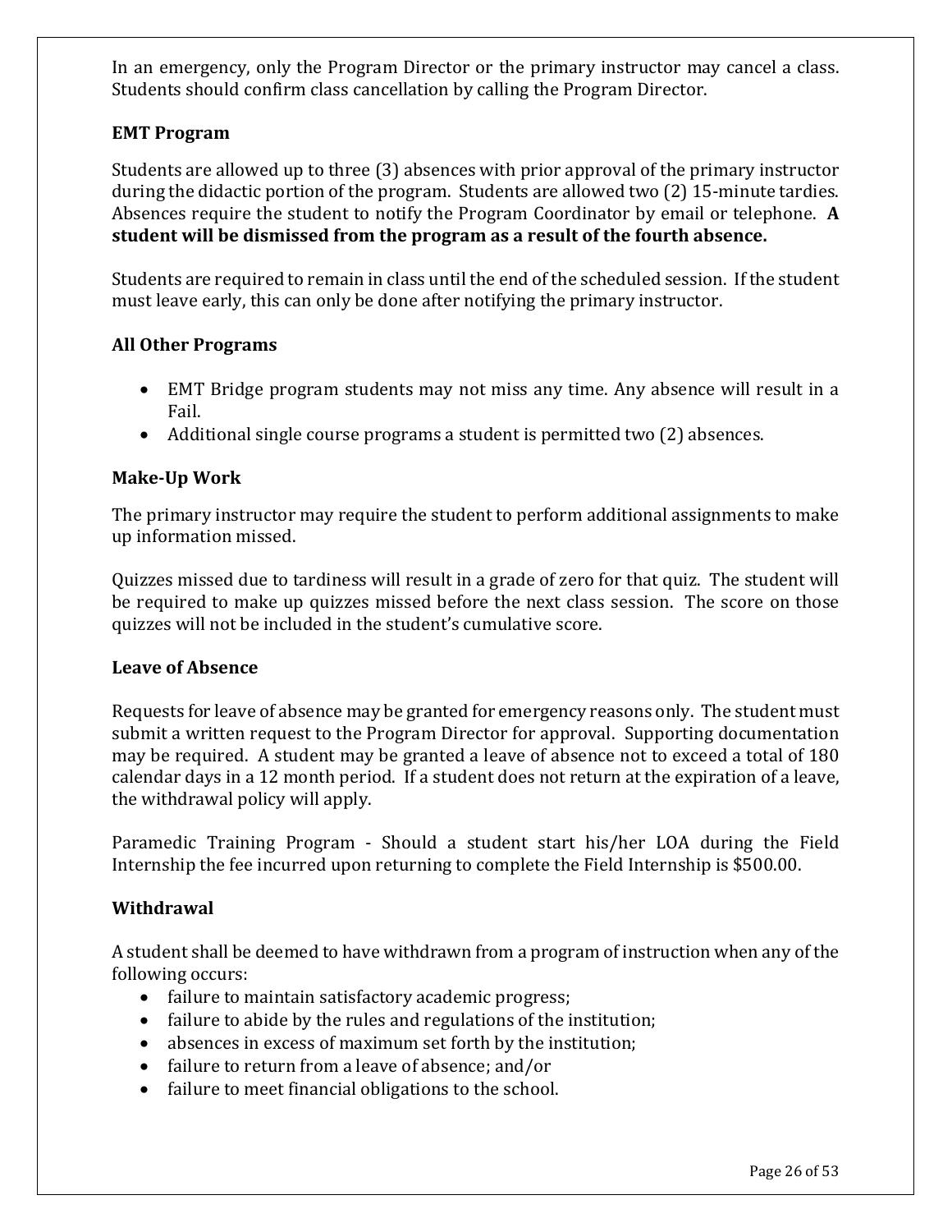In an emergency, only the Program Director or the primary instructor may cancel a class. Students should confirm class cancellation by calling the Program Director.

### EMT Program

Students are allowed up to three (3) absences with prior approval of the primary instructor during the didactic portion of the program. Students are allowed two (2) 15-minute tardies. Absences require the student to notify the Program Coordinator by email or telephone. **A student will be dismissed from the program as a result of the fourth absence.**

Students are required to remain in class until the end of the scheduled session. If the student must leave early, this can only be done after notifying the primary instructor.

### All Other Programs

- EMT Bridge program students may not miss any time. Any absence will result in a Fail.
- Additional single course programs a student is permitted two (2) absences.

### Make-Up Work

The primary instructor may require the student to perform additional assignments to make up information missed.

Quizzes missed due to tardiness will result in a grade of zero for that quiz. The student will be required to make up quizzes missed before the next class session. The score on those quizzes will not be included in the student's cumulative score.

### Leave of Absence

Requests for leave of absence may be granted for emergency reasons only. The student must submit a written request to the Program Director for approval. Supporting documentation may be required. A student may be granted a leave of absence not to exceed a total of 180 calendar days in a 12 month period. If a student does not return at the expiration of a leave, the withdrawal policy will apply.

Paramedic Training Program - Should a student start his/her LOA during the Field Internship the fee incurred upon returning to complete the Field Internship is $500.00.

### Withdrawal

A student shall be deemed to have withdrawn from a program of instruction when any of the following occurs:

- failure to maintain satisfactory academic progress;
- failure to abide by the rules and regulations of the institution;
- absences in excess of maximum set forth by the institution;
- failure to return from a leave of absence; and/or
- failure to meet financial obligations to the school.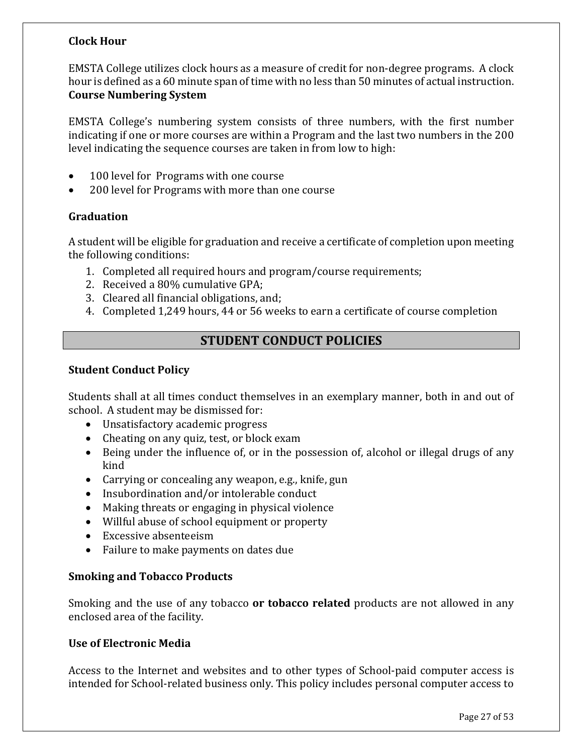### Clock Hour

EMSTA College utilizes clock hours as a measure of credit for non-degree programs. A clock hour is defined as a 60 minute span of time with no less than 50 minutes of actual instruction.

### Course Numbering System

EMSTA College's numbering system consists of three numbers, with the first number indicating if one or more courses are within a Program and the last two numbers in the 200 level indicating the sequence courses are taken in from low to high:

- 100 level for Programs with one course
- 200 level for Programs with more than one course

### Graduation

A student will be eligible for graduation and receive a certificate of completion upon meeting the following conditions:

1. Completed all required hours and program/course requirements;
2. Received a 80% cumulative GPA;
3. Cleared all financial obligations, and;
4. Completed 1,249 hours, 44 or 56 weeks to earn a certificate of course completion

## STUDENT CONDUCT POLICIES

### Student Conduct Policy

Students shall at all times conduct themselves in an exemplary manner, both in and out of school. A student may be dismissed for:

- Unsatisfactory academic progress
- Cheating on any quiz, test, or block exam
- Being under the influence of, or in the possession of, alcohol or illegal drugs of any kind
- Carrying or concealing any weapon, e.g., knife, gun
- Insubordination and/or intolerable conduct
- Making threats or engaging in physical violence
- Willful abuse of school equipment or property
- Excessive absenteeism
- Failure to make payments on dates due

### Smoking and Tobacco Products

Smoking and the use of any tobacco **or tobacco related** products are not allowed in any enclosed area of the facility.

### Use of Electronic Media

Access to the Internet and websites and to other types of School-paid computer access is intended for School-related business only. This policy includes personal computer access to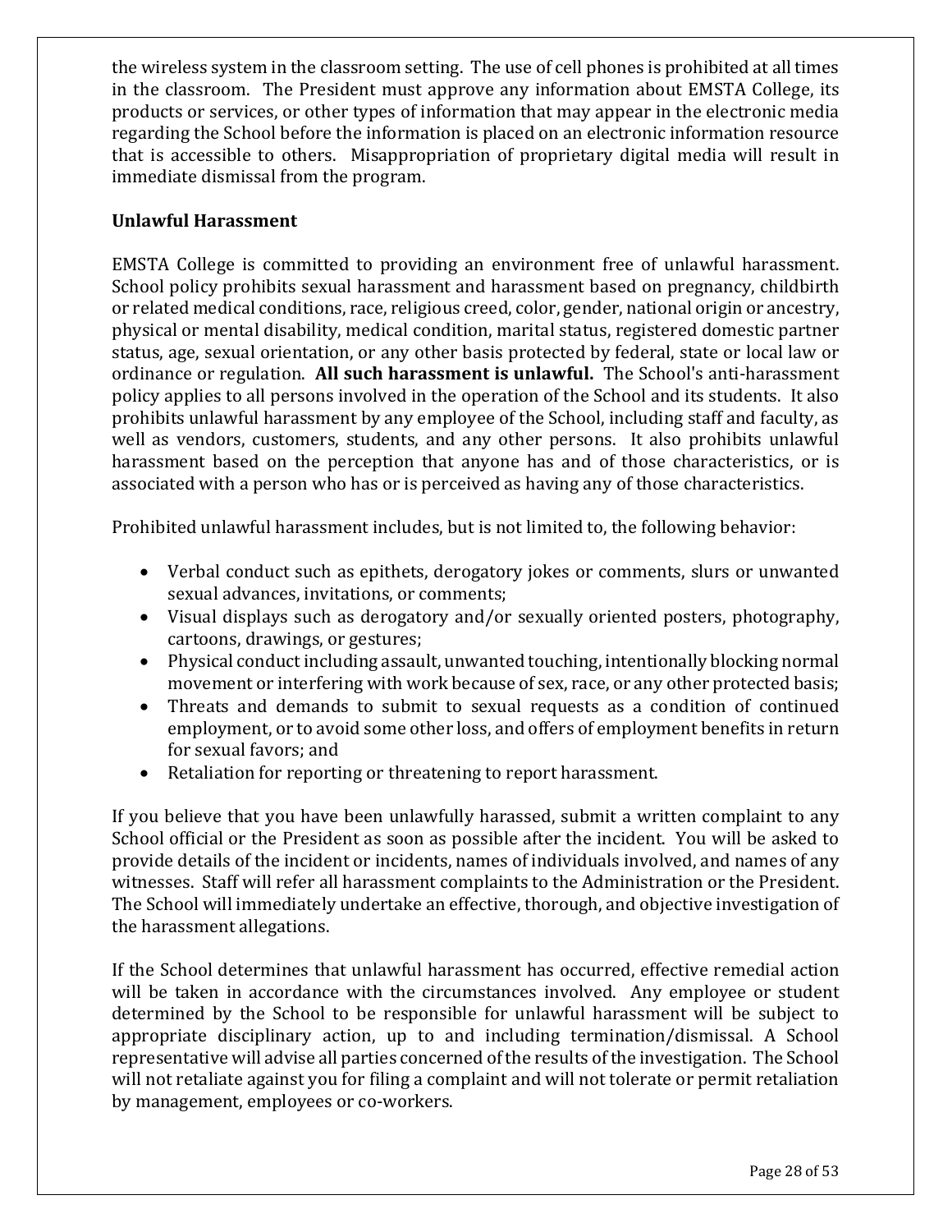the wireless system in the classroom setting. The use of cell phones is prohibited at all times in the classroom. The President must approve any information about EMSTA College, its products or services, or other types of information that may appear in the electronic media regarding the School before the information is placed on an electronic information resource that is accessible to others. Misappropriation of proprietary digital media will result in immediate dismissal from the program.

**Unlawful Harassment**

EMSTA College is committed to providing an environment free of unlawful harassment. School policy prohibits sexual harassment and harassment based on pregnancy, childbirth or related medical conditions, race, religious creed, color, gender, national origin or ancestry, physical or mental disability, medical condition, marital status, registered domestic partner status, age, sexual orientation, or any other basis protected by federal, state or local law or ordinance or regulation. **All such harassment is unlawful.** The School's anti-harassment policy applies to all persons involved in the operation of the School and its students. It also prohibits unlawful harassment by any employee of the School, including staff and faculty, as well as vendors, customers, students, and any other persons. It also prohibits unlawful harassment based on the perception that anyone has and of those characteristics, or is associated with a person who has or is perceived as having any of those characteristics.

Prohibited unlawful harassment includes, but is not limited to, the following behavior:

- Verbal conduct such as epithets, derogatory jokes or comments, slurs or unwanted sexual advances, invitations, or comments;
- Visual displays such as derogatory and/or sexually oriented posters, photography, cartoons, drawings, or gestures;
- Physical conduct including assault, unwanted touching, intentionally blocking normal movement or interfering with work because of sex, race, or any other protected basis;
- Threats and demands to submit to sexual requests as a condition of continued employment, or to avoid some other loss, and offers of employment benefits in return for sexual favors; and
- Retaliation for reporting or threatening to report harassment.

If you believe that you have been unlawfully harassed, submit a written complaint to any School official or the President as soon as possible after the incident. You will be asked to provide details of the incident or incidents, names of individuals involved, and names of any witnesses. Staff will refer all harassment complaints to the Administration or the President. The School will immediately undertake an effective, thorough, and objective investigation of the harassment allegations.

If the School determines that unlawful harassment has occurred, effective remedial action will be taken in accordance with the circumstances involved. Any employee or student determined by the School to be responsible for unlawful harassment will be subject to appropriate disciplinary action, up to and including termination/dismissal. A School representative will advise all parties concerned of the results of the investigation. The School will not retaliate against you for filing a complaint and will not tolerate or permit retaliation by management, employees or co-workers.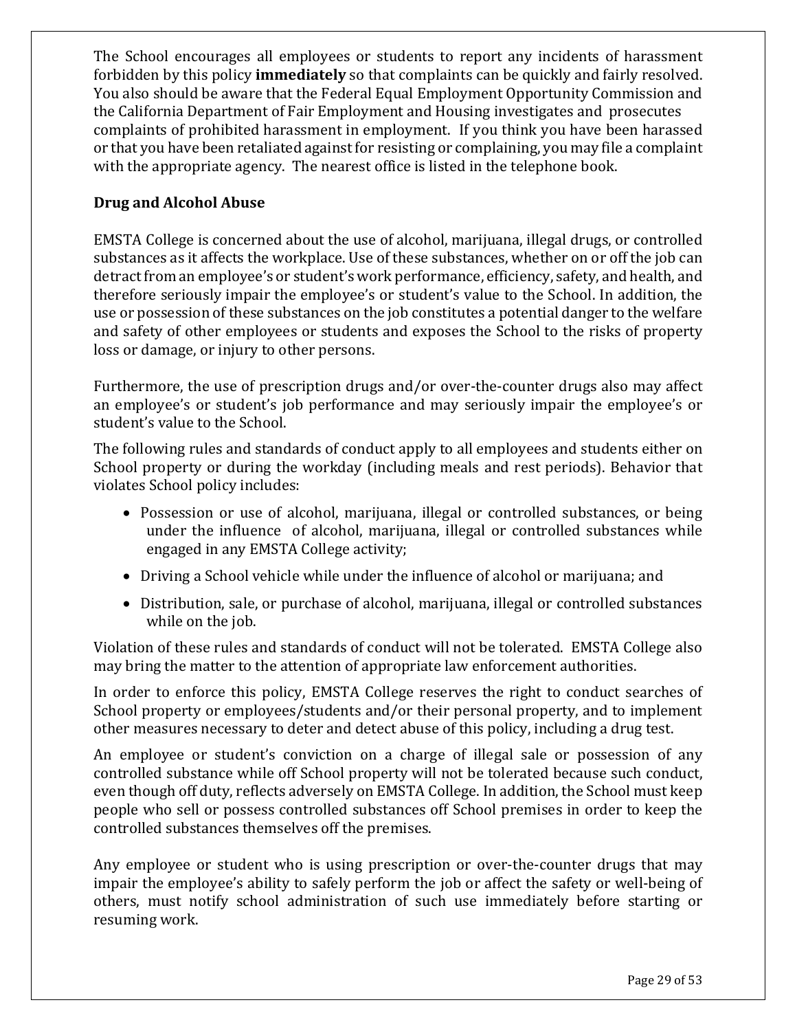The School encourages all employees or students to report any incidents of harassment forbidden by this policy **immediately** so that complaints can be quickly and fairly resolved. You also should be aware that the Federal Equal Employment Opportunity Commission and the California Department of Fair Employment and Housing investigates and prosecutes complaints of prohibited harassment in employment. If you think you have been harassed or that you have been retaliated against for resisting or complaining, you may file a complaint with the appropriate agency. The nearest office is listed in the telephone book.

## Drug and Alcohol Abuse

EMSTA College is concerned about the use of alcohol, marijuana, illegal drugs, or controlled substances as it affects the workplace. Use of these substances, whether on or off the job can detract from an employee's or student's work performance, efficiency, safety, and health, and therefore seriously impair the employee's or student's value to the School. In addition, the use or possession of these substances on the job constitutes a potential danger to the welfare and safety of other employees or students and exposes the School to the risks of property loss or damage, or injury to other persons.

Furthermore, the use of prescription drugs and/or over-the-counter drugs also may affect an employee's or student's job performance and may seriously impair the employee's or student's value to the School.

The following rules and standards of conduct apply to all employees and students either on School property or during the workday (including meals and rest periods). Behavior that violates School policy includes:

- Possession or use of alcohol, marijuana, illegal or controlled substances, or being under the influence of alcohol, marijuana, illegal or controlled substances while engaged in any EMSTA College activity;
- Driving a School vehicle while under the influence of alcohol or marijuana; and
- Distribution, sale, or purchase of alcohol, marijuana, illegal or controlled substances while on the job.

Violation of these rules and standards of conduct will not be tolerated. EMSTA College also may bring the matter to the attention of appropriate law enforcement authorities.

In order to enforce this policy, EMSTA College reserves the right to conduct searches of School property or employees/students and/or their personal property, and to implement other measures necessary to deter and detect abuse of this policy, including a drug test.

An employee or student's conviction on a charge of illegal sale or possession of any controlled substance while off School property will not be tolerated because such conduct, even though off duty, reflects adversely on EMSTA College. In addition, the School must keep people who sell or possess controlled substances off School premises in order to keep the controlled substances themselves off the premises.

Any employee or student who is using prescription or over-the-counter drugs that may impair the employee's ability to safely perform the job or affect the safety or well-being of others, must notify school administration of such use immediately before starting or resuming work.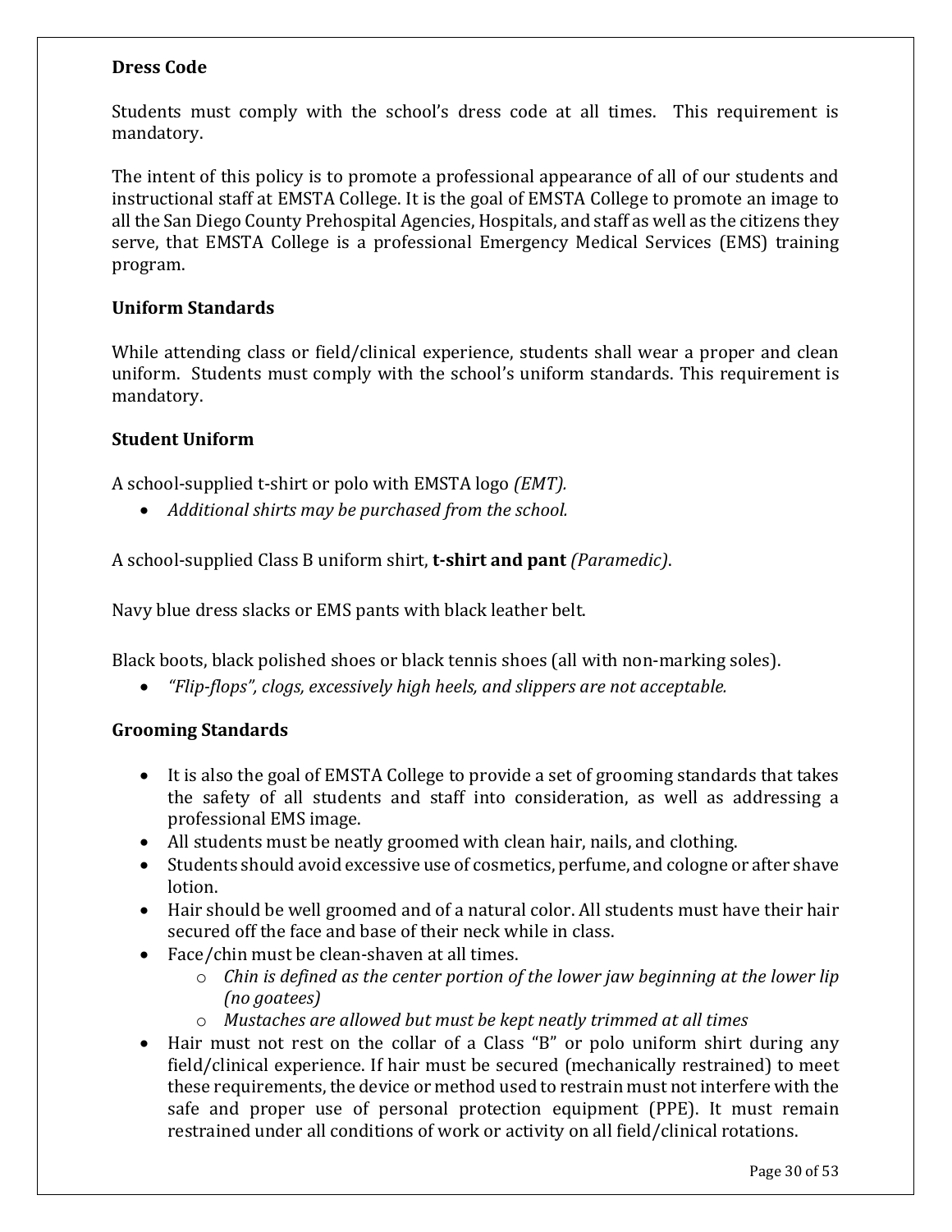**Dress Code**

Students must comply with the school's dress code at all times. This requirement is mandatory.

The intent of this policy is to promote a professional appearance of all of our students and instructional staff at EMSTA College. It is the goal of EMSTA College to promote an image to all the San Diego County Prehospital Agencies, Hospitals, and staff as well as the citizens they serve, that EMSTA College is a professional Emergency Medical Services (EMS) training program.

**Uniform Standards**

While attending class or field/clinical experience, students shall wear a proper and clean uniform. Students must comply with the school's uniform standards. This requirement is mandatory.

**Student Uniform**

A school-supplied t-shirt or polo with EMSTA logo *(EMT).*

- *Additional shirts may be purchased from the school.*

A school-supplied Class B uniform shirt, **t-shirt and pant** *(Paramedic)*.

Navy blue dress slacks or EMS pants with black leather belt.

Black boots, black polished shoes or black tennis shoes (all with non-marking soles).

- *"Flip-flops", clogs, excessively high heels, and slippers are not acceptable.*

**Grooming Standards**

- It is also the goal of EMSTA College to provide a set of grooming standards that takes the safety of all students and staff into consideration, as well as addressing a professional EMS image.
- All students must be neatly groomed with clean hair, nails, and clothing.
- Students should avoid excessive use of cosmetics, perfume, and cologne or after shave lotion.
- Hair should be well groomed and of a natural color. All students must have their hair secured off the face and base of their neck while in class.
- Face/chin must be clean-shaven at all times.
    - *Chin is defined as the center portion of the lower jaw beginning at the lower lip (no goatees)*
    - *Mustaches are allowed but must be kept neatly trimmed at all times*
- Hair must not rest on the collar of a Class "B" or polo uniform shirt during any field/clinical experience. If hair must be secured (mechanically restrained) to meet these requirements, the device or method used to restrain must not interfere with the safe and proper use of personal protection equipment (PPE). It must remain restrained under all conditions of work or activity on all field/clinical rotations.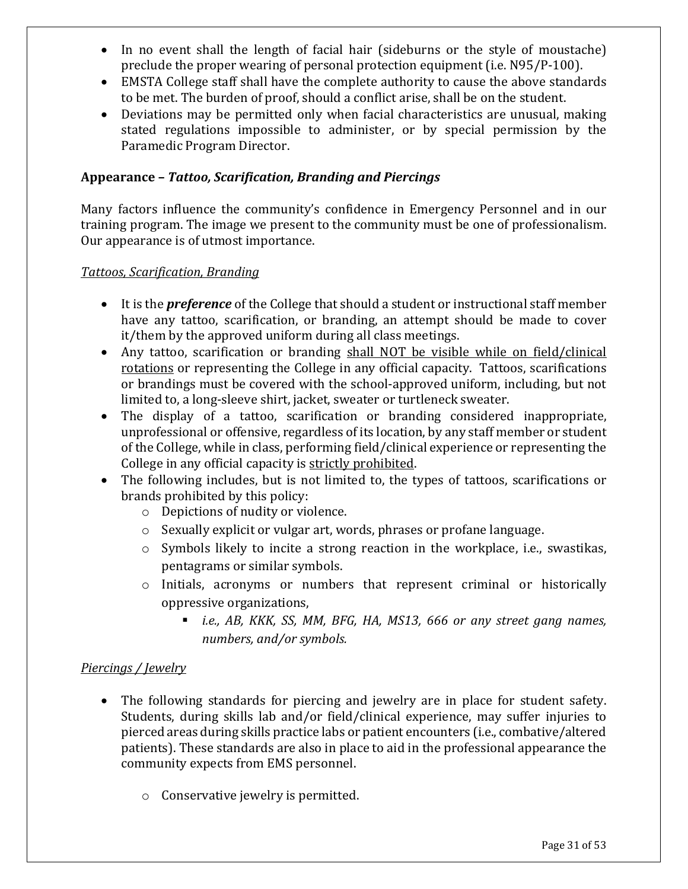- In no event shall the length of facial hair (sideburns or the style of moustache) preclude the proper wearing of personal protection equipment (i.e. N95/P-100).
- EMSTA College staff shall have the complete authority to cause the above standards to be met. The burden of proof, should a conflict arise, shall be on the student.
- Deviations may be permitted only when facial characteristics are unusual, making stated regulations impossible to administer, or by special permission by the Paramedic Program Director.

**Appearance – *Tattoo, Scarification, Branding and Piercings***

Many factors influence the community's confidence in Emergency Personnel and in our training program. The image we present to the community must be one of professionalism. Our appearance is of utmost importance.

<u>*Tattoos, Scarification, Branding*</u>

- It is the ***preference*** of the College that should a student or instructional staff member have any tattoo, scarification, or branding, an attempt should be made to cover it/them by the approved uniform during all class meetings.
- Any tattoo, scarification or branding <u>shall NOT be visible while on field/clinical rotations</u> or representing the College in any official capacity. Tattoos, scarifications or brandings must be covered with the school-approved uniform, including, but not limited to, a long-sleeve shirt, jacket, sweater or turtleneck sweater.
- The display of a tattoo, scarification or branding considered inappropriate, unprofessional or offensive, regardless of its location, by any staff member or student of the College, while in class, performing field/clinical experience or representing the College in any official capacity is <u>strictly prohibited</u>.
- The following includes, but is not limited to, the types of tattoos, scarifications or brands prohibited by this policy:
  - Depictions of nudity or violence.
  - Sexually explicit or vulgar art, words, phrases or profane language.
  - Symbols likely to incite a strong reaction in the workplace, i.e., swastikas, pentagrams or similar symbols.
  - Initials, acronyms or numbers that represent criminal or historically oppressive organizations,
    - *i.e., AB, KKK, SS, MM, BFG, HA, MS13, 666 or any street gang names, numbers, and/or symbols.*

<u>*Piercings / Jewelry*</u>

- The following standards for piercing and jewelry are in place for student safety. Students, during skills lab and/or field/clinical experience, may suffer injuries to pierced areas during skills practice labs or patient encounters (i.e., combative/altered patients). These standards are also in place to aid in the professional appearance the community expects from EMS personnel.
  - Conservative jewelry is permitted.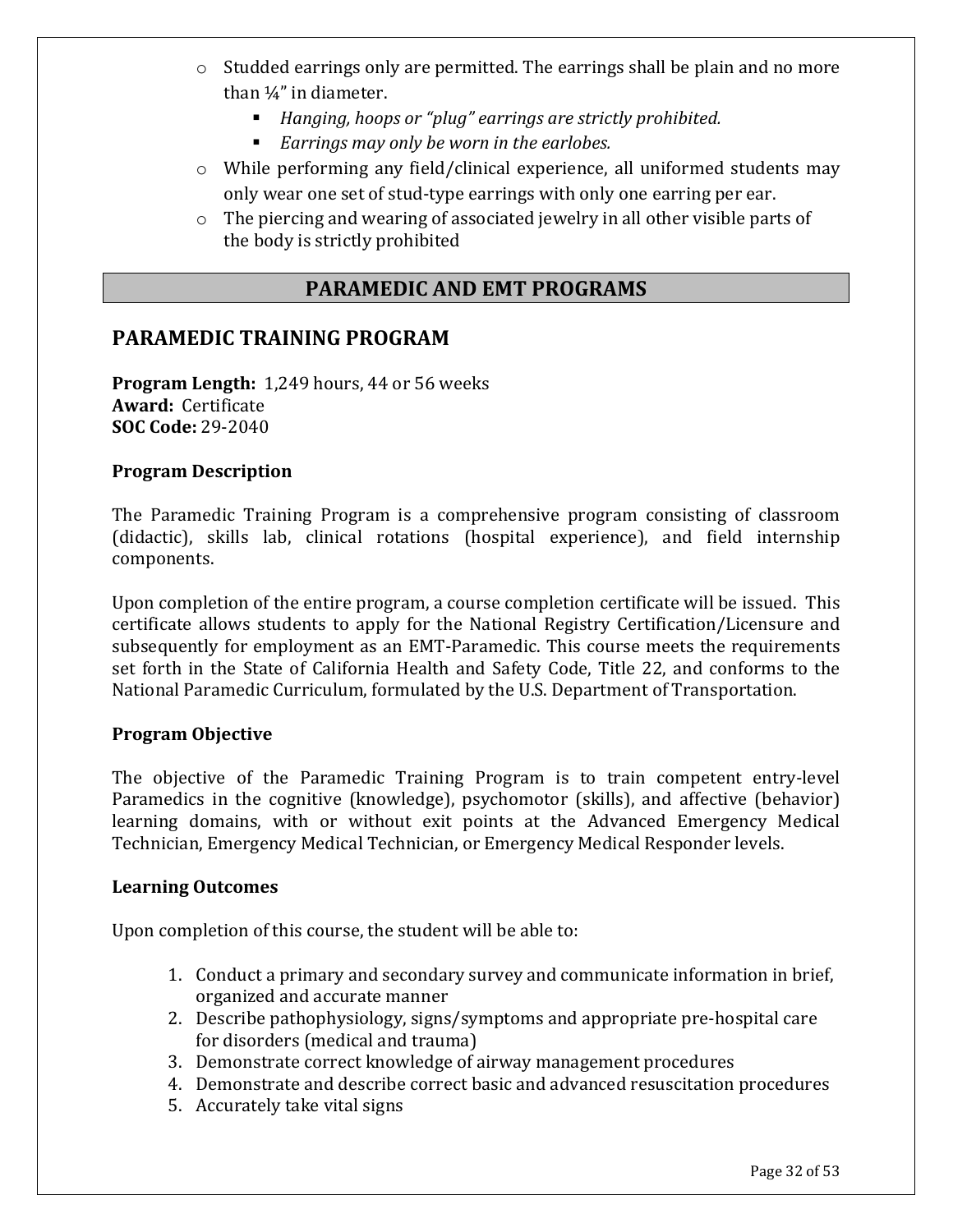- Studded earrings only are permitted. The earrings shall be plain and no more than ¼" in diameter.
    - *Hanging, hoops or "plug" earrings are strictly prohibited.*
    - *Earrings may only be worn in the earlobes.*
- While performing any field/clinical experience, all uniformed students may only wear one set of stud-type earrings with only one earring per ear.
- The piercing and wearing of associated jewelry in all other visible parts of the body is strictly prohibited

# PARAMEDIC AND EMT PROGRAMS

## PARAMEDIC TRAINING PROGRAM

**Program Length:** 1,249 hours, 44 or 56 weeks
**Award:** Certificate
**SOC Code:** 29-2040

### Program Description

The Paramedic Training Program is a comprehensive program consisting of classroom (didactic), skills lab, clinical rotations (hospital experience), and field internship components.

Upon completion of the entire program, a course completion certificate will be issued. This certificate allows students to apply for the National Registry Certification/Licensure and subsequently for employment as an EMT-Paramedic. This course meets the requirements set forth in the State of California Health and Safety Code, Title 22, and conforms to the National Paramedic Curriculum, formulated by the U.S. Department of Transportation.

### Program Objective

The objective of the Paramedic Training Program is to train competent entry-level Paramedics in the cognitive (knowledge), psychomotor (skills), and affective (behavior) learning domains, with or without exit points at the Advanced Emergency Medical Technician, Emergency Medical Technician, or Emergency Medical Responder levels.

### Learning Outcomes

Upon completion of this course, the student will be able to:

1. Conduct a primary and secondary survey and communicate information in brief, organized and accurate manner
2. Describe pathophysiology, signs/symptoms and appropriate pre-hospital care for disorders (medical and trauma)
3. Demonstrate correct knowledge of airway management procedures
4. Demonstrate and describe correct basic and advanced resuscitation procedures
5. Accurately take vital signs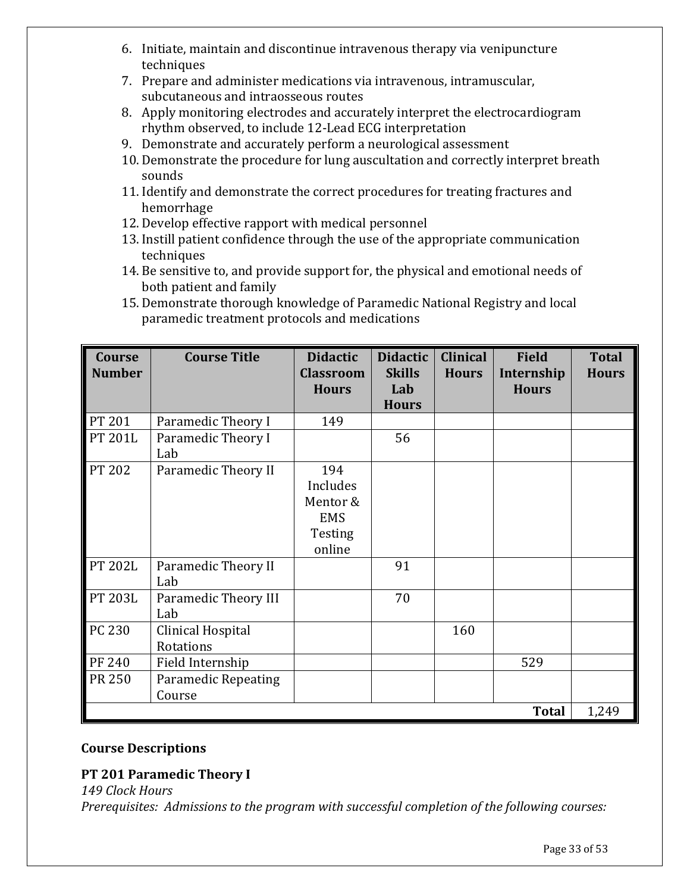6. Initiate, maintain and discontinue intravenous therapy via venipuncture techniques
7. Prepare and administer medications via intravenous, intramuscular, subcutaneous and intraosseous routes
8. Apply monitoring electrodes and accurately interpret the electrocardiogram rhythm observed, to include 12-Lead ECG interpretation
9. Demonstrate and accurately perform a neurological assessment
10. Demonstrate the procedure for lung auscultation and correctly interpret breath sounds
11. Identify and demonstrate the correct procedures for treating fractures and hemorrhage
12. Develop effective rapport with medical personnel
13. Instill patient confidence through the use of the appropriate communication techniques
14. Be sensitive to, and provide support for, the physical and emotional needs of both patient and family
15. Demonstrate thorough knowledge of Paramedic National Registry and local paramedic treatment protocols and medications

| Course Number | Course Title | Didactic Classroom Hours | Didactic Skills Lab Hours | Clinical Hours | Field Internship Hours | Total Hours |
|---|---|---|---|---|---|---|
| PT 201 | Paramedic Theory I | 149 | | | | |
| PT 201L | Paramedic Theory I Lab | | 56 | | | |
| PT 202 | Paramedic Theory II | 194 Includes Mentor & EMS Testing online | | | | |
| PT 202L | Paramedic Theory II Lab | | 91 | | | |
| PT 203L | Paramedic Theory III Lab | | 70 | | | |
| PC 230 | Clinical Hospital Rotations | | | 160 | | |
| PF 240 | Field Internship | | | | 529 | |
| PR 250 | Paramedic Repeating Course | | | | | |
| | | | | | **Total** | 1,249 |

## Course Descriptions

### PT 201 Paramedic Theory I

*149 Clock Hours*

*Prerequisites: Admissions to the program with successful completion of the following courses:*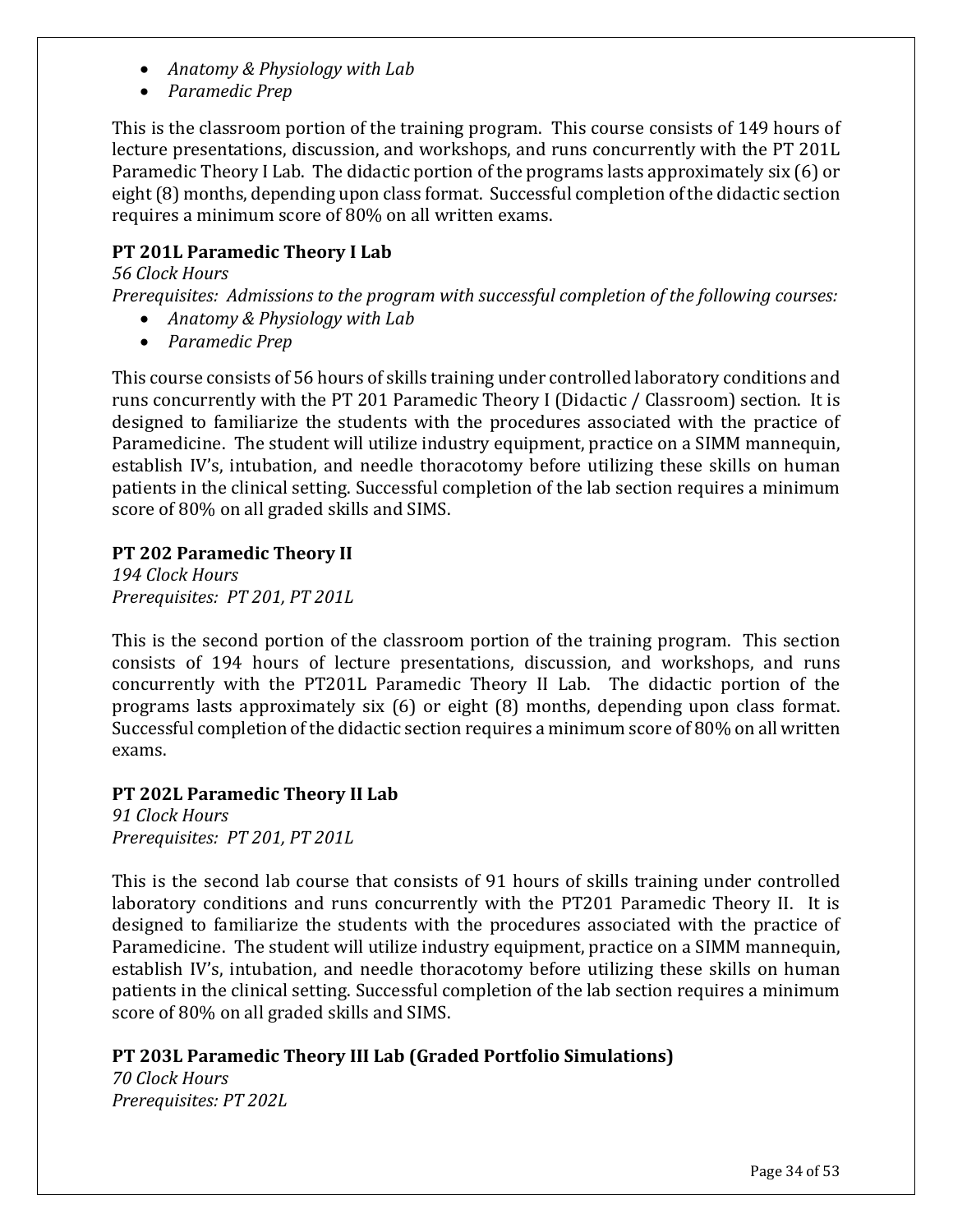- *Anatomy & Physiology with Lab*
- *Paramedic Prep*

This is the classroom portion of the training program. This course consists of 149 hours of lecture presentations, discussion, and workshops, and runs concurrently with the PT 201L Paramedic Theory I Lab. The didactic portion of the programs lasts approximately six (6) or eight (8) months, depending upon class format. Successful completion of the didactic section requires a minimum score of 80% on all written exams.

**PT 201L Paramedic Theory I Lab**

*56 Clock Hours*

*Prerequisites: Admissions to the program with successful completion of the following courses:*

- *Anatomy & Physiology with Lab*
- *Paramedic Prep*

This course consists of 56 hours of skills training under controlled laboratory conditions and runs concurrently with the PT 201 Paramedic Theory I (Didactic / Classroom) section. It is designed to familiarize the students with the procedures associated with the practice of Paramedicine. The student will utilize industry equipment, practice on a SIMM mannequin, establish IV's, intubation, and needle thoracotomy before utilizing these skills on human patients in the clinical setting. Successful completion of the lab section requires a minimum score of 80% on all graded skills and SIMS.

**PT 202 Paramedic Theory II**

*194 Clock Hours*

*Prerequisites: PT 201, PT 201L*

This is the second portion of the classroom portion of the training program. This section consists of 194 hours of lecture presentations, discussion, and workshops, and runs concurrently with the PT201L Paramedic Theory II Lab. The didactic portion of the programs lasts approximately six (6) or eight (8) months, depending upon class format. Successful completion of the didactic section requires a minimum score of 80% on all written exams.

**PT 202L Paramedic Theory II Lab**

*91 Clock Hours*

*Prerequisites: PT 201, PT 201L*

This is the second lab course that consists of 91 hours of skills training under controlled laboratory conditions and runs concurrently with the PT201 Paramedic Theory II. It is designed to familiarize the students with the procedures associated with the practice of Paramedicine. The student will utilize industry equipment, practice on a SIMM mannequin, establish IV's, intubation, and needle thoracotomy before utilizing these skills on human patients in the clinical setting. Successful completion of the lab section requires a minimum score of 80% on all graded skills and SIMS.

**PT 203L Paramedic Theory III Lab (Graded Portfolio Simulations)**

*70 Clock Hours*

*Prerequisites: PT 202L*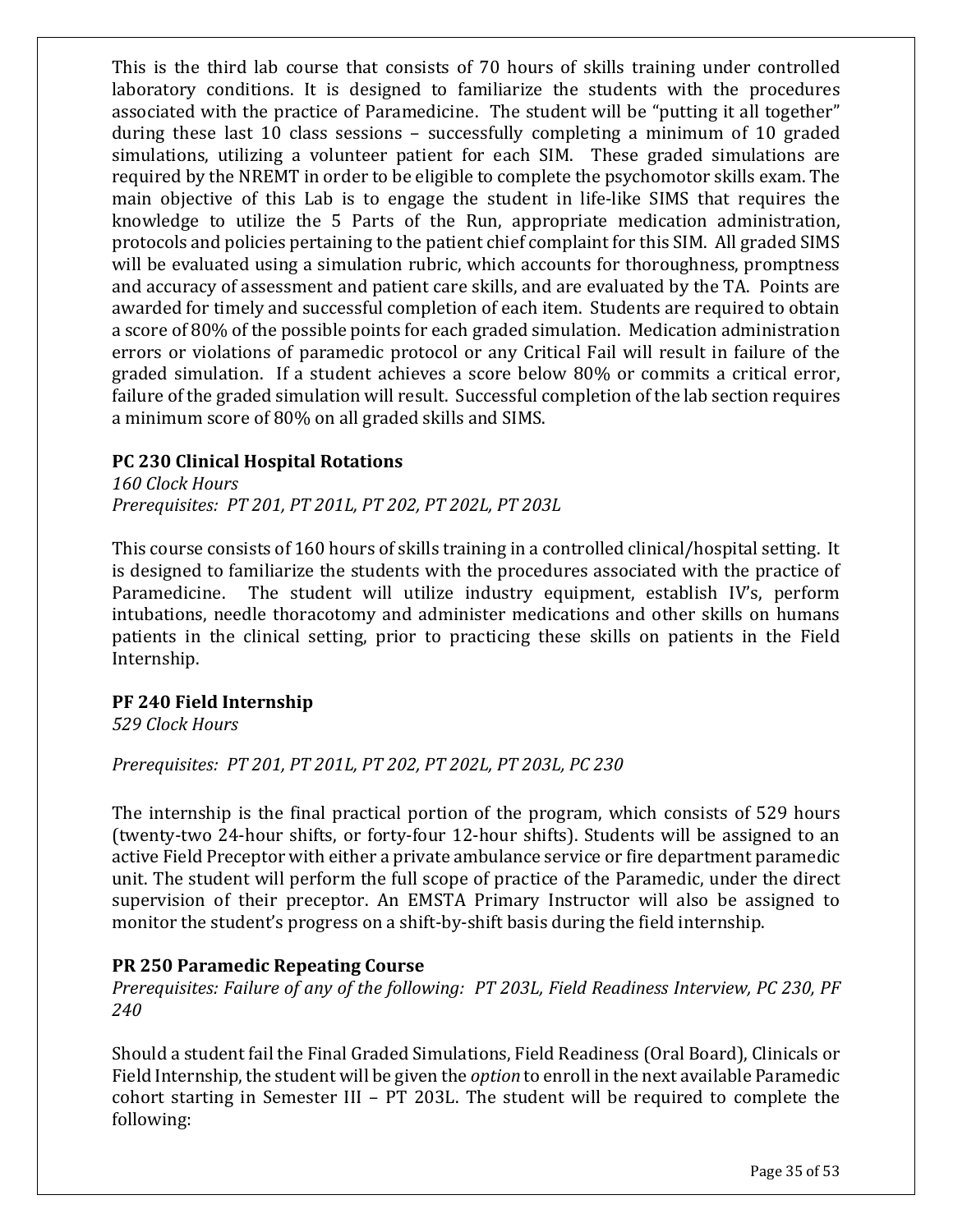This is the third lab course that consists of 70 hours of skills training under controlled laboratory conditions. It is designed to familiarize the students with the procedures associated with the practice of Paramedicine. The student will be "putting it all together" during these last 10 class sessions – successfully completing a minimum of 10 graded simulations, utilizing a volunteer patient for each SIM. These graded simulations are required by the NREMT in order to be eligible to complete the psychomotor skills exam. The main objective of this Lab is to engage the student in life-like SIMS that requires the knowledge to utilize the 5 Parts of the Run, appropriate medication administration, protocols and policies pertaining to the patient chief complaint for this SIM. All graded SIMS will be evaluated using a simulation rubric, which accounts for thoroughness, promptness and accuracy of assessment and patient care skills, and are evaluated by the TA. Points are awarded for timely and successful completion of each item. Students are required to obtain a score of 80% of the possible points for each graded simulation. Medication administration errors or violations of paramedic protocol or any Critical Fail will result in failure of the graded simulation. If a student achieves a score below 80% or commits a critical error, failure of the graded simulation will result. Successful completion of the lab section requires a minimum score of 80% on all graded skills and SIMS.

**PC 230 Clinical Hospital Rotations**

*160 Clock Hours*

*Prerequisites: PT 201, PT 201L, PT 202, PT 202L, PT 203L*

This course consists of 160 hours of skills training in a controlled clinical/hospital setting. It is designed to familiarize the students with the procedures associated with the practice of Paramedicine. The student will utilize industry equipment, establish IV's, perform intubations, needle thoracotomy and administer medications and other skills on humans patients in the clinical setting, prior to practicing these skills on patients in the Field Internship.

**PF 240 Field Internship**

*529 Clock Hours*

*Prerequisites: PT 201, PT 201L, PT 202, PT 202L, PT 203L, PC 230*

The internship is the final practical portion of the program, which consists of 529 hours (twenty-two 24-hour shifts, or forty-four 12-hour shifts). Students will be assigned to an active Field Preceptor with either a private ambulance service or fire department paramedic unit. The student will perform the full scope of practice of the Paramedic, under the direct supervision of their preceptor. An EMSTA Primary Instructor will also be assigned to monitor the student's progress on a shift-by-shift basis during the field internship.

**PR 250 Paramedic Repeating Course**

*Prerequisites: Failure of any of the following: PT 203L, Field Readiness Interview, PC 230, PF 240*

Should a student fail the Final Graded Simulations, Field Readiness (Oral Board), Clinicals or Field Internship, the student will be given the *option* to enroll in the next available Paramedic cohort starting in Semester III – PT 203L. The student will be required to complete the following: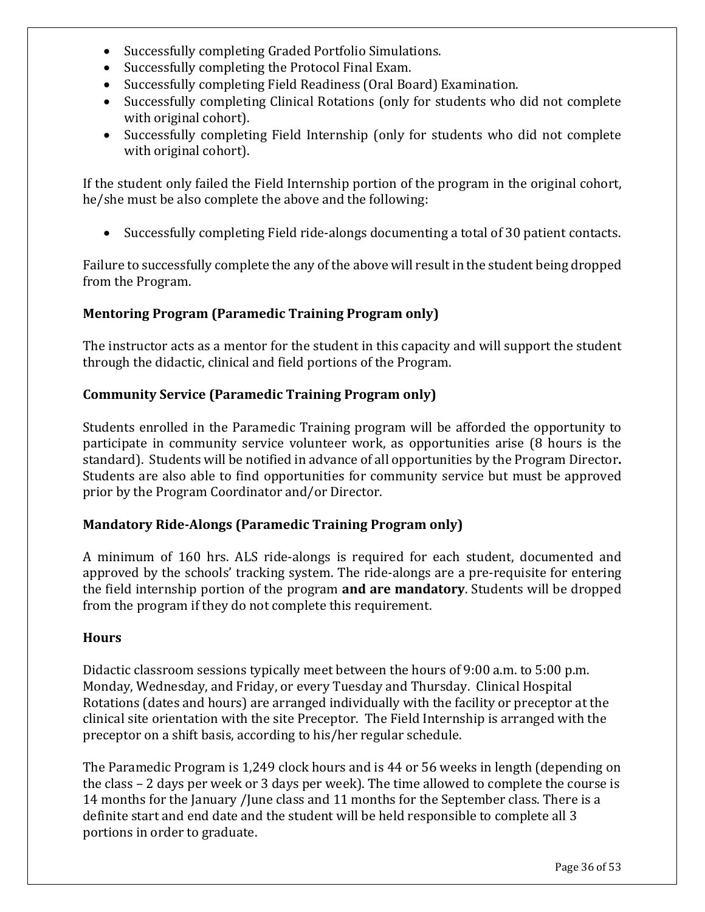- Successfully completing Graded Portfolio Simulations.
- Successfully completing the Protocol Final Exam.
- Successfully completing Field Readiness (Oral Board) Examination.
- Successfully completing Clinical Rotations (only for students who did not complete with original cohort).
- Successfully completing Field Internship (only for students who did not complete with original cohort).

If the student only failed the Field Internship portion of the program in the original cohort, he/she must be also complete the above and the following:

- Successfully completing Field ride-alongs documenting a total of 30 patient contacts.

Failure to successfully complete the any of the above will result in the student being dropped from the Program.

### Mentoring Program (Paramedic Training Program only)

The instructor acts as a mentor for the student in this capacity and will support the student through the didactic, clinical and field portions of the Program.

### Community Service (Paramedic Training Program only)

Students enrolled in the Paramedic Training program will be afforded the opportunity to participate in community service volunteer work, as opportunities arise (8 hours is the standard). Students will be notified in advance of all opportunities by the Program Director**.** Students are also able to find opportunities for community service but must be approved prior by the Program Coordinator and/or Director.

### Mandatory Ride-Alongs (Paramedic Training Program only)

A minimum of 160 hrs. ALS ride-alongs is required for each student, documented and approved by the schools' tracking system. The ride-alongs are a pre-requisite for entering the field internship portion of the program **and are mandatory**. Students will be dropped from the program if they do not complete this requirement.

### Hours

Didactic classroom sessions typically meet between the hours of 9:00 a.m. to 5:00 p.m. Monday, Wednesday, and Friday, or every Tuesday and Thursday. Clinical Hospital Rotations (dates and hours) are arranged individually with the facility or preceptor at the clinical site orientation with the site Preceptor. The Field Internship is arranged with the preceptor on a shift basis, according to his/her regular schedule.

The Paramedic Program is 1,249 clock hours and is 44 or 56 weeks in length (depending on the class – 2 days per week or 3 days per week). The time allowed to complete the course is 14 months for the January /June class and 11 months for the September class. There is a definite start and end date and the student will be held responsible to complete all 3 portions in order to graduate.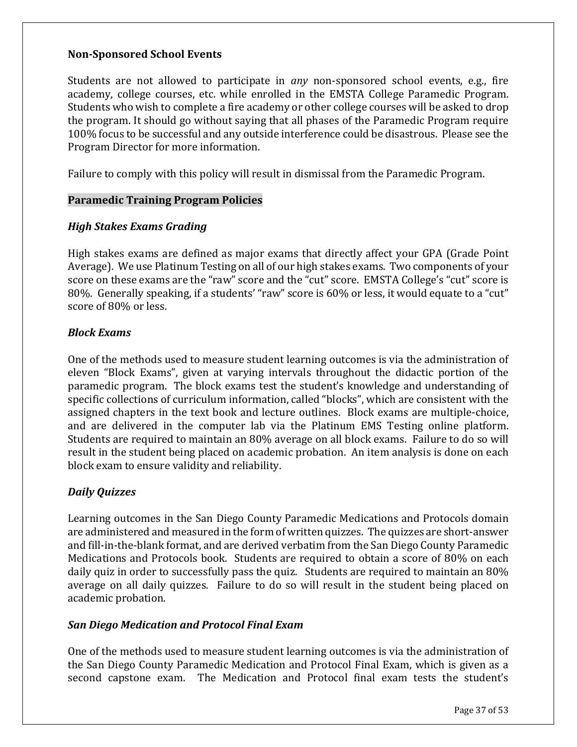### Non-Sponsored School Events

Students are not allowed to participate in *any* non-sponsored school events, e.g., fire academy, college courses, etc. while enrolled in the EMSTA College Paramedic Program. Students who wish to complete a fire academy or other college courses will be asked to drop the program. It should go without saying that all phases of the Paramedic Program require 100% focus to be successful and any outside interference could be disastrous. Please see the Program Director for more information.

Failure to comply with this policy will result in dismissal from the Paramedic Program.

## Paramedic Training Program Policies

### *High Stakes Exams Grading*

High stakes exams are defined as major exams that directly affect your GPA (Grade Point Average). We use Platinum Testing on all of our high stakes exams. Two components of your score on these exams are the "raw" score and the "cut" score. EMSTA College's "cut" score is 80%. Generally speaking, if a students' "raw" score is 60% or less, it would equate to a "cut" score of 80% or less.

### *Block Exams*

One of the methods used to measure student learning outcomes is via the administration of eleven "Block Exams", given at varying intervals throughout the didactic portion of the paramedic program. The block exams test the student's knowledge and understanding of specific collections of curriculum information, called "blocks", which are consistent with the assigned chapters in the text book and lecture outlines. Block exams are multiple-choice, and are delivered in the computer lab via the Platinum EMS Testing online platform. Students are required to maintain an 80% average on all block exams. Failure to do so will result in the student being placed on academic probation. An item analysis is done on each block exam to ensure validity and reliability.

### *Daily Quizzes*

Learning outcomes in the San Diego County Paramedic Medications and Protocols domain are administered and measured in the form of written quizzes. The quizzes are short-answer and fill-in-the-blank format, and are derived verbatim from the San Diego County Paramedic Medications and Protocols book. Students are required to obtain a score of 80% on each daily quiz in order to successfully pass the quiz. Students are required to maintain an 80% average on all daily quizzes. Failure to do so will result in the student being placed on academic probation.

### *San Diego Medication and Protocol Final Exam*

One of the methods used to measure student learning outcomes is via the administration of the San Diego County Paramedic Medication and Protocol Final Exam, which is given as a second capstone exam. The Medication and Protocol final exam tests the student's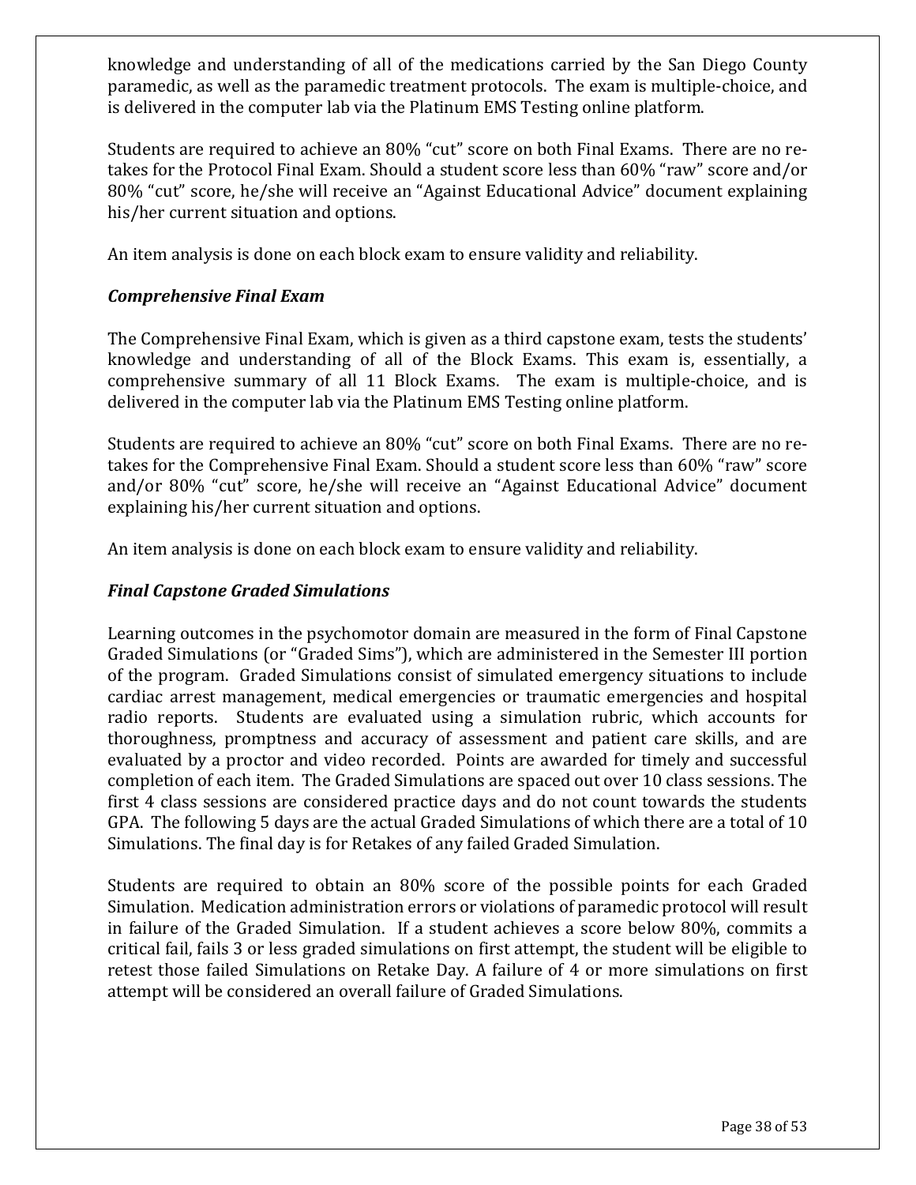knowledge and understanding of all of the medications carried by the San Diego County paramedic, as well as the paramedic treatment protocols. The exam is multiple-choice, and is delivered in the computer lab via the Platinum EMS Testing online platform.

Students are required to achieve an 80% "cut" score on both Final Exams. There are no re-takes for the Protocol Final Exam. Should a student score less than 60% "raw" score and/or 80% "cut" score, he/she will receive an "Against Educational Advice" document explaining his/her current situation and options.

An item analysis is done on each block exam to ensure validity and reliability.

### *Comprehensive Final Exam*

The Comprehensive Final Exam, which is given as a third capstone exam, tests the students' knowledge and understanding of all of the Block Exams. This exam is, essentially, a comprehensive summary of all 11 Block Exams. The exam is multiple-choice, and is delivered in the computer lab via the Platinum EMS Testing online platform.

Students are required to achieve an 80% "cut" score on both Final Exams. There are no re-takes for the Comprehensive Final Exam. Should a student score less than 60% "raw" score and/or 80% "cut" score, he/she will receive an "Against Educational Advice" document explaining his/her current situation and options.

An item analysis is done on each block exam to ensure validity and reliability.

### *Final Capstone Graded Simulations*

Learning outcomes in the psychomotor domain are measured in the form of Final Capstone Graded Simulations (or "Graded Sims"), which are administered in the Semester III portion of the program. Graded Simulations consist of simulated emergency situations to include cardiac arrest management, medical emergencies or traumatic emergencies and hospital radio reports. Students are evaluated using a simulation rubric, which accounts for thoroughness, promptness and accuracy of assessment and patient care skills, and are evaluated by a proctor and video recorded. Points are awarded for timely and successful completion of each item. The Graded Simulations are spaced out over 10 class sessions. The first 4 class sessions are considered practice days and do not count towards the students GPA. The following 5 days are the actual Graded Simulations of which there are a total of 10 Simulations. The final day is for Retakes of any failed Graded Simulation.

Students are required to obtain an 80% score of the possible points for each Graded Simulation. Medication administration errors or violations of paramedic protocol will result in failure of the Graded Simulation. If a student achieves a score below 80%, commits a critical fail, fails 3 or less graded simulations on first attempt, the student will be eligible to retest those failed Simulations on Retake Day. A failure of 4 or more simulations on first attempt will be considered an overall failure of Graded Simulations.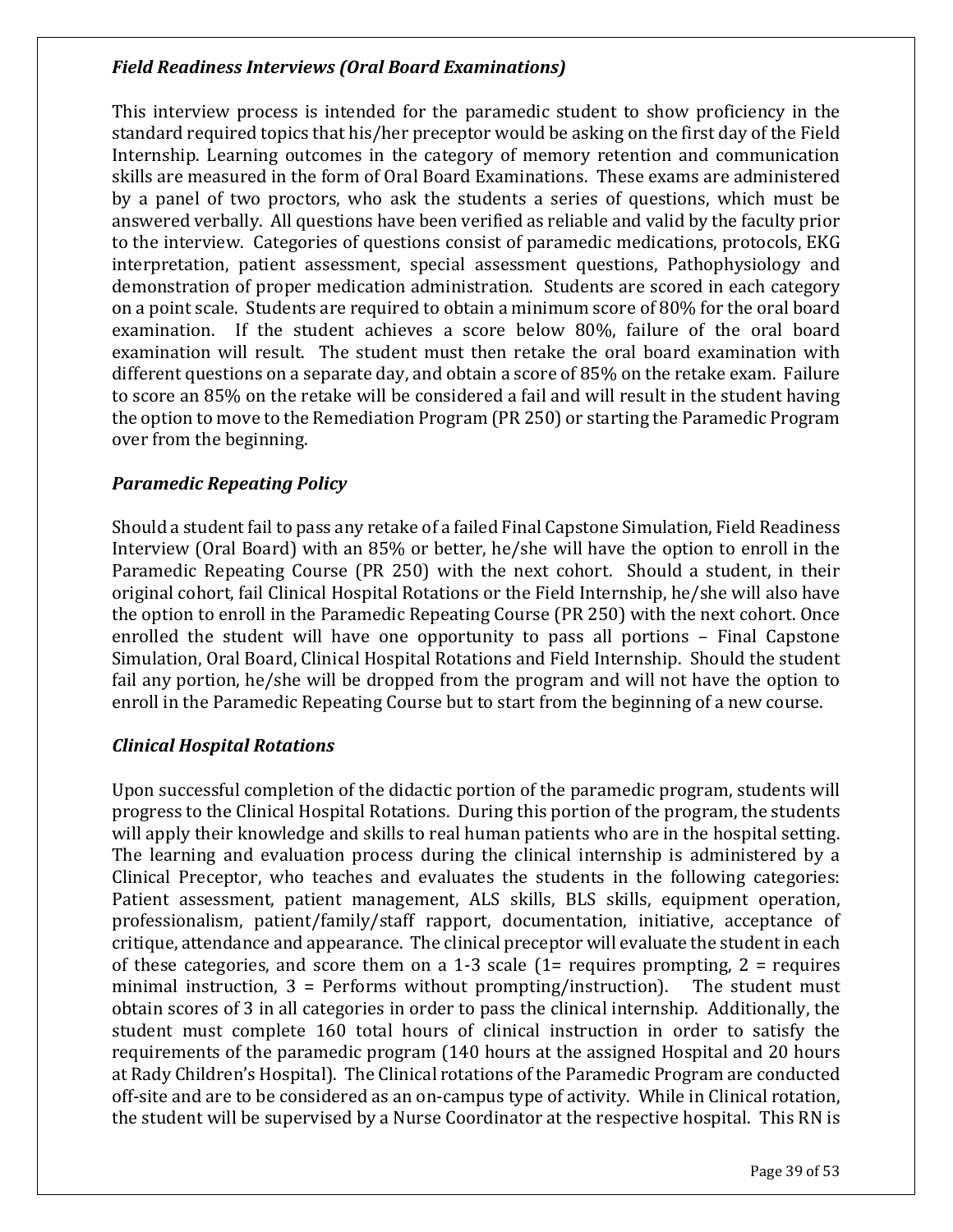### *Field Readiness Interviews (Oral Board Examinations)*

This interview process is intended for the paramedic student to show proficiency in the standard required topics that his/her preceptor would be asking on the first day of the Field Internship. Learning outcomes in the category of memory retention and communication skills are measured in the form of Oral Board Examinations. These exams are administered by a panel of two proctors, who ask the students a series of questions, which must be answered verbally. All questions have been verified as reliable and valid by the faculty prior to the interview. Categories of questions consist of paramedic medications, protocols, EKG interpretation, patient assessment, special assessment questions, Pathophysiology and demonstration of proper medication administration. Students are scored in each category on a point scale. Students are required to obtain a minimum score of 80% for the oral board examination. If the student achieves a score below 80%, failure of the oral board examination will result. The student must then retake the oral board examination with different questions on a separate day, and obtain a score of 85% on the retake exam. Failure to score an 85% on the retake will be considered a fail and will result in the student having the option to move to the Remediation Program (PR 250) or starting the Paramedic Program over from the beginning.

### *Paramedic Repeating Policy*

Should a student fail to pass any retake of a failed Final Capstone Simulation, Field Readiness Interview (Oral Board) with an 85% or better, he/she will have the option to enroll in the Paramedic Repeating Course (PR 250) with the next cohort. Should a student, in their original cohort, fail Clinical Hospital Rotations or the Field Internship, he/she will also have the option to enroll in the Paramedic Repeating Course (PR 250) with the next cohort. Once enrolled the student will have one opportunity to pass all portions – Final Capstone Simulation, Oral Board, Clinical Hospital Rotations and Field Internship. Should the student fail any portion, he/she will be dropped from the program and will not have the option to enroll in the Paramedic Repeating Course but to start from the beginning of a new course.

### *Clinical Hospital Rotations*

Upon successful completion of the didactic portion of the paramedic program, students will progress to the Clinical Hospital Rotations. During this portion of the program, the students will apply their knowledge and skills to real human patients who are in the hospital setting. The learning and evaluation process during the clinical internship is administered by a Clinical Preceptor, who teaches and evaluates the students in the following categories: Patient assessment, patient management, ALS skills, BLS skills, equipment operation, professionalism, patient/family/staff rapport, documentation, initiative, acceptance of critique, attendance and appearance. The clinical preceptor will evaluate the student in each of these categories, and score them on a 1-3 scale (1= requires prompting, 2 = requires minimal instruction, 3 = Performs without prompting/instruction). The student must obtain scores of 3 in all categories in order to pass the clinical internship. Additionally, the student must complete 160 total hours of clinical instruction in order to satisfy the requirements of the paramedic program (140 hours at the assigned Hospital and 20 hours at Rady Children's Hospital). The Clinical rotations of the Paramedic Program are conducted off-site and are to be considered as an on-campus type of activity. While in Clinical rotation, the student will be supervised by a Nurse Coordinator at the respective hospital. This RN is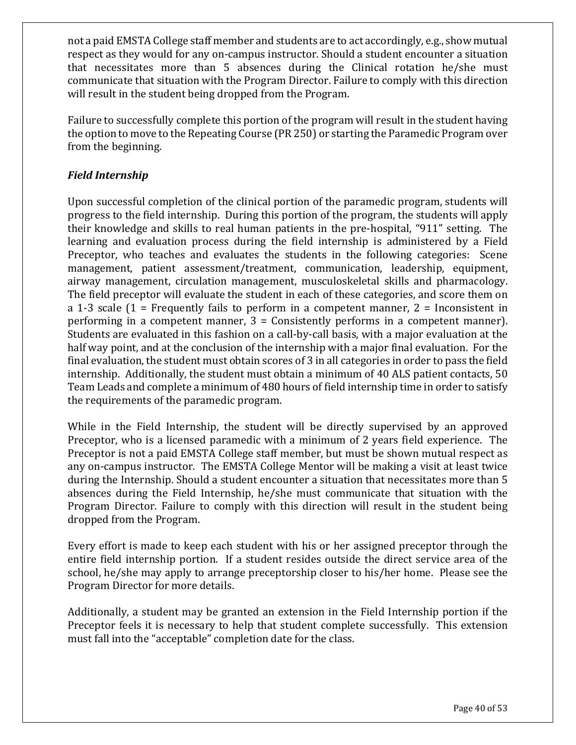not a paid EMSTA College staff member and students are to act accordingly, e.g., show mutual respect as they would for any on-campus instructor. Should a student encounter a situation that necessitates more than 5 absences during the Clinical rotation he/she must communicate that situation with the Program Director. Failure to comply with this direction will result in the student being dropped from the Program.

Failure to successfully complete this portion of the program will result in the student having the option to move to the Repeating Course (PR 250) or starting the Paramedic Program over from the beginning.

### *Field Internship*

Upon successful completion of the clinical portion of the paramedic program, students will progress to the field internship. During this portion of the program, the students will apply their knowledge and skills to real human patients in the pre-hospital, "911" setting. The learning and evaluation process during the field internship is administered by a Field Preceptor, who teaches and evaluates the students in the following categories: Scene management, patient assessment/treatment, communication, leadership, equipment, airway management, circulation management, musculoskeletal skills and pharmacology. The field preceptor will evaluate the student in each of these categories, and score them on a 1-3 scale (1 = Frequently fails to perform in a competent manner, 2 = Inconsistent in performing in a competent manner, 3 = Consistently performs in a competent manner). Students are evaluated in this fashion on a call-by-call basis, with a major evaluation at the half way point, and at the conclusion of the internship with a major final evaluation. For the final evaluation, the student must obtain scores of 3 in all categories in order to pass the field internship. Additionally, the student must obtain a minimum of 40 ALS patient contacts, 50 Team Leads and complete a minimum of 480 hours of field internship time in order to satisfy the requirements of the paramedic program.

While in the Field Internship, the student will be directly supervised by an approved Preceptor, who is a licensed paramedic with a minimum of 2 years field experience. The Preceptor is not a paid EMSTA College staff member, but must be shown mutual respect as any on-campus instructor. The EMSTA College Mentor will be making a visit at least twice during the Internship. Should a student encounter a situation that necessitates more than 5 absences during the Field Internship, he/she must communicate that situation with the Program Director. Failure to comply with this direction will result in the student being dropped from the Program.

Every effort is made to keep each student with his or her assigned preceptor through the entire field internship portion. If a student resides outside the direct service area of the school, he/she may apply to arrange preceptorship closer to his/her home. Please see the Program Director for more details.

Additionally, a student may be granted an extension in the Field Internship portion if the Preceptor feels it is necessary to help that student complete successfully. This extension must fall into the "acceptable" completion date for the class.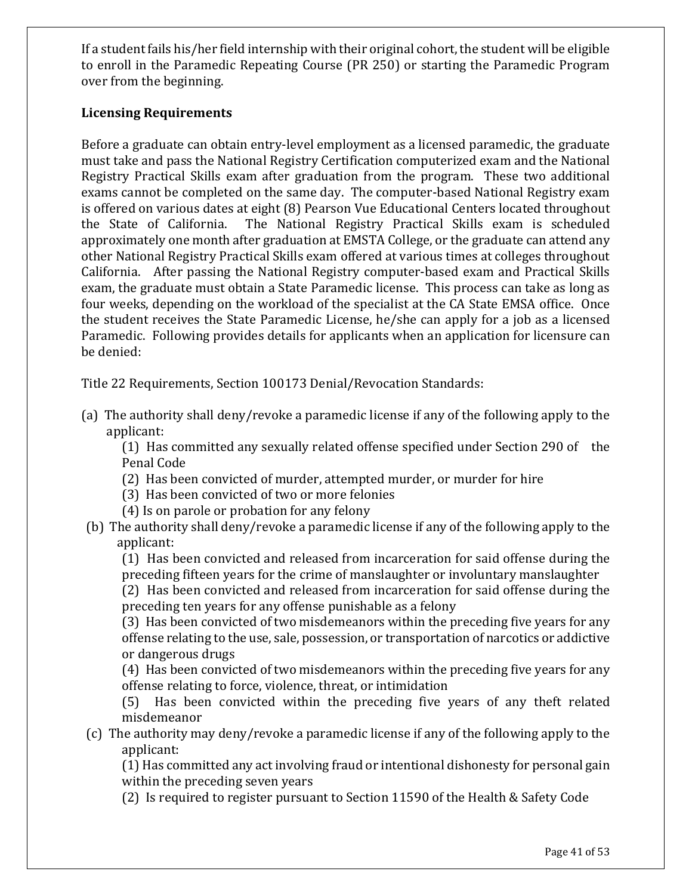If a student fails his/her field internship with their original cohort, the student will be eligible to enroll in the Paramedic Repeating Course (PR 250) or starting the Paramedic Program over from the beginning.

**Licensing Requirements**

Before a graduate can obtain entry-level employment as a licensed paramedic, the graduate must take and pass the National Registry Certification computerized exam and the National Registry Practical Skills exam after graduation from the program. These two additional exams cannot be completed on the same day. The computer-based National Registry exam is offered on various dates at eight (8) Pearson Vue Educational Centers located throughout the State of California. The National Registry Practical Skills exam is scheduled approximately one month after graduation at EMSTA College, or the graduate can attend any other National Registry Practical Skills exam offered at various times at colleges throughout California. After passing the National Registry computer-based exam and Practical Skills exam, the graduate must obtain a State Paramedic license. This process can take as long as four weeks, depending on the workload of the specialist at the CA State EMSA office. Once the student receives the State Paramedic License, he/she can apply for a job as a licensed Paramedic. Following provides details for applicants when an application for licensure can be denied:

Title 22 Requirements, Section 100173 Denial/Revocation Standards:

(a) The authority shall deny/revoke a paramedic license if any of the following apply to the applicant:
   (1) Has committed any sexually related offense specified under Section 290 of the Penal Code
   (2) Has been convicted of murder, attempted murder, or murder for hire
   (3) Has been convicted of two or more felonies
   (4) Is on parole or probation for any felony

(b) The authority shall deny/revoke a paramedic license if any of the following apply to the applicant:
   (1) Has been convicted and released from incarceration for said offense during the preceding fifteen years for the crime of manslaughter or involuntary manslaughter
   (2) Has been convicted and released from incarceration for said offense during the preceding ten years for any offense punishable as a felony
   (3) Has been convicted of two misdemeanors within the preceding five years for any offense relating to the use, sale, possession, or transportation of narcotics or addictive or dangerous drugs
   (4) Has been convicted of two misdemeanors within the preceding five years for any offense relating to force, violence, threat, or intimidation
   (5) Has been convicted within the preceding five years of any theft related misdemeanor

(c) The authority may deny/revoke a paramedic license if any of the following apply to the applicant:
   (1) Has committed any act involving fraud or intentional dishonesty for personal gain within the preceding seven years
   (2) Is required to register pursuant to Section 11590 of the Health & Safety Code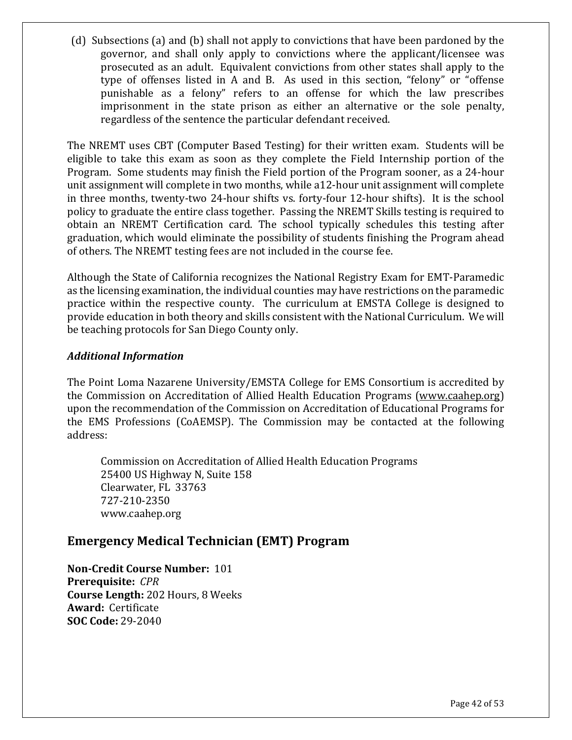(d) Subsections (a) and (b) shall not apply to convictions that have been pardoned by the governor, and shall only apply to convictions where the applicant/licensee was prosecuted as an adult. Equivalent convictions from other states shall apply to the type of offenses listed in A and B. As used in this section, "felony" or "offense punishable as a felony" refers to an offense for which the law prescribes imprisonment in the state prison as either an alternative or the sole penalty, regardless of the sentence the particular defendant received.

The NREMT uses CBT (Computer Based Testing) for their written exam. Students will be eligible to take this exam as soon as they complete the Field Internship portion of the Program. Some students may finish the Field portion of the Program sooner, as a 24-hour unit assignment will complete in two months, while a12-hour unit assignment will complete in three months, twenty-two 24-hour shifts vs. forty-four 12-hour shifts). It is the school policy to graduate the entire class together. Passing the NREMT Skills testing is required to obtain an NREMT Certification card. The school typically schedules this testing after graduation, which would eliminate the possibility of students finishing the Program ahead of others. The NREMT testing fees are not included in the course fee.

Although the State of California recognizes the National Registry Exam for EMT-Paramedic as the licensing examination, the individual counties may have restrictions on the paramedic practice within the respective county. The curriculum at EMSTA College is designed to provide education in both theory and skills consistent with the National Curriculum. We will be teaching protocols for San Diego County only.

### *Additional Information*

The Point Loma Nazarene University/EMSTA College for EMS Consortium is accredited by the Commission on Accreditation of Allied Health Education Programs (www.caahep.org) upon the recommendation of the Commission on Accreditation of Educational Programs for the EMS Professions (CoAEMSP). The Commission may be contacted at the following address:

> Commission on Accreditation of Allied Health Education Programs
> 25400 US Highway N, Suite 158
> Clearwater, FL 33763
> 727-210-2350
> www.caahep.org

## Emergency Medical Technician (EMT) Program

**Non-Credit Course Number:** 101
**Prerequisite:** *CPR*
**Course Length:** 202 Hours, 8 Weeks
**Award:** Certificate
**SOC Code:** 29-2040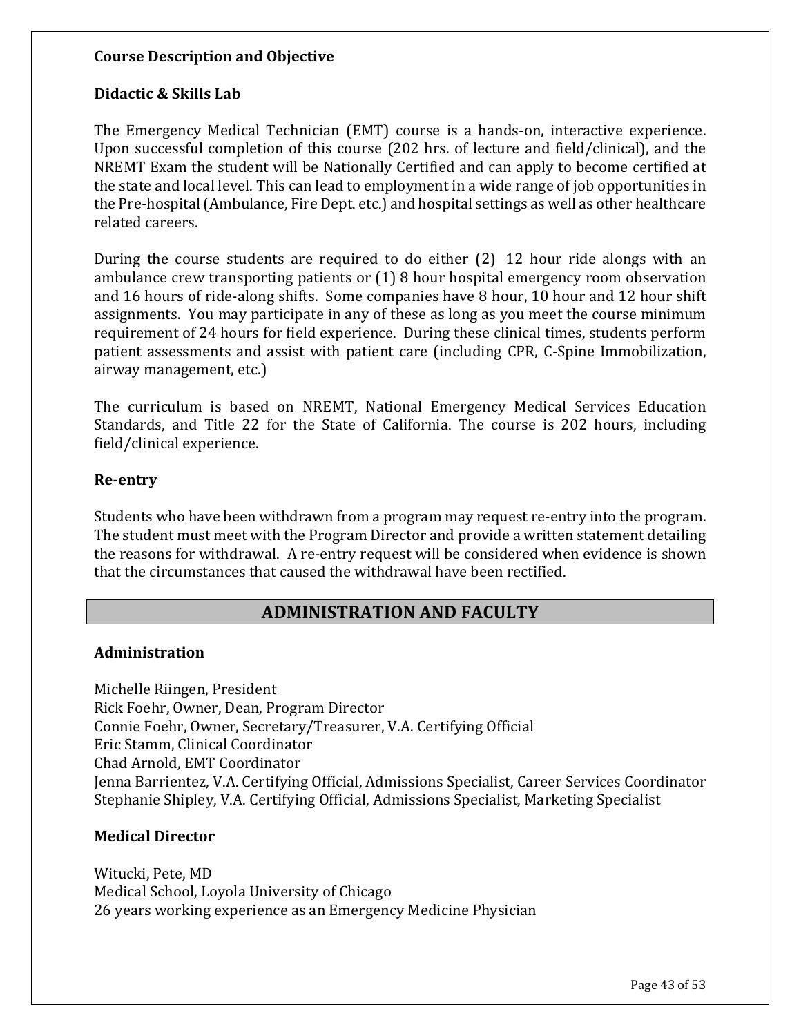**Course Description and Objective**

**Didactic & Skills Lab**

The Emergency Medical Technician (EMT) course is a hands-on, interactive experience. Upon successful completion of this course (202 hrs. of lecture and field/clinical), and the NREMT Exam the student will be Nationally Certified and can apply to become certified at the state and local level. This can lead to employment in a wide range of job opportunities in the Pre-hospital (Ambulance, Fire Dept. etc.) and hospital settings as well as other healthcare related careers.

During the course students are required to do either (2) 12 hour ride alongs with an ambulance crew transporting patients or (1) 8 hour hospital emergency room observation and 16 hours of ride-along shifts. Some companies have 8 hour, 10 hour and 12 hour shift assignments. You may participate in any of these as long as you meet the course minimum requirement of 24 hours for field experience. During these clinical times, students perform patient assessments and assist with patient care (including CPR, C-Spine Immobilization, airway management, etc.)

The curriculum is based on NREMT, National Emergency Medical Services Education Standards, and Title 22 for the State of California. The course is 202 hours, including field/clinical experience.

**Re-entry**

Students who have been withdrawn from a program may request re-entry into the program. The student must meet with the Program Director and provide a written statement detailing the reasons for withdrawal. A re-entry request will be considered when evidence is shown that the circumstances that caused the withdrawal have been rectified.

## ADMINISTRATION AND FACULTY

**Administration**

Michelle Riingen, President
Rick Foehr, Owner, Dean, Program Director
Connie Foehr, Owner, Secretary/Treasurer, V.A. Certifying Official
Eric Stamm, Clinical Coordinator
Chad Arnold, EMT Coordinator
Jenna Barrientez, V.A. Certifying Official, Admissions Specialist, Career Services Coordinator
Stephanie Shipley, V.A. Certifying Official, Admissions Specialist, Marketing Specialist

**Medical Director**

Witucki, Pete, MD
Medical School, Loyola University of Chicago
26 years working experience as an Emergency Medicine Physician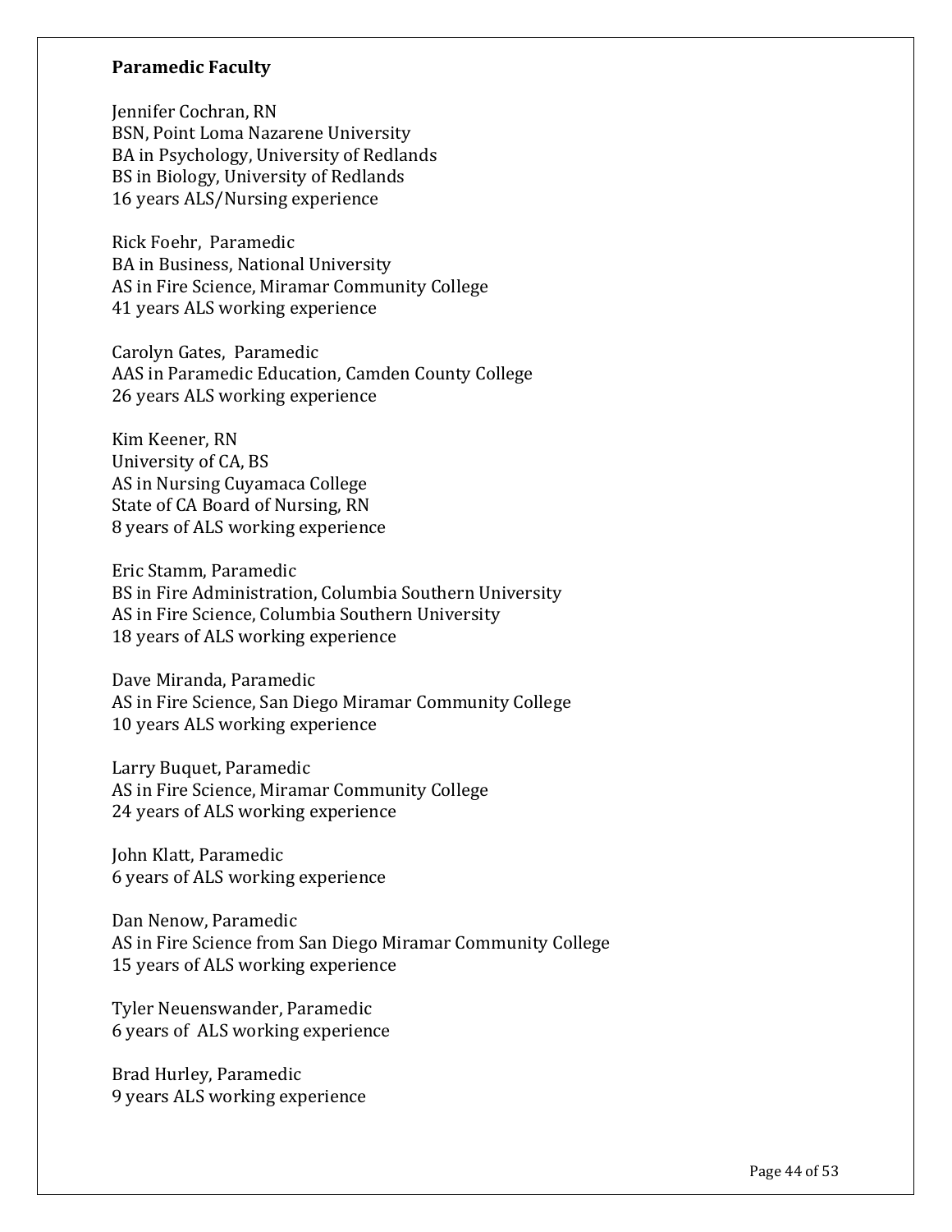**Paramedic Faculty**

Jennifer Cochran, RN  
BSN, Point Loma Nazarene University  
BA in Psychology, University of Redlands  
BS in Biology, University of Redlands  
16 years ALS/Nursing experience

Rick Foehr, Paramedic  
BA in Business, National University  
AS in Fire Science, Miramar Community College  
41 years ALS working experience

Carolyn Gates, Paramedic  
AAS in Paramedic Education, Camden County College  
26 years ALS working experience

Kim Keener, RN  
University of CA, BS  
AS in Nursing Cuyamaca College  
State of CA Board of Nursing, RN  
8 years of ALS working experience

Eric Stamm, Paramedic  
BS in Fire Administration, Columbia Southern University  
AS in Fire Science, Columbia Southern University  
18 years of ALS working experience

Dave Miranda, Paramedic  
AS in Fire Science, San Diego Miramar Community College  
10 years ALS working experience

Larry Buquet, Paramedic  
AS in Fire Science, Miramar Community College  
24 years of ALS working experience

John Klatt, Paramedic  
6 years of ALS working experience

Dan Nenow, Paramedic  
AS in Fire Science from San Diego Miramar Community College  
15 years of ALS working experience

Tyler Neuenswander, Paramedic  
6 years of ALS working experience

Brad Hurley, Paramedic  
9 years ALS working experience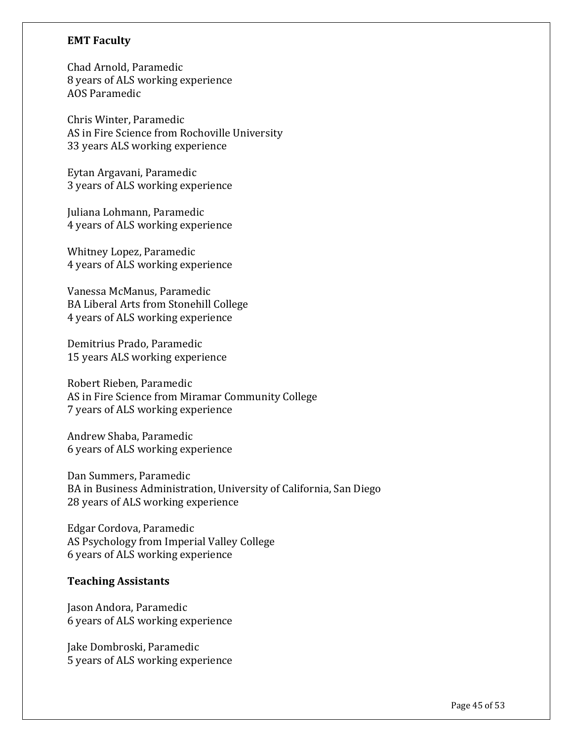**EMT Faculty**

Chad Arnold, Paramedic
8 years of ALS working experience
AOS Paramedic

Chris Winter, Paramedic
AS in Fire Science from Rochoville University
33 years ALS working experience

Eytan Argavani, Paramedic
3 years of ALS working experience

Juliana Lohmann, Paramedic
4 years of ALS working experience

Whitney Lopez, Paramedic
4 years of ALS working experience

Vanessa McManus, Paramedic
BA Liberal Arts from Stonehill College
4 years of ALS working experience

Demitrius Prado, Paramedic
15 years ALS working experience

Robert Rieben, Paramedic
AS in Fire Science from Miramar Community College
7 years of ALS working experience

Andrew Shaba, Paramedic
6 years of ALS working experience

Dan Summers, Paramedic
BA in Business Administration, University of California, San Diego
28 years of ALS working experience

Edgar Cordova, Paramedic
AS Psychology from Imperial Valley College
6 years of ALS working experience

**Teaching Assistants**

Jason Andora, Paramedic
6 years of ALS working experience

Jake Dombroski, Paramedic
5 years of ALS working experience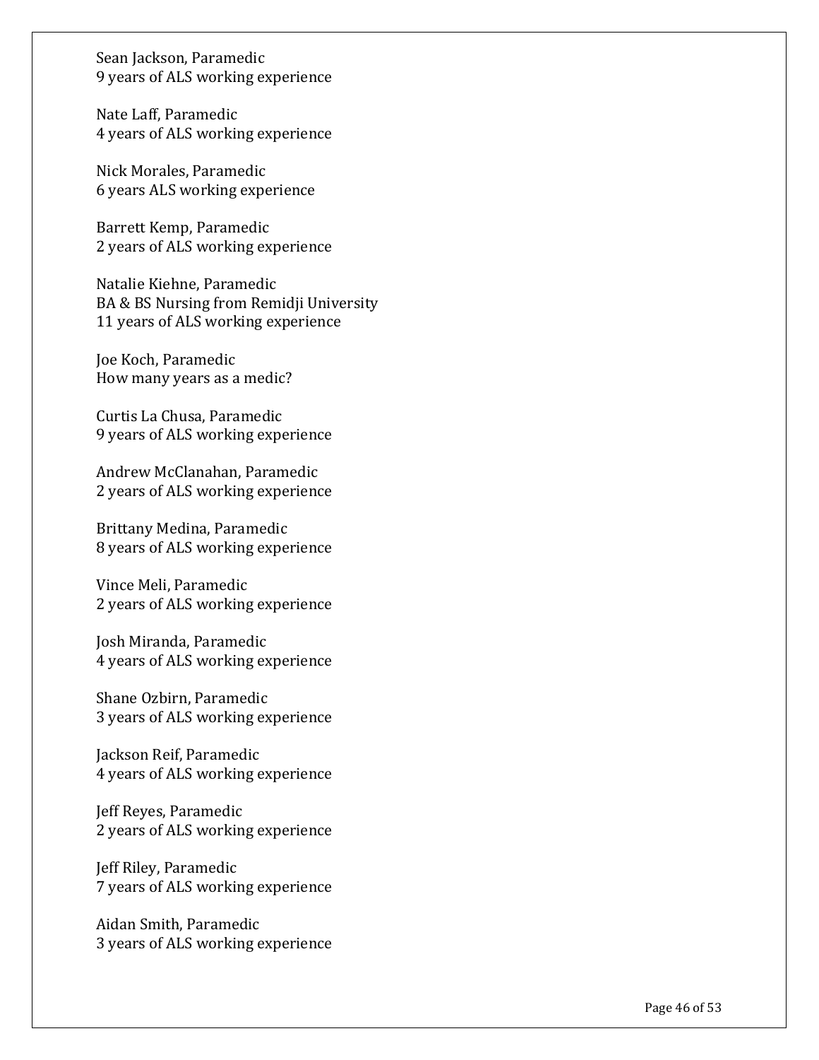Sean Jackson, Paramedic
9 years of ALS working experience

Nate Laff, Paramedic
4 years of ALS working experience

Nick Morales, Paramedic
6 years ALS working experience

Barrett Kemp, Paramedic
2 years of ALS working experience

Natalie Kiehne, Paramedic
BA & BS Nursing from Remidji University
11 years of ALS working experience

Joe Koch, Paramedic
How many years as a medic?

Curtis La Chusa, Paramedic
9 years of ALS working experience

Andrew McClanahan, Paramedic
2 years of ALS working experience

Brittany Medina, Paramedic
8 years of ALS working experience

Vince Meli, Paramedic
2 years of ALS working experience

Josh Miranda, Paramedic
4 years of ALS working experience

Shane Ozbirn, Paramedic
3 years of ALS working experience

Jackson Reif, Paramedic
4 years of ALS working experience

Jeff Reyes, Paramedic
2 years of ALS working experience

Jeff Riley, Paramedic
7 years of ALS working experience

Aidan Smith, Paramedic
3 years of ALS working experience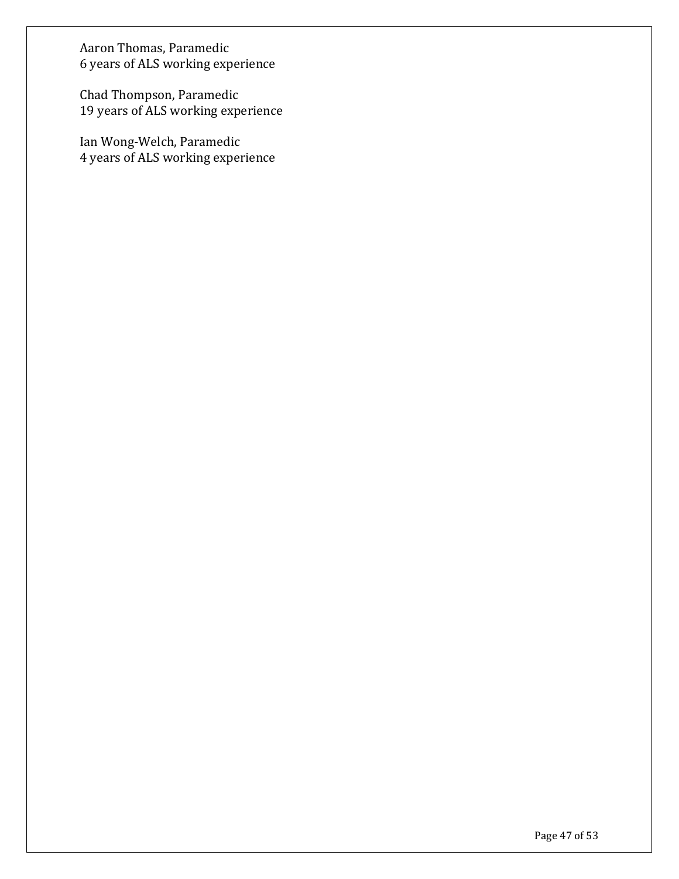Aaron Thomas, Paramedic
6 years of ALS working experience

Chad Thompson, Paramedic
19 years of ALS working experience

Ian Wong-Welch, Paramedic
4 years of ALS working experience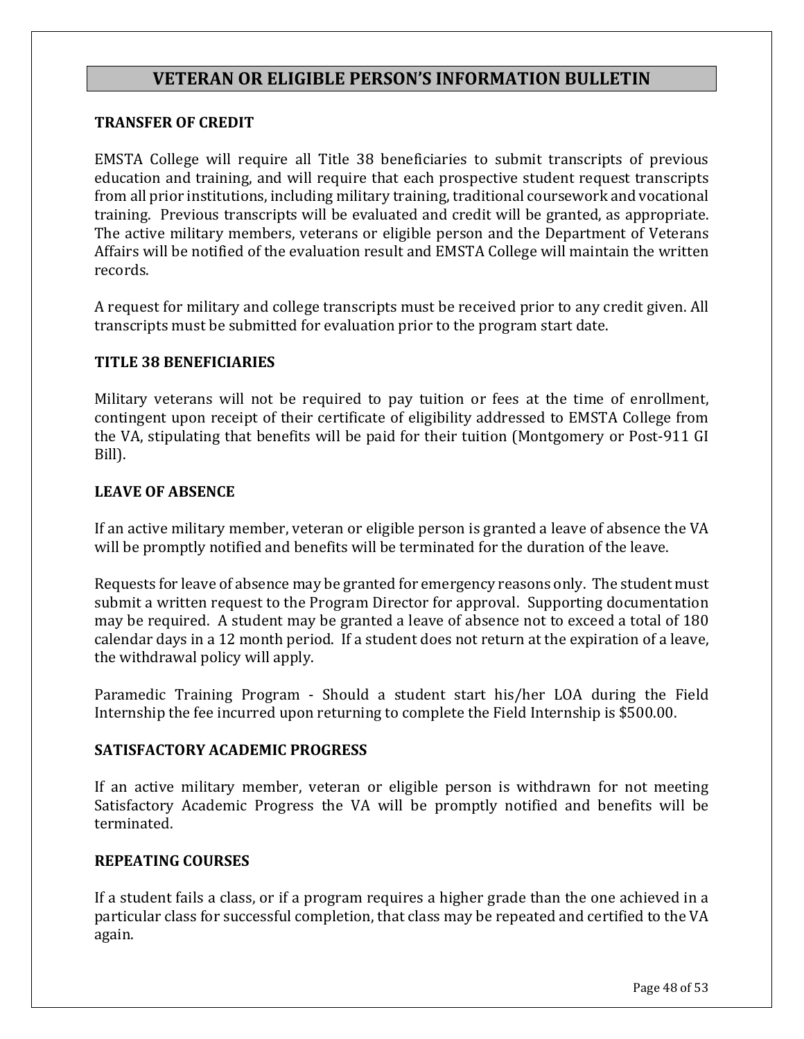# VETERAN OR ELIGIBLE PERSON'S INFORMATION BULLETIN

## TRANSFER OF CREDIT

EMSTA College will require all Title 38 beneficiaries to submit transcripts of previous education and training, and will require that each prospective student request transcripts from all prior institutions, including military training, traditional coursework and vocational training. Previous transcripts will be evaluated and credit will be granted, as appropriate. The active military members, veterans or eligible person and the Department of Veterans Affairs will be notified of the evaluation result and EMSTA College will maintain the written records.

A request for military and college transcripts must be received prior to any credit given. All transcripts must be submitted for evaluation prior to the program start date.

## TITLE 38 BENEFICIARIES

Military veterans will not be required to pay tuition or fees at the time of enrollment, contingent upon receipt of their certificate of eligibility addressed to EMSTA College from the VA, stipulating that benefits will be paid for their tuition (Montgomery or Post-911 GI Bill).

## LEAVE OF ABSENCE

If an active military member, veteran or eligible person is granted a leave of absence the VA will be promptly notified and benefits will be terminated for the duration of the leave.

Requests for leave of absence may be granted for emergency reasons only. The student must submit a written request to the Program Director for approval. Supporting documentation may be required. A student may be granted a leave of absence not to exceed a total of 180 calendar days in a 12 month period. If a student does not return at the expiration of a leave, the withdrawal policy will apply.

Paramedic Training Program - Should a student start his/her LOA during the Field Internship the fee incurred upon returning to complete the Field Internship is $500.00.

## SATISFACTORY ACADEMIC PROGRESS

If an active military member, veteran or eligible person is withdrawn for not meeting Satisfactory Academic Progress the VA will be promptly notified and benefits will be terminated.

## REPEATING COURSES

If a student fails a class, or if a program requires a higher grade than the one achieved in a particular class for successful completion, that class may be repeated and certified to the VA again.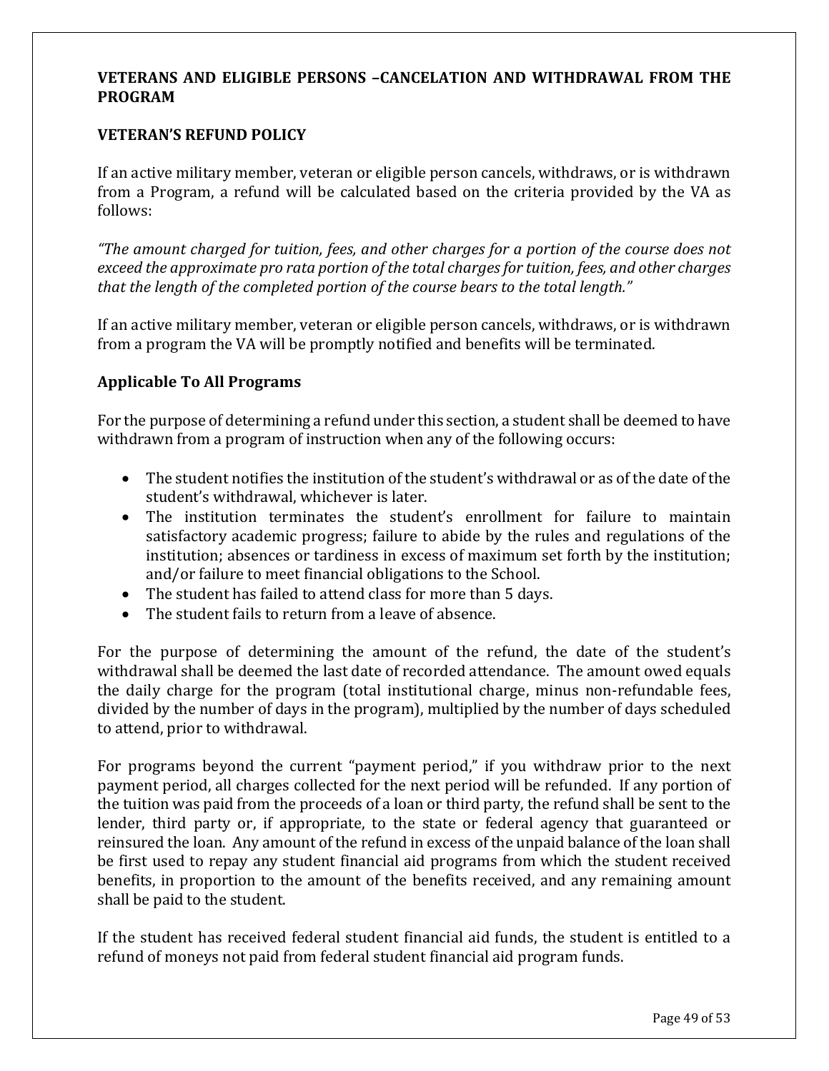## VETERANS AND ELIGIBLE PERSONS –CANCELATION AND WITHDRAWAL FROM THE PROGRAM

### VETERAN'S REFUND POLICY

If an active military member, veteran or eligible person cancels, withdraws, or is withdrawn from a Program, a refund will be calculated based on the criteria provided by the VA as follows:

*"The amount charged for tuition, fees, and other charges for a portion of the course does not exceed the approximate pro rata portion of the total charges for tuition, fees, and other charges that the length of the completed portion of the course bears to the total length."*

If an active military member, veteran or eligible person cancels, withdraws, or is withdrawn from a program the VA will be promptly notified and benefits will be terminated.

### Applicable To All Programs

For the purpose of determining a refund under this section, a student shall be deemed to have withdrawn from a program of instruction when any of the following occurs:

- The student notifies the institution of the student's withdrawal or as of the date of the student's withdrawal, whichever is later.
- The institution terminates the student's enrollment for failure to maintain satisfactory academic progress; failure to abide by the rules and regulations of the institution; absences or tardiness in excess of maximum set forth by the institution; and/or failure to meet financial obligations to the School.
- The student has failed to attend class for more than 5 days.
- The student fails to return from a leave of absence.

For the purpose of determining the amount of the refund, the date of the student's withdrawal shall be deemed the last date of recorded attendance. The amount owed equals the daily charge for the program (total institutional charge, minus non-refundable fees, divided by the number of days in the program), multiplied by the number of days scheduled to attend, prior to withdrawal.

For programs beyond the current "payment period," if you withdraw prior to the next payment period, all charges collected for the next period will be refunded. If any portion of the tuition was paid from the proceeds of a loan or third party, the refund shall be sent to the lender, third party or, if appropriate, to the state or federal agency that guaranteed or reinsured the loan. Any amount of the refund in excess of the unpaid balance of the loan shall be first used to repay any student financial aid programs from which the student received benefits, in proportion to the amount of the benefits received, and any remaining amount shall be paid to the student.

If the student has received federal student financial aid funds, the student is entitled to a refund of moneys not paid from federal student financial aid program funds.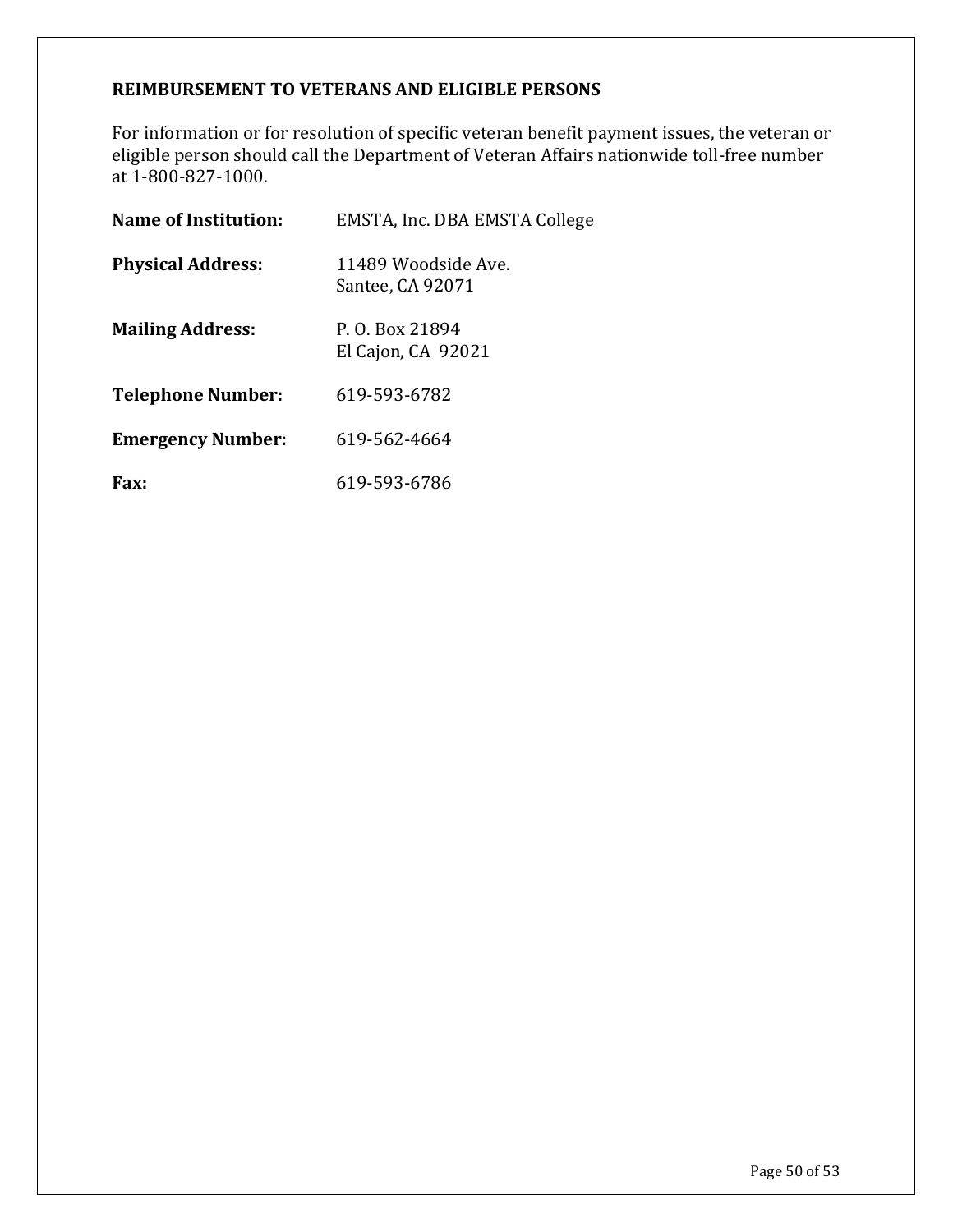## REIMBURSEMENT TO VETERANS AND ELIGIBLE PERSONS

For information or for resolution of specific veteran benefit payment issues, the veteran or eligible person should call the Department of Veteran Affairs nationwide toll-free number at 1-800-827-1000.

| | |
|---|---|
| **Name of Institution:** | EMSTA, Inc. DBA EMSTA College |
| **Physical Address:** | 11489 Woodside Ave.<br>Santee, CA 92071 |
| **Mailing Address:** | P. O. Box 21894<br>El Cajon, CA 92021 |
| **Telephone Number:** | 619-593-6782 |
| **Emergency Number:** | 619-562-4664 |
| **Fax:** | 619-593-6786 |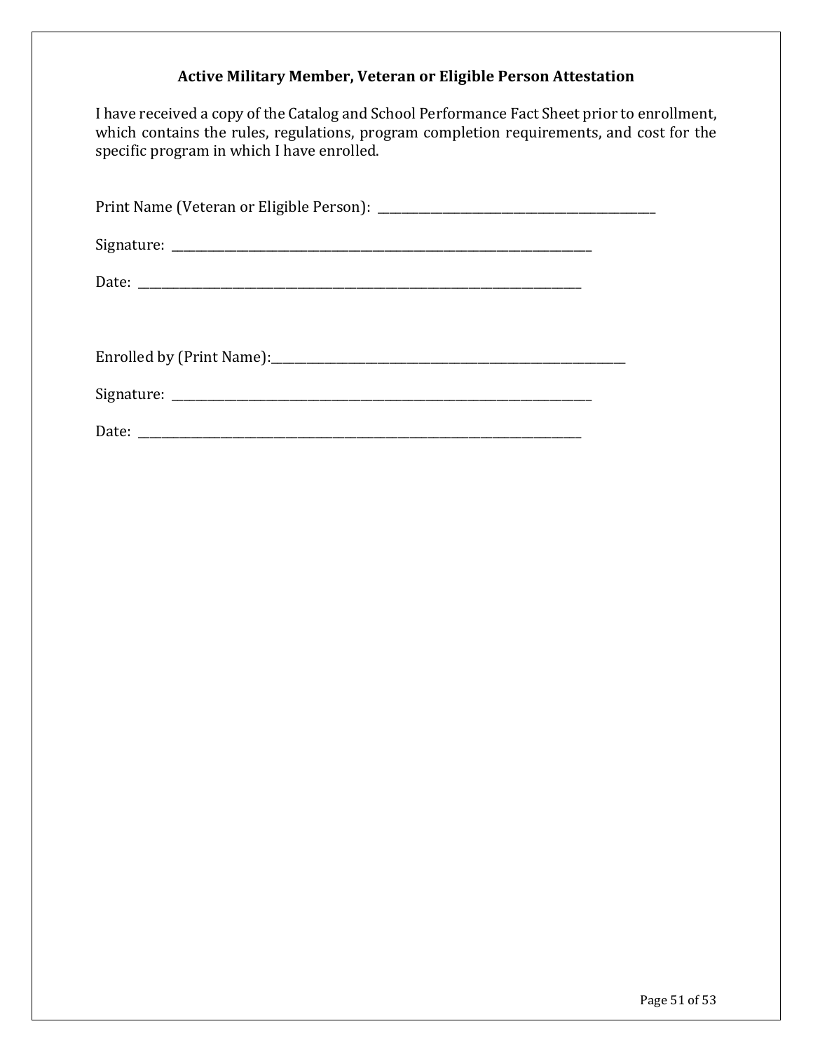### Active Military Member, Veteran or Eligible Person Attestation

I have received a copy of the Catalog and School Performance Fact Sheet prior to enrollment, which contains the rules, regulations, program completion requirements, and cost for the specific program in which I have enrolled.

Print Name (Veteran or Eligible Person): _______________________________________________

Signature: _______________________________________________________________________

Date: ___________________________________________________________________________

Enrolled by (Print Name):____________________________________________________________

Signature: _______________________________________________________________________

Date: ___________________________________________________________________________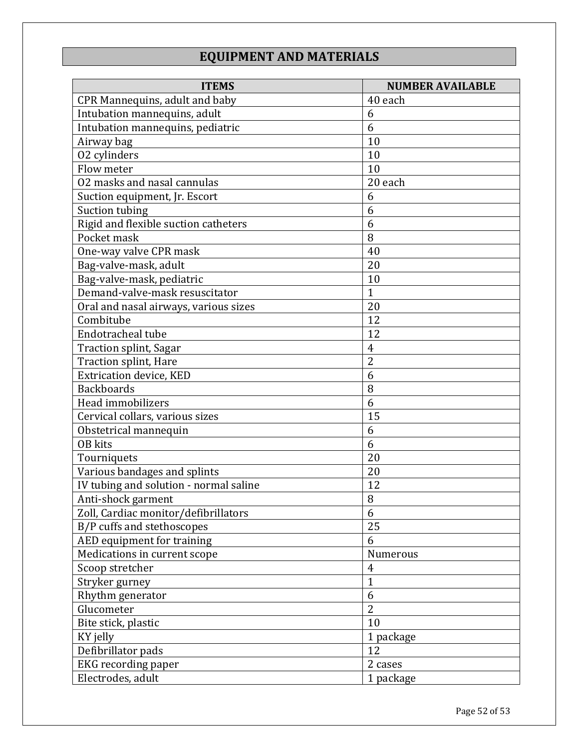# EQUIPMENT AND MATERIALS

| ITEMS | NUMBER AVAILABLE |
|---|---|
| CPR Mannequins, adult and baby | 40 each |
| Intubation mannequins, adult | 6 |
| Intubation mannequins, pediatric | 6 |
| Airway bag | 10 |
| O2 cylinders | 10 |
| Flow meter | 10 |
| O2 masks and nasal cannulas | 20 each |
| Suction equipment, Jr. Escort | 6 |
| Suction tubing | 6 |
| Rigid and flexible suction catheters | 6 |
| Pocket mask | 8 |
| One-way valve CPR mask | 40 |
| Bag-valve-mask, adult | 20 |
| Bag-valve-mask, pediatric | 10 |
| Demand-valve-mask resuscitator | 1 |
| Oral and nasal airways, various sizes | 20 |
| Combitube | 12 |
| Endotracheal tube | 12 |
| Traction splint, Sagar | 4 |
| Traction splint, Hare | 2 |
| Extrication device, KED | 6 |
| Backboards | 8 |
| Head immobilizers | 6 |
| Cervical collars, various sizes | 15 |
| Obstetrical mannequin | 6 |
| OB kits | 6 |
| Tourniquets | 20 |
| Various bandages and splints | 20 |
| IV tubing and solution - normal saline | 12 |
| Anti-shock garment | 8 |
| Zoll, Cardiac monitor/defibrillators | 6 |
| B/P cuffs and stethoscopes | 25 |
| AED equipment for training | 6 |
| Medications in current scope | Numerous |
| Scoop stretcher | 4 |
| Stryker gurney | 1 |
| Rhythm generator | 6 |
| Glucometer | 2 |
| Bite stick, plastic | 10 |
| KY jelly | 1 package |
| Defibrillator pads | 12 |
| EKG recording paper | 2 cases |
| Electrodes, adult | 1 package |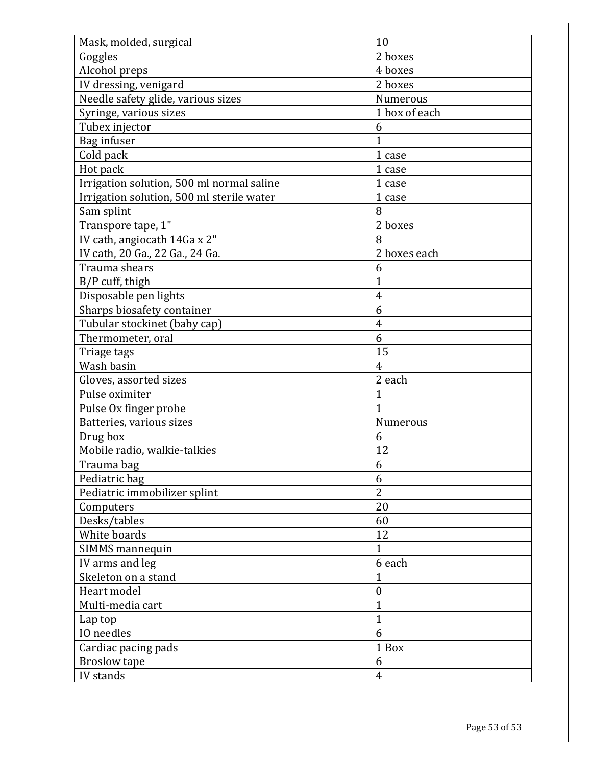| | |
|---|---|
| Mask, molded, surgical | 10 |
| Goggles | 2 boxes |
| Alcohol preps | 4 boxes |
| IV dressing, venigard | 2 boxes |
| Needle safety glide, various sizes | Numerous |
| Syringe, various sizes | 1 box of each |
| Tubex injector | 6 |
| Bag infuser | 1 |
| Cold pack | 1 case |
| Hot pack | 1 case |
| Irrigation solution, 500 ml normal saline | 1 case |
| Irrigation solution, 500 ml sterile water | 1 case |
| Sam splint | 8 |
| Transpore tape, 1" | 2 boxes |
| IV cath, angiocath 14Ga x 2" | 8 |
| IV cath, 20 Ga., 22 Ga., 24 Ga. | 2 boxes each |
| Trauma shears | 6 |
| B/P cuff, thigh | 1 |
| Disposable pen lights | 4 |
| Sharps biosafety container | 6 |
| Tubular stockinet (baby cap) | 4 |
| Thermometer, oral | 6 |
| Triage tags | 15 |
| Wash basin | 4 |
| Gloves, assorted sizes | 2 each |
| Pulse oximiter | 1 |
| Pulse Ox finger probe | 1 |
| Batteries, various sizes | Numerous |
| Drug box | 6 |
| Mobile radio, walkie-talkies | 12 |
| Trauma bag | 6 |
| Pediatric bag | 6 |
| Pediatric immobilizer splint | 2 |
| Computers | 20 |
| Desks/tables | 60 |
| White boards | 12 |
| SIMMS mannequin | 1 |
| IV arms and leg | 6 each |
| Skeleton on a stand | 1 |
| Heart model | 0 |
| Multi-media cart | 1 |
| Lap top | 1 |
| IO needles | 6 |
| Cardiac pacing pads | 1 Box |
| Broslow tape | 6 |
| IV stands | 4 |